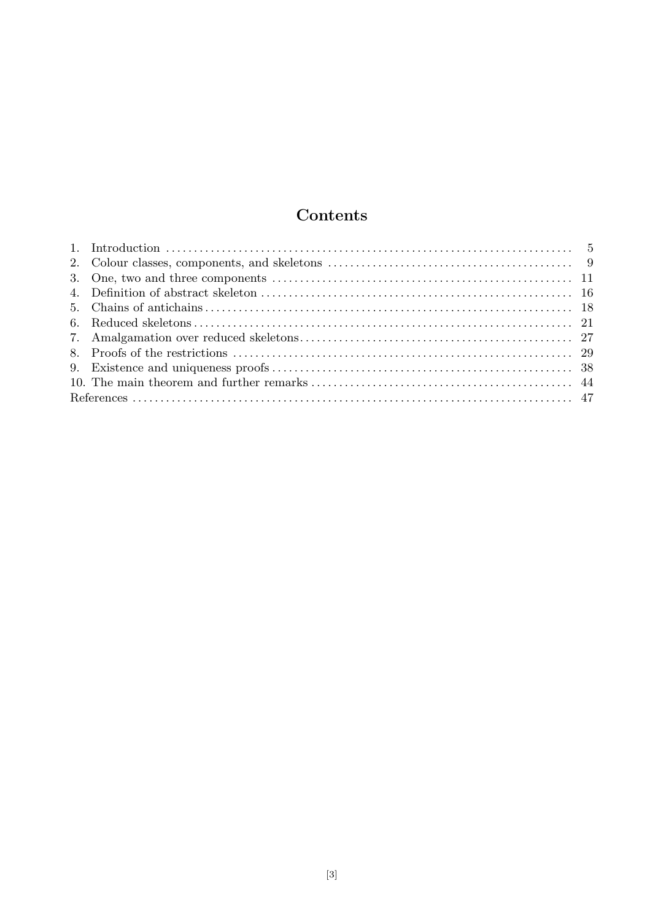# Contents

1. Introduction ..... 5
2. Colour classes, components, and skeletons ..... 9
3. One, two and three components ..... 11
4. Definition of abstract skeleton ..... 16
5. Chains of antichains ..... 18
6. Reduced skeletons ..... 21
7. Amalgamation over reduced skeletons ..... 27
8. Proofs of the restrictions ..... 29
9. Existence and uniqueness proofs ..... 38
10. The main theorem and further remarks ..... 44

References ..... 47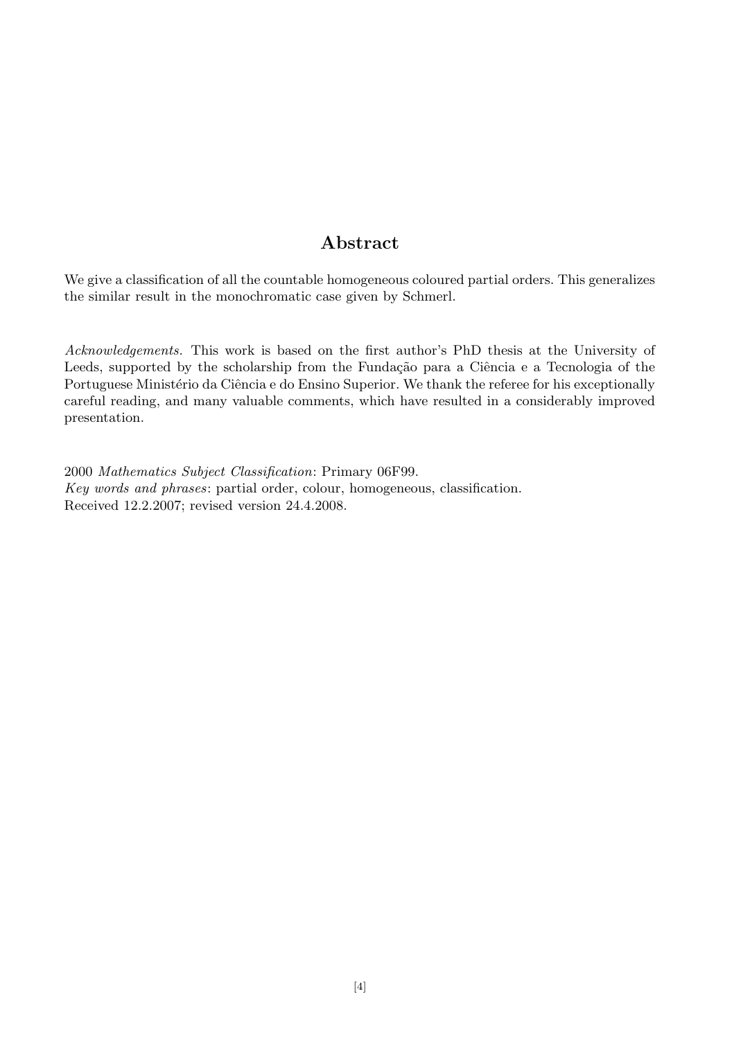## Abstract

We give a classification of all the countable homogeneous coloured partial orders. This generalizes the similar result in the monochromatic case given by Schmerl.

*Acknowledgements.* This work is based on the first author's PhD thesis at the University of Leeds, supported by the scholarship from the Fundação para a Ciência e a Tecnologia of the Portuguese Ministério da Ciência e do Ensino Superior. We thank the referee for his exceptionally careful reading, and many valuable comments, which have resulted in a considerably improved presentation.

2000 *Mathematics Subject Classification*: Primary 06F99.
*Key words and phrases*: partial order, colour, homogeneous, classification.
Received 12.2.2007; revised version 24.4.2008.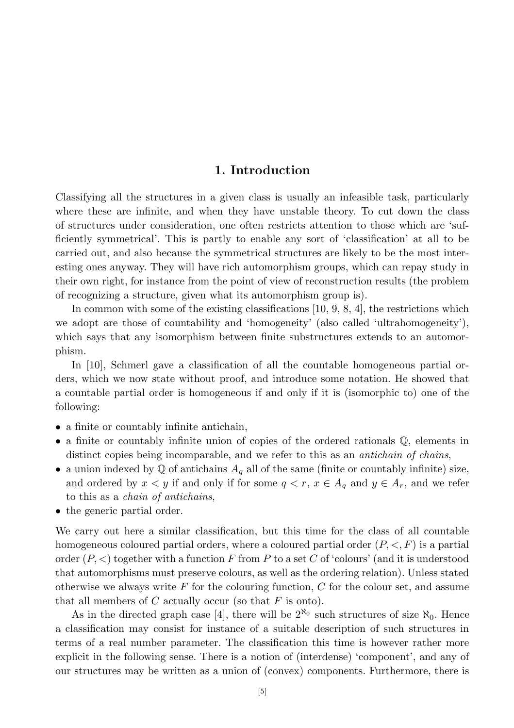# 1. Introduction

Classifying all the structures in a given class is usually an infeasible task, particularly where these are infinite, and when they have unstable theory. To cut down the class of structures under consideration, one often restricts attention to those which are 'sufficiently symmetrical'. This is partly to enable any sort of 'classification' at all to be carried out, and also because the symmetrical structures are likely to be the most interesting ones anyway. They will have rich automorphism groups, which can repay study in their own right, for instance from the point of view of reconstruction results (the problem of recognizing a structure, given what its automorphism group is).

In common with some of the existing classifications [10, 9, 8, 4], the restrictions which we adopt are those of countability and 'homogeneity' (also called 'ultrahomogeneity'), which says that any isomorphism between finite substructures extends to an automorphism.

In [10], Schmerl gave a classification of all the countable homogeneous partial orders, which we now state without proof, and introduce some notation. He showed that a countable partial order is homogeneous if and only if it is (isomorphic to) one of the following:

- a finite or countably infinite antichain,
- a finite or countably infinite union of copies of the ordered rationals $\mathbb{Q}$, elements in distinct copies being incomparable, and we refer to this as an *antichain of chains*,
- a union indexed by $\mathbb{Q}$ of antichains $A_q$ all of the same (finite or countably infinite) size, and ordered by $x < y$ if and only if for some $q < r$, $x \in A_q$ and $y \in A_r$, and we refer to this as a *chain of antichains*,
- the generic partial order.

We carry out here a similar classification, but this time for the class of all countable homogeneous coloured partial orders, where a coloured partial order $(P, <, F)$ is a partial order $(P, <)$ together with a function $F$ from $P$ to a set $C$ of 'colours' (and it is understood that automorphisms must preserve colours, as well as the ordering relation). Unless stated otherwise we always write $F$ for the colouring function, $C$ for the colour set, and assume that all members of $C$ actually occur (so that $F$ is onto).

As in the directed graph case [4], there will be $2^{\aleph_0}$ such structures of size $\aleph_0$. Hence a classification may consist for instance of a suitable description of such structures in terms of a real number parameter. The classification this time is however rather more explicit in the following sense. There is a notion of (interdense) 'component', and any of our structures may be written as a union of (convex) components. Furthermore, there is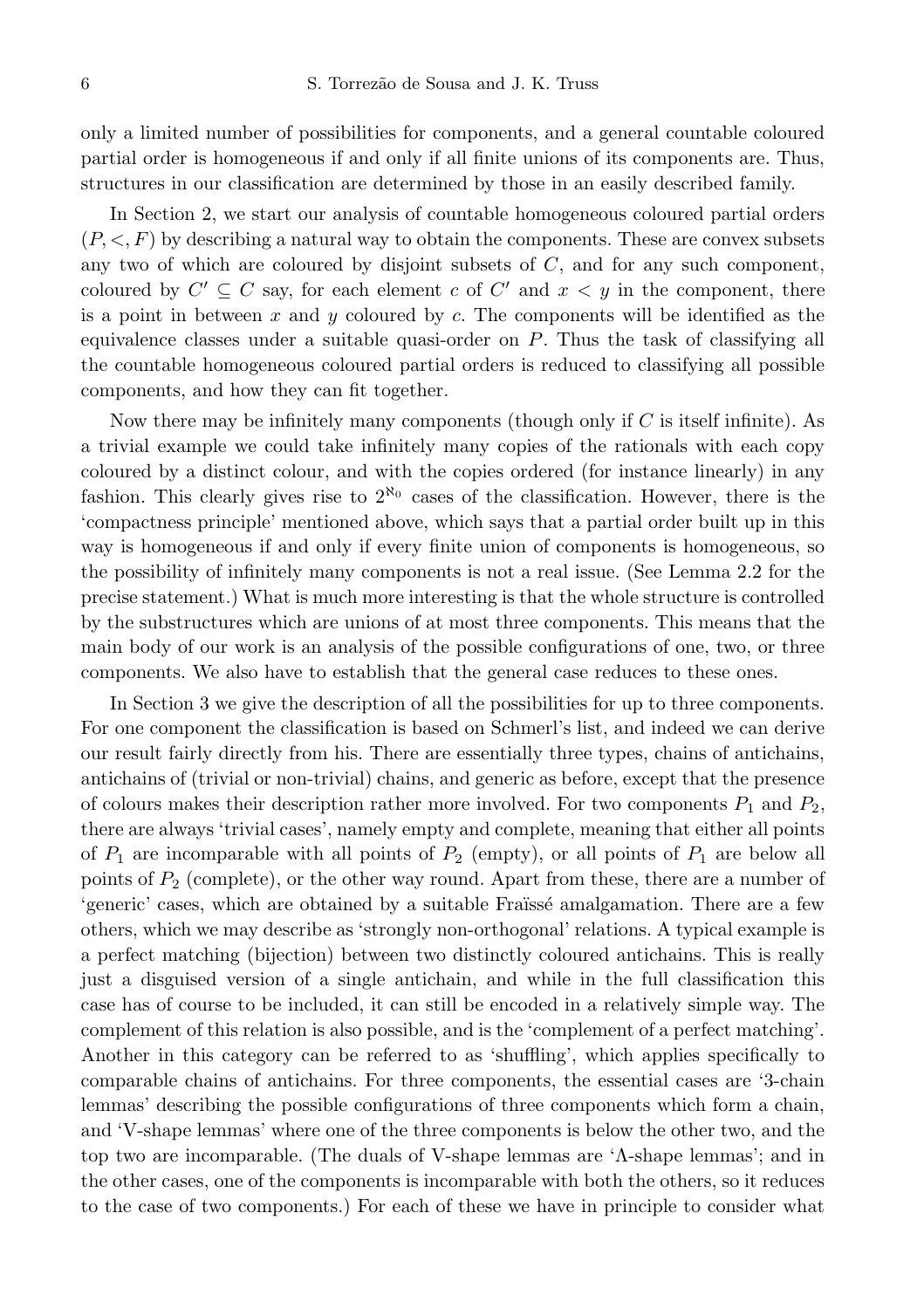only a limited number of possibilities for components, and a general countable coloured partial order is homogeneous if and only if all finite unions of its components are. Thus, structures in our classification are determined by those in an easily described family.

In Section 2, we start our analysis of countable homogeneous coloured partial orders $(P, <, F)$ by describing a natural way to obtain the components. These are convex subsets any two of which are coloured by disjoint subsets of $C$, and for any such component, coloured by $C' \subseteq C$ say, for each element $c$ of $C'$ and $x < y$ in the component, there is a point in between $x$ and $y$ coloured by $c$. The components will be identified as the equivalence classes under a suitable quasi-order on $P$. Thus the task of classifying all the countable homogeneous coloured partial orders is reduced to classifying all possible components, and how they can fit together.

Now there may be infinitely many components (though only if $C$ is itself infinite). As a trivial example we could take infinitely many copies of the rationals with each copy coloured by a distinct colour, and with the copies ordered (for instance linearly) in any fashion. This clearly gives rise to $2^{\aleph_0}$ cases of the classification. However, there is the 'compactness principle' mentioned above, which says that a partial order built up in this way is homogeneous if and only if every finite union of components is homogeneous, so the possibility of infinitely many components is not a real issue. (See Lemma 2.2 for the precise statement.) What is much more interesting is that the whole structure is controlled by the substructures which are unions of at most three components. This means that the main body of our work is an analysis of the possible configurations of one, two, or three components. We also have to establish that the general case reduces to these ones.

In Section 3 we give the description of all the possibilities for up to three components. For one component the classification is based on Schmerl's list, and indeed we can derive our result fairly directly from his. There are essentially three types, chains of antichains, antichains of (trivial or non-trivial) chains, and generic as before, except that the presence of colours makes their description rather more involved. For two components $P_1$ and $P_2$, there are always 'trivial cases', namely empty and complete, meaning that either all points of $P_1$ are incomparable with all points of $P_2$ (empty), or all points of $P_1$ are below all points of $P_2$ (complete), or the other way round. Apart from these, there are a number of 'generic' cases, which are obtained by a suitable Fraïssé amalgamation. There are a few others, which we may describe as 'strongly non-orthogonal' relations. A typical example is a perfect matching (bijection) between two distinctly coloured antichains. This is really just a disguised version of a single antichain, and while in the full classification this case has of course to be included, it can still be encoded in a relatively simple way. The complement of this relation is also possible, and is the 'complement of a perfect matching'. Another in this category can be referred to as 'shuffling', which applies specifically to comparable chains of antichains. For three components, the essential cases are '3-chain lemmas' describing the possible configurations of three components which form a chain, and 'V-shape lemmas' where one of the three components is below the other two, and the top two are incomparable. (The duals of V-shape lemmas are 'Λ-shape lemmas'; and in the other cases, one of the components is incomparable with both the others, so it reduces to the case of two components.) For each of these we have in principle to consider what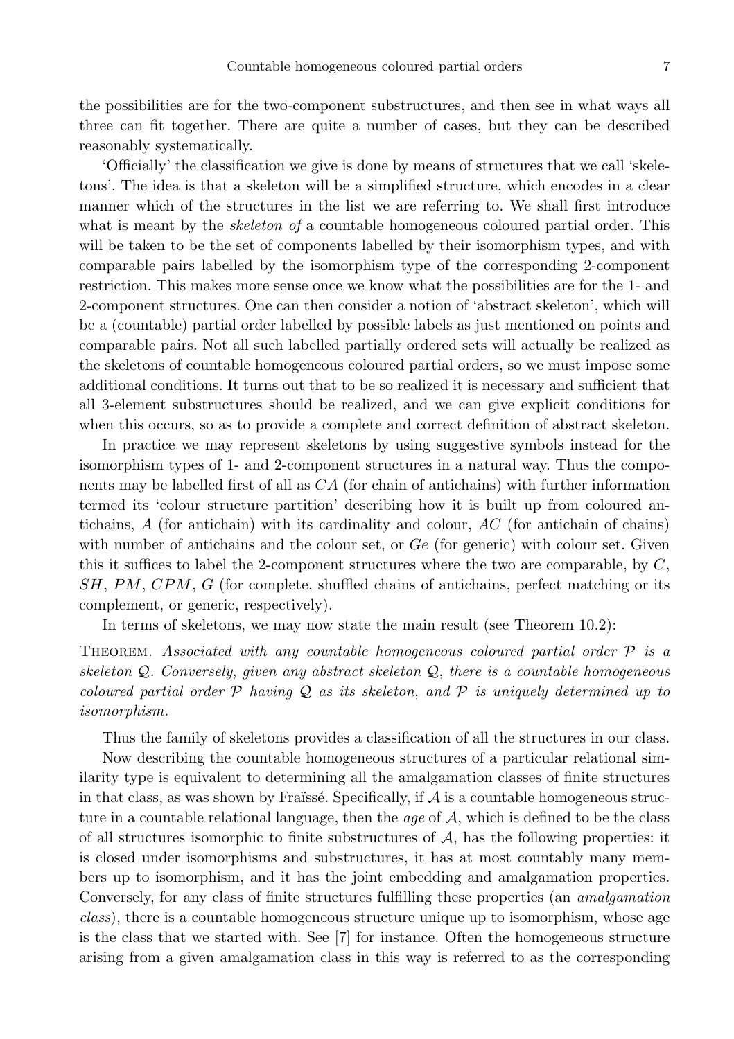the possibilities are for the two-component substructures, and then see in what ways all three can fit together. There are quite a number of cases, but they can be described reasonably systematically.

'Officially' the classification we give is done by means of structures that we call 'skeletons'. The idea is that a skeleton will be a simplified structure, which encodes in a clear manner which of the structures in the list we are referring to. We shall first introduce what is meant by the *skeleton of* a countable homogeneous coloured partial order. This will be taken to be the set of components labelled by their isomorphism types, and with comparable pairs labelled by the isomorphism type of the corresponding 2-component restriction. This makes more sense once we know what the possibilities are for the 1- and 2-component structures. One can then consider a notion of 'abstract skeleton', which will be a (countable) partial order labelled by possible labels as just mentioned on points and comparable pairs. Not all such labelled partially ordered sets will actually be realized as the skeletons of countable homogeneous coloured partial orders, so we must impose some additional conditions. It turns out that to be so realized it is necessary and sufficient that all 3-element substructures should be realized, and we can give explicit conditions for when this occurs, so as to provide a complete and correct definition of abstract skeleton.

In practice we may represent skeletons by using suggestive symbols instead for the isomorphism types of 1- and 2-component structures in a natural way. Thus the components may be labelled first of all as $CA$ (for chain of antichains) with further information termed its 'colour structure partition' describing how it is built up from coloured antichains, $A$ (for antichain) with its cardinality and colour, $AC$ (for antichain of chains) with number of antichains and the colour set, or $Ge$ (for generic) with colour set. Given this it suffices to label the 2-component structures where the two are comparable, by $C$, $SH$, $PM$, $CPM$, $G$ (for complete, shuffled chains of antichains, perfect matching or its complement, or generic, respectively).

In terms of skeletons, we may now state the main result (see Theorem 10.2):

THEOREM. *Associated with any countable homogeneous coloured partial order $\mathcal{P}$ is a skeleton $\mathcal{Q}$. Conversely, given any abstract skeleton $\mathcal{Q}$, there is a countable homogeneous coloured partial order $\mathcal{P}$ having $\mathcal{Q}$ as its skeleton, and $\mathcal{P}$ is uniquely determined up to isomorphism.*

Thus the family of skeletons provides a classification of all the structures in our class.

Now describing the countable homogeneous structures of a particular relational similarity type is equivalent to determining all the amalgamation classes of finite structures in that class, as was shown by Fraïssé. Specifically, if $\mathcal{A}$ is a countable homogeneous structure in a countable relational language, then the *age* of $\mathcal{A}$, which is defined to be the class of all structures isomorphic to finite substructures of $\mathcal{A}$, has the following properties: it is closed under isomorphisms and substructures, it has at most countably many members up to isomorphism, and it has the joint embedding and amalgamation properties. Conversely, for any class of finite structures fulfilling these properties (an *amalgamation class*), there is a countable homogeneous structure unique up to isomorphism, whose age is the class that we started with. See [7] for instance. Often the homogeneous structure arising from a given amalgamation class in this way is referred to as the corresponding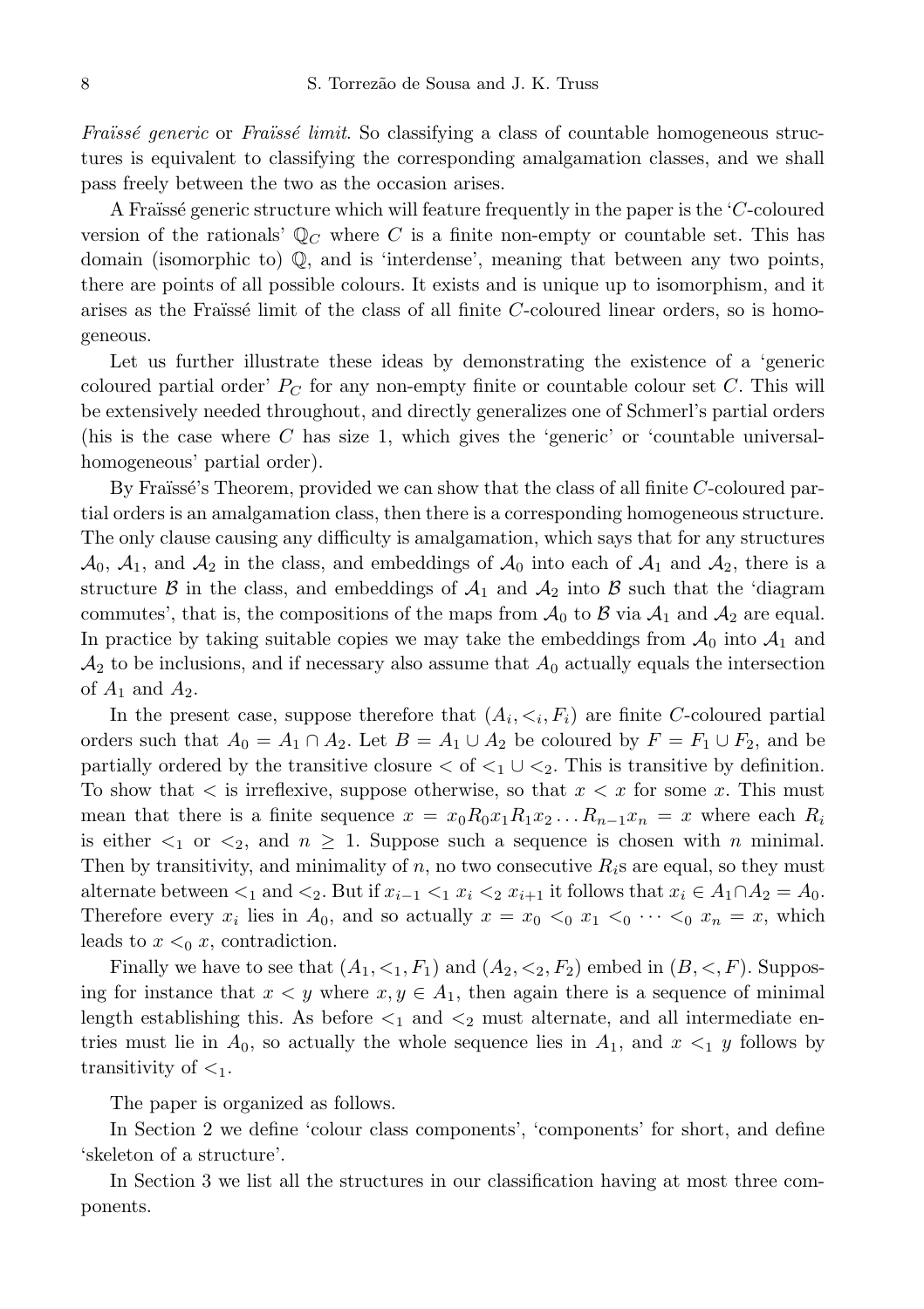*Fraïssé generic* or *Fraïssé limit*. So classifying a class of countable homogeneous structures is equivalent to classifying the corresponding amalgamation classes, and we shall pass freely between the two as the occasion arises.

A Fraïssé generic structure which will feature frequently in the paper is the '$C$-coloured version of the rationals' $\mathbb{Q}_C$ where $C$ is a finite non-empty or countable set. This has domain (isomorphic to) $\mathbb{Q}$, and is 'interdense', meaning that between any two points, there are points of all possible colours. It exists and is unique up to isomorphism, and it arises as the Fraïssé limit of the class of all finite $C$-coloured linear orders, so is homogeneous.

Let us further illustrate these ideas by demonstrating the existence of a 'generic coloured partial order' $P_C$ for any non-empty finite or countable colour set $C$. This will be extensively needed throughout, and directly generalizes one of Schmerl's partial orders (his is the case where $C$ has size 1, which gives the 'generic' or 'countable universal-homogeneous' partial order).

By Fraïssé's Theorem, provided we can show that the class of all finite $C$-coloured partial orders is an amalgamation class, then there is a corresponding homogeneous structure. The only clause causing any difficulty is amalgamation, which says that for any structures $\mathcal{A}_0$, $\mathcal{A}_1$, and $\mathcal{A}_2$ in the class, and embeddings of $\mathcal{A}_0$ into each of $\mathcal{A}_1$ and $\mathcal{A}_2$, there is a structure $\mathcal{B}$ in the class, and embeddings of $\mathcal{A}_1$ and $\mathcal{A}_2$ into $\mathcal{B}$ such that the 'diagram commutes', that is, the compositions of the maps from $\mathcal{A}_0$ to $\mathcal{B}$ via $\mathcal{A}_1$ and $\mathcal{A}_2$ are equal. In practice by taking suitable copies we may take the embeddings from $\mathcal{A}_0$ into $\mathcal{A}_1$ and $\mathcal{A}_2$ to be inclusions, and if necessary also assume that $A_0$ actually equals the intersection of $A_1$ and $A_2$.

In the present case, suppose therefore that $(A_i, <_i, F_i)$ are finite $C$-coloured partial orders such that $A_0 = A_1 \cap A_2$. Let $B = A_1 \cup A_2$ be coloured by $F = F_1 \cup F_2$, and be partially ordered by the transitive closure $<$ of $<_1 \cup <_2$. This is transitive by definition. To show that $<$ is irreflexive, suppose otherwise, so that $x < x$ for some $x$. This must mean that there is a finite sequence $x = x_0 R_0 x_1 R_1 x_2 \ldots R_{n-1} x_n = x$ where each $R_i$ is either $<_1$ or $<_2$, and $n \geq 1$. Suppose such a sequence is chosen with $n$ minimal. Then by transitivity, and minimality of $n$, no two consecutive $R_i$s are equal, so they must alternate between $<_1$ and $<_2$. But if $x_{i-1} <_1 x_i <_2 x_{i+1}$ it follows that $x_i \in A_1 \cap A_2 = A_0$. Therefore every $x_i$ lies in $A_0$, and so actually $x = x_0 <_0 x_1 <_0 \cdots <_0 x_n = x$, which leads to $x <_0 x$, contradiction.

Finally we have to see that $(A_1, <_1, F_1)$ and $(A_2, <_2, F_2)$ embed in $(B, <, F)$. Supposing for instance that $x < y$ where $x, y \in A_1$, then again there is a sequence of minimal length establishing this. As before $<_1$ and $<_2$ must alternate, and all intermediate entries must lie in $A_0$, so actually the whole sequence lies in $A_1$, and $x <_1 y$ follows by transitivity of $<_1$.

The paper is organized as follows.

In Section 2 we define 'colour class components', 'components' for short, and define 'skeleton of a structure'.

In Section 3 we list all the structures in our classification having at most three components.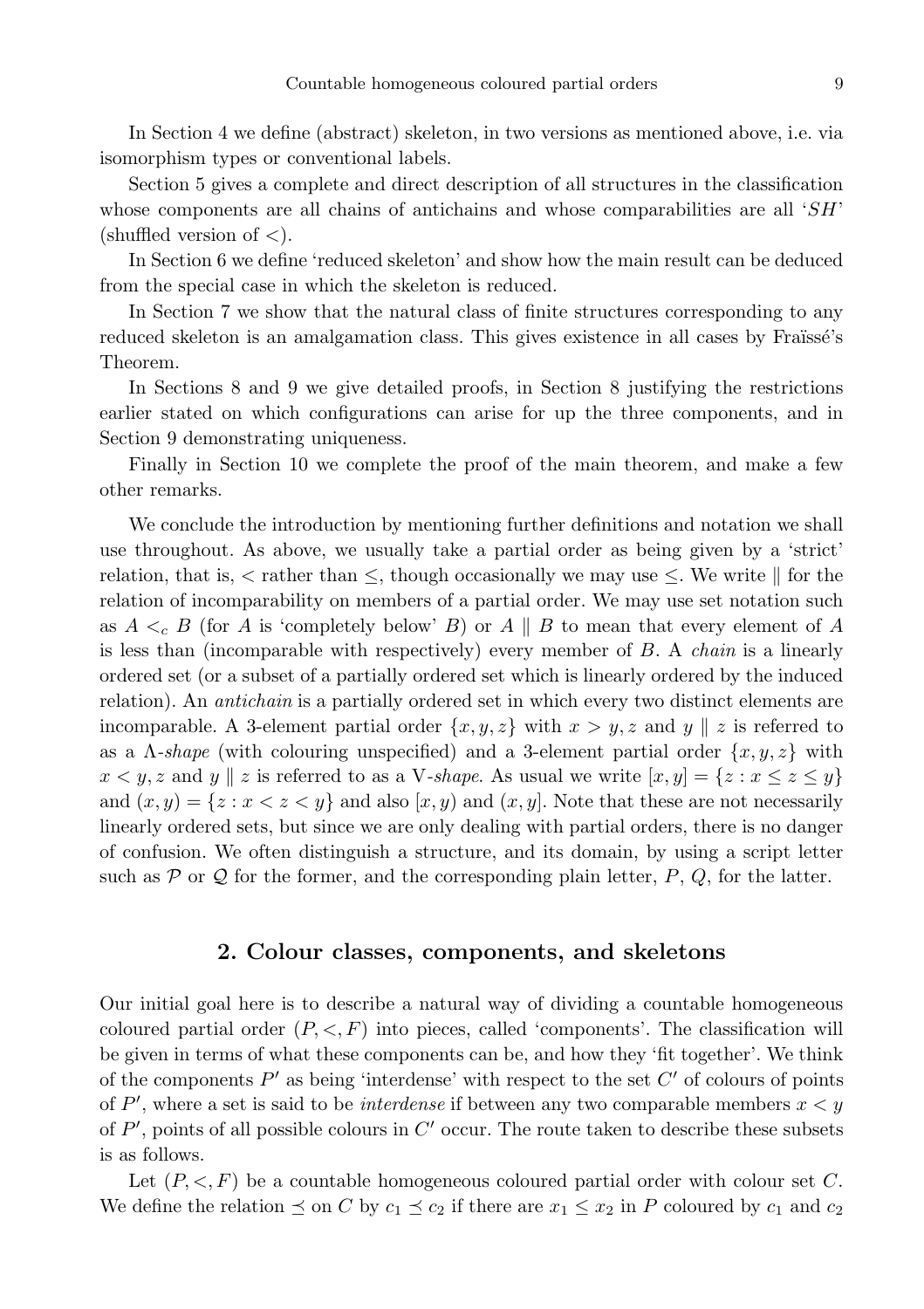In Section 4 we define (abstract) skeleton, in two versions as mentioned above, i.e. via isomorphism types or conventional labels.

Section 5 gives a complete and direct description of all structures in the classification whose components are all chains of antichains and whose comparabilities are all '$SH$' (shuffled version of $<$).

In Section 6 we define 'reduced skeleton' and show how the main result can be deduced from the special case in which the skeleton is reduced.

In Section 7 we show that the natural class of finite structures corresponding to any reduced skeleton is an amalgamation class. This gives existence in all cases by Fraïssé's Theorem.

In Sections 8 and 9 we give detailed proofs, in Section 8 justifying the restrictions earlier stated on which configurations can arise for up the three components, and in Section 9 demonstrating uniqueness.

Finally in Section 10 we complete the proof of the main theorem, and make a few other remarks.

We conclude the introduction by mentioning further definitions and notation we shall use throughout. As above, we usually take a partial order as being given by a 'strict' relation, that is, $<$ rather than $\leq$, though occasionally we may use $\leq$. We write $\parallel$ for the relation of incomparability on members of a partial order. We may use set notation such as $A <_c B$ (for $A$ is 'completely below' $B$) or $A \parallel B$ to mean that every element of $A$ is less than (incomparable with respectively) every member of $B$. A *chain* is a linearly ordered set (or a subset of a partially ordered set which is linearly ordered by the induced relation). An *antichain* is a partially ordered set in which every two distinct elements are incomparable. A 3-element partial order $\{x, y, z\}$ with $x > y, z$ and $y \parallel z$ is referred to as a $\Lambda$-*shape* (with colouring unspecified) and a 3-element partial order $\{x, y, z\}$ with $x < y, z$ and $y \parallel z$ is referred to as a V-*shape*. As usual we write $[x, y] = \{z : x \leq z \leq y\}$ and $(x, y) = \{z : x < z < y\}$ and also $[x, y)$ and $(x, y]$. Note that these are not necessarily linearly ordered sets, but since we are only dealing with partial orders, there is no danger of confusion. We often distinguish a structure, and its domain, by using a script letter such as $\mathcal{P}$ or $\mathcal{Q}$ for the former, and the corresponding plain letter, $P$, $Q$, for the latter.

## 2. Colour classes, components, and skeletons

Our initial goal here is to describe a natural way of dividing a countable homogeneous coloured partial order $(P, <, F)$ into pieces, called 'components'. The classification will be given in terms of what these components can be, and how they 'fit together'. We think of the components $P'$ as being 'interdense' with respect to the set $C'$ of colours of points of $P'$, where a set is said to be *interdense* if between any two comparable members $x < y$ of $P'$, points of all possible colours in $C'$ occur. The route taken to describe these subsets is as follows.

Let $(P, <, F)$ be a countable homogeneous coloured partial order with colour set $C$. We define the relation $\preceq$ on $C$ by $c_1 \preceq c_2$ if there are $x_1 \leq x_2$ in $P$ coloured by $c_1$ and $c_2$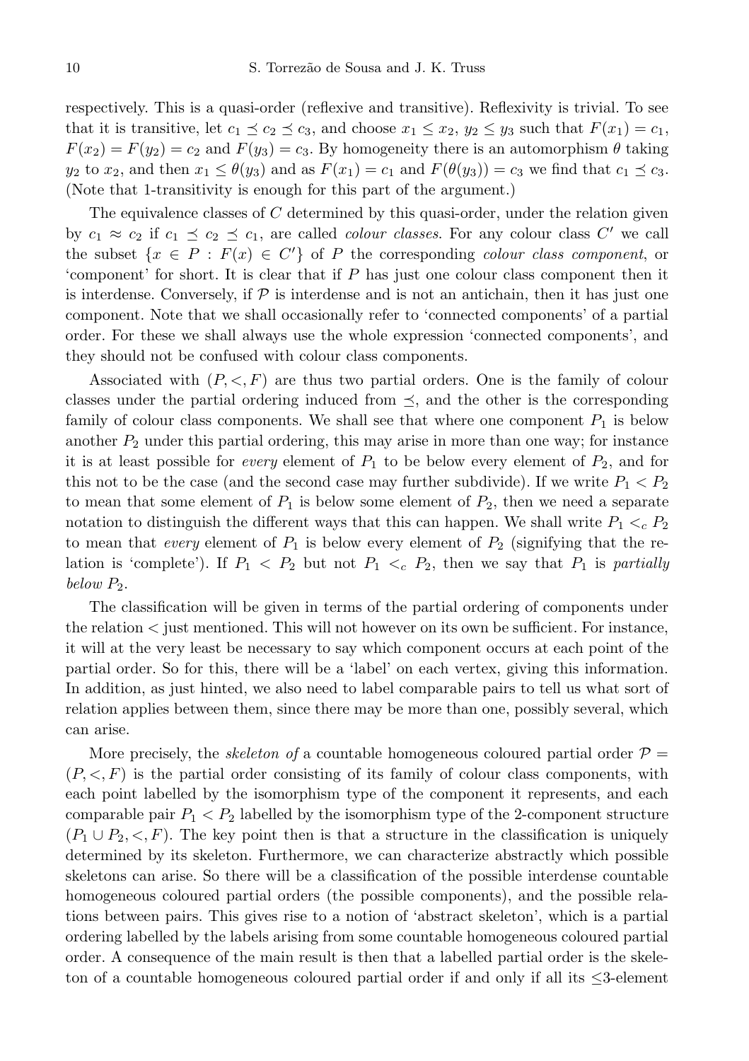respectively. This is a quasi-order (reflexive and transitive). Reflexivity is trivial. To see that it is transitive, let $c_1 \preceq c_2 \preceq c_3$, and choose $x_1 \leq x_2$, $y_2 \leq y_3$ such that $F(x_1) = c_1$, $F(x_2) = F(y_2) = c_2$ and $F(y_3) = c_3$. By homogeneity there is an automorphism $\theta$ taking $y_2$ to $x_2$, and then $x_1 \leq \theta(y_3)$ and as $F(x_1) = c_1$ and $F(\theta(y_3)) = c_3$ we find that $c_1 \preceq c_3$. (Note that 1-transitivity is enough for this part of the argument.)

The equivalence classes of $C$ determined by this quasi-order, under the relation given by $c_1 \approx c_2$ if $c_1 \preceq c_2 \preceq c_1$, are called *colour classes*. For any colour class $C'$ we call the subset $\{x \in P : F(x) \in C'\}$ of $P$ the corresponding *colour class component*, or 'component' for short. It is clear that if $P$ has just one colour class component then it is interdense. Conversely, if $\mathcal{P}$ is interdense and is not an antichain, then it has just one component. Note that we shall occasionally refer to 'connected components' of a partial order. For these we shall always use the whole expression 'connected components', and they should not be confused with colour class components.

Associated with $(P, <, F)$ are thus two partial orders. One is the family of colour classes under the partial ordering induced from $\preceq$, and the other is the corresponding family of colour class components. We shall see that where one component $P_1$ is below another $P_2$ under this partial ordering, this may arise in more than one way; for instance it is at least possible for *every* element of $P_1$ to be below every element of $P_2$, and for this not to be the case (and the second case may further subdivide). If we write $P_1 < P_2$ to mean that some element of $P_1$ is below some element of $P_2$, then we need a separate notation to distinguish the different ways that this can happen. We shall write $P_1 <_c P_2$ to mean that *every* element of $P_1$ is below every element of $P_2$ (signifying that the relation is 'complete'). If $P_1 < P_2$ but not $P_1 <_c P_2$, then we say that $P_1$ is *partially below* $P_2$.

The classification will be given in terms of the partial ordering of components under the relation $<$ just mentioned. This will not however on its own be sufficient. For instance, it will at the very least be necessary to say which component occurs at each point of the partial order. So for this, there will be a 'label' on each vertex, giving this information. In addition, as just hinted, we also need to label comparable pairs to tell us what sort of relation applies between them, since there may be more than one, possibly several, which can arise.

More precisely, the *skeleton of* a countable homogeneous coloured partial order $\mathcal{P} = (P, <, F)$ is the partial order consisting of its family of colour class components, with each point labelled by the isomorphism type of the component it represents, and each comparable pair $P_1 < P_2$ labelled by the isomorphism type of the 2-component structure $(P_1 \cup P_2, <, F)$. The key point then is that a structure in the classification is uniquely determined by its skeleton. Furthermore, we can characterize abstractly which possible skeletons can arise. So there will be a classification of the possible interdense countable homogeneous coloured partial orders (the possible components), and the possible relations between pairs. This gives rise to a notion of 'abstract skeleton', which is a partial ordering labelled by the labels arising from some countable homogeneous coloured partial order. A consequence of the main result is then that a labelled partial order is the skeleton of a countable homogeneous coloured partial order if and only if all its $\leq$3-element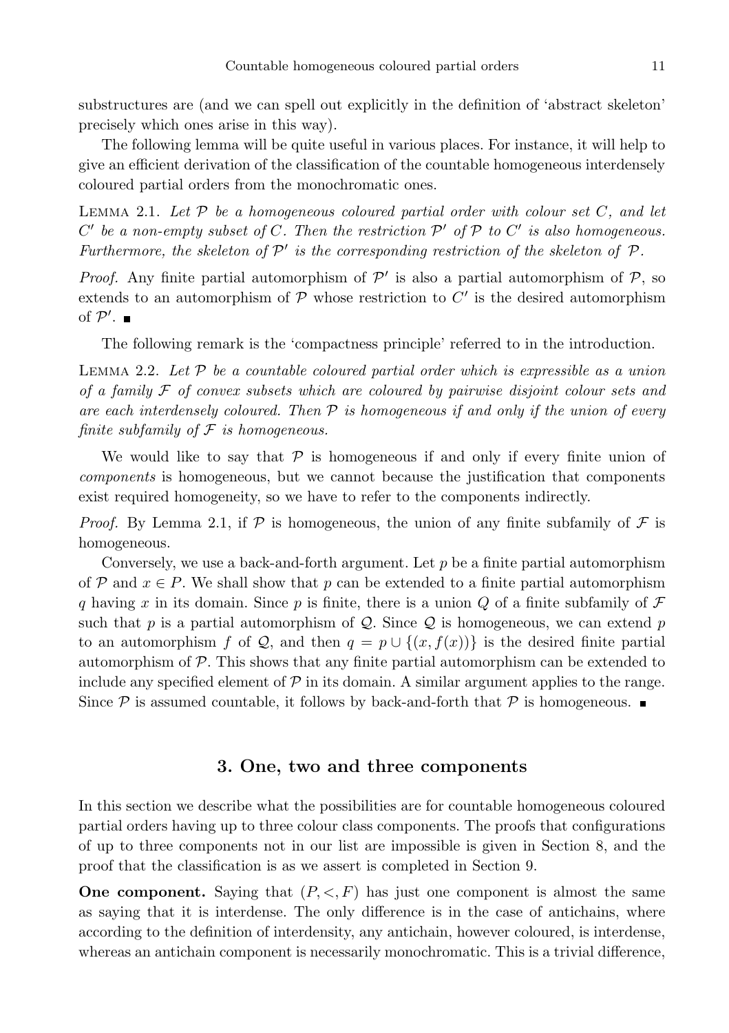substructures are (and we can spell out explicitly in the definition of 'abstract skeleton' precisely which ones arise in this way).

The following lemma will be quite useful in various places. For instance, it will help to give an efficient derivation of the classification of the countable homogeneous interdensely coloured partial orders from the monochromatic ones.

Lemma 2.1. *Let $\mathcal{P}$ be a homogeneous coloured partial order with colour set $C$, and let $C'$ be a non-empty subset of $C$. Then the restriction $\mathcal{P}'$ of $\mathcal{P}$ to $C'$ is also homogeneous. Furthermore, the skeleton of $\mathcal{P}'$ is the corresponding restriction of the skeleton of $\mathcal{P}$.*

*Proof.* Any finite partial automorphism of $\mathcal{P}'$ is also a partial automorphism of $\mathcal{P}$, so extends to an automorphism of $\mathcal{P}$ whose restriction to $C'$ is the desired automorphism of $\mathcal{P}'$. ∎

The following remark is the 'compactness principle' referred to in the introduction.

Lemma 2.2. *Let $\mathcal{P}$ be a countable coloured partial order which is expressible as a union of a family $\mathcal{F}$ of convex subsets which are coloured by pairwise disjoint colour sets and are each interdensely coloured. Then $\mathcal{P}$ is homogeneous if and only if the union of every finite subfamily of $\mathcal{F}$ is homogeneous.*

We would like to say that $\mathcal{P}$ is homogeneous if and only if every finite union of *components* is homogeneous, but we cannot because the justification that components exist required homogeneity, so we have to refer to the components indirectly.

*Proof.* By Lemma 2.1, if $\mathcal{P}$ is homogeneous, the union of any finite subfamily of $\mathcal{F}$ is homogeneous.

Conversely, we use a back-and-forth argument. Let $p$ be a finite partial automorphism of $\mathcal{P}$ and $x \in P$. We shall show that $p$ can be extended to a finite partial automorphism $q$ having $x$ in its domain. Since $p$ is finite, there is a union $Q$ of a finite subfamily of $\mathcal{F}$ such that $p$ is a partial automorphism of $\mathcal{Q}$. Since $\mathcal{Q}$ is homogeneous, we can extend $p$ to an automorphism $f$ of $\mathcal{Q}$, and then $q = p \cup \{(x, f(x))\}$ is the desired finite partial automorphism of $\mathcal{P}$. This shows that any finite partial automorphism can be extended to include any specified element of $\mathcal{P}$ in its domain. A similar argument applies to the range. Since $\mathcal{P}$ is assumed countable, it follows by back-and-forth that $\mathcal{P}$ is homogeneous. ∎

## 3. One, two and three components

In this section we describe what the possibilities are for countable homogeneous coloured partial orders having up to three colour class components. The proofs that configurations of up to three components not in our list are impossible is given in Section 8, and the proof that the classification is as we assert is completed in Section 9.

**One component.** Saying that $(P, <, F)$ has just one component is almost the same as saying that it is interdense. The only difference is in the case of antichains, where according to the definition of interdensity, any antichain, however coloured, is interdense, whereas an antichain component is necessarily monochromatic. This is a trivial difference,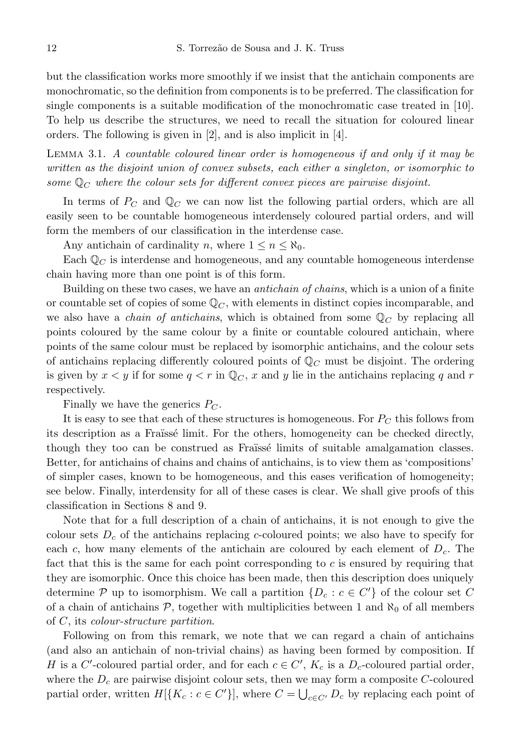but the classification works more smoothly if we insist that the antichain components are monochromatic, so the definition from components is to be preferred. The classification for single components is a suitable modification of the monochromatic case treated in [10]. To help us describe the structures, we need to recall the situation for coloured linear orders. The following is given in [2], and is also implicit in [4].

Lemma 3.1. *A countable coloured linear order is homogeneous if and only if it may be written as the disjoint union of convex subsets, each either a singleton, or isomorphic to some $\mathbb{Q}_C$ where the colour sets for different convex pieces are pairwise disjoint.*

In terms of $P_C$ and $\mathbb{Q}_C$ we can now list the following partial orders, which are all easily seen to be countable homogeneous interdensely coloured partial orders, and will form the members of our classification in the interdense case.

Any antichain of cardinality $n$, where $1 \leq n \leq \aleph_0$.

Each $\mathbb{Q}_C$ is interdense and homogeneous, and any countable homogeneous interdense chain having more than one point is of this form.

Building on these two cases, we have an *antichain of chains*, which is a union of a finite or countable set of copies of some $\mathbb{Q}_C$, with elements in distinct copies incomparable, and we also have a *chain of antichains*, which is obtained from some $\mathbb{Q}_C$ by replacing all points coloured by the same colour by a finite or countable coloured antichain, where points of the same colour must be replaced by isomorphic antichains, and the colour sets of antichains replacing differently coloured points of $\mathbb{Q}_C$ must be disjoint. The ordering is given by $x < y$ if for some $q < r$ in $\mathbb{Q}_C$, $x$ and $y$ lie in the antichains replacing $q$ and $r$ respectively.

Finally we have the generics $P_C$.

It is easy to see that each of these structures is homogeneous. For $P_C$ this follows from its description as a Fraïssé limit. For the others, homogeneity can be checked directly, though they too can be construed as Fraïssé limits of suitable amalgamation classes. Better, for antichains of chains and chains of antichains, is to view them as 'compositions' of simpler cases, known to be homogeneous, and this eases verification of homogeneity; see below. Finally, interdensity for all of these cases is clear. We shall give proofs of this classification in Sections 8 and 9.

Note that for a full description of a chain of antichains, it is not enough to give the colour sets $D_c$ of the antichains replacing $c$-coloured points; we also have to specify for each $c$, how many elements of the antichain are coloured by each element of $D_c$. The fact that this is the same for each point corresponding to $c$ is ensured by requiring that they are isomorphic. Once this choice has been made, then this description does uniquely determine $\mathcal{P}$ up to isomorphism. We call a partition $\{D_c : c \in C'\}$ of the colour set $C$ of a chain of antichains $\mathcal{P}$, together with multiplicities between 1 and $\aleph_0$ of all members of $C$, its *colour-structure partition*.

Following on from this remark, we note that we can regard a chain of antichains (and also an antichain of non-trivial chains) as having been formed by composition. If $H$ is a $C'$-coloured partial order, and for each $c \in C'$, $K_c$ is a $D_c$-coloured partial order, where the $D_c$ are pairwise disjoint colour sets, then we may form a composite $C$-coloured partial order, written $H[\{K_c : c \in C'\}]$, where $C = \bigcup_{c \in C'} D_c$ by replacing each point of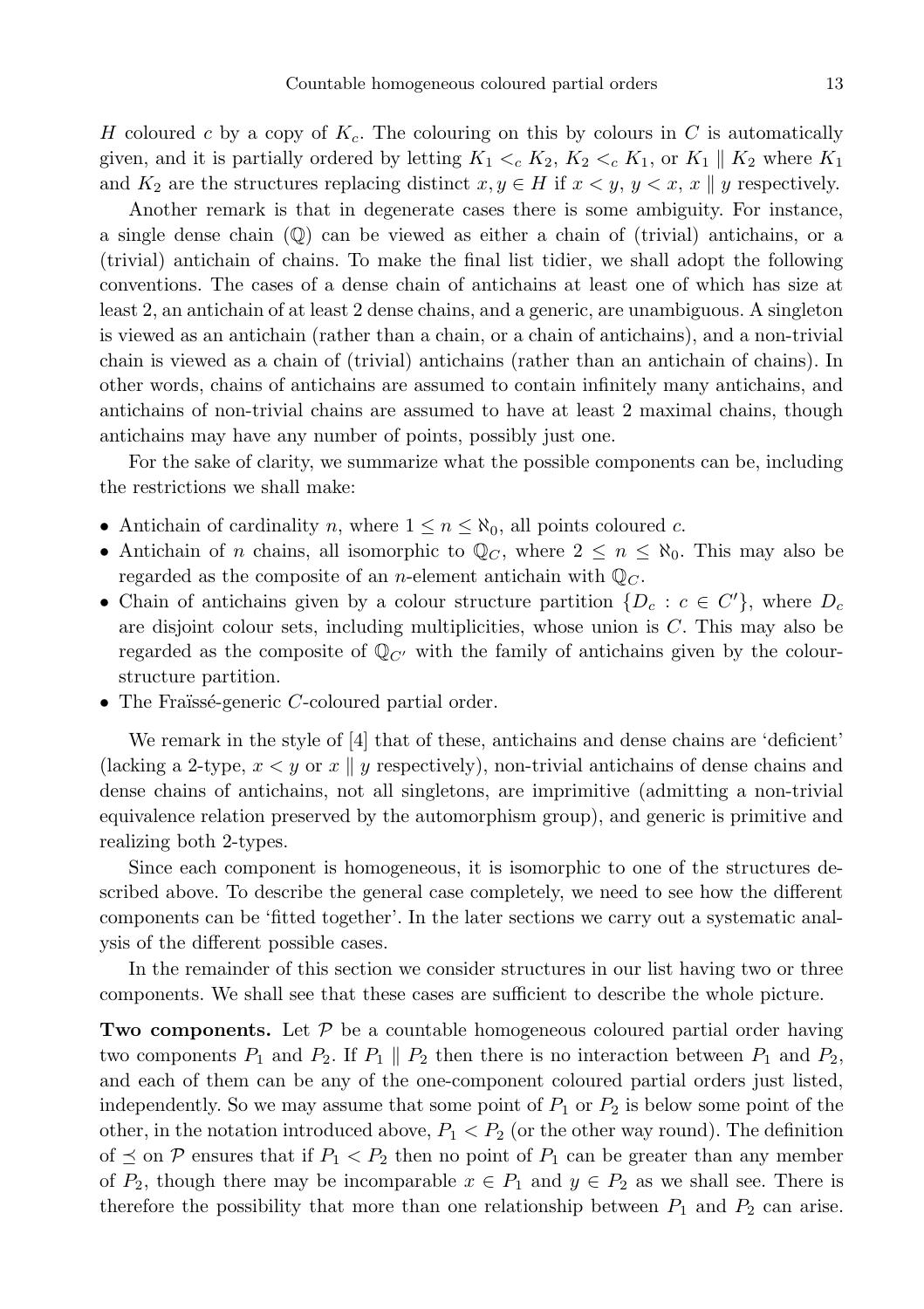$H$ coloured $c$ by a copy of $K_c$. The colouring on this by colours in $C$ is automatically given, and it is partially ordered by letting $K_1 <_c K_2$, $K_2 <_c K_1$, or $K_1 \parallel K_2$ where $K_1$ and $K_2$ are the structures replacing distinct $x, y \in H$ if $x < y$, $y < x$, $x \parallel y$ respectively.

Another remark is that in degenerate cases there is some ambiguity. For instance, a single dense chain ($\mathbb{Q}$) can be viewed as either a chain of (trivial) antichains, or a (trivial) antichain of chains. To make the final list tidier, we shall adopt the following conventions. The cases of a dense chain of antichains at least one of which has size at least 2, an antichain of at least 2 dense chains, and a generic, are unambiguous. A singleton is viewed as an antichain (rather than a chain, or a chain of antichains), and a non-trivial chain is viewed as a chain of (trivial) antichains (rather than an antichain of chains). In other words, chains of antichains are assumed to contain infinitely many antichains, and antichains of non-trivial chains are assumed to have at least 2 maximal chains, though antichains may have any number of points, possibly just one.

For the sake of clarity, we summarize what the possible components can be, including the restrictions we shall make:

- Antichain of cardinality $n$, where $1 \le n \le \aleph_0$, all points coloured $c$.
- Antichain of $n$ chains, all isomorphic to $\mathbb{Q}_C$, where $2 \le n \le \aleph_0$. This may also be regarded as the composite of an $n$-element antichain with $\mathbb{Q}_C$.
- Chain of antichains given by a colour structure partition $\{D_c : c \in C'\}$, where $D_c$ are disjoint colour sets, including multiplicities, whose union is $C$. This may also be regarded as the composite of $\mathbb{Q}_{C'}$ with the family of antichains given by the colour-structure partition.
- The Fraïssé-generic $C$-coloured partial order.

We remark in the style of [4] that of these, antichains and dense chains are 'deficient' (lacking a 2-type, $x < y$ or $x \parallel y$ respectively), non-trivial antichains of dense chains and dense chains of antichains, not all singletons, are imprimitive (admitting a non-trivial equivalence relation preserved by the automorphism group), and generic is primitive and realizing both 2-types.

Since each component is homogeneous, it is isomorphic to one of the structures described above. To describe the general case completely, we need to see how the different components can be 'fitted together'. In the later sections we carry out a systematic analysis of the different possible cases.

In the remainder of this section we consider structures in our list having two or three components. We shall see that these cases are sufficient to describe the whole picture.

**Two components.** Let $\mathcal{P}$ be a countable homogeneous coloured partial order having two components $P_1$ and $P_2$. If $P_1 \parallel P_2$ then there is no interaction between $P_1$ and $P_2$, and each of them can be any of the one-component coloured partial orders just listed, independently. So we may assume that some point of $P_1$ or $P_2$ is below some point of the other, in the notation introduced above, $P_1 < P_2$ (or the other way round). The definition of $\preceq$ on $\mathcal{P}$ ensures that if $P_1 < P_2$ then no point of $P_1$ can be greater than any member of $P_2$, though there may be incomparable $x \in P_1$ and $y \in P_2$ as we shall see. There is therefore the possibility that more than one relationship between $P_1$ and $P_2$ can arise.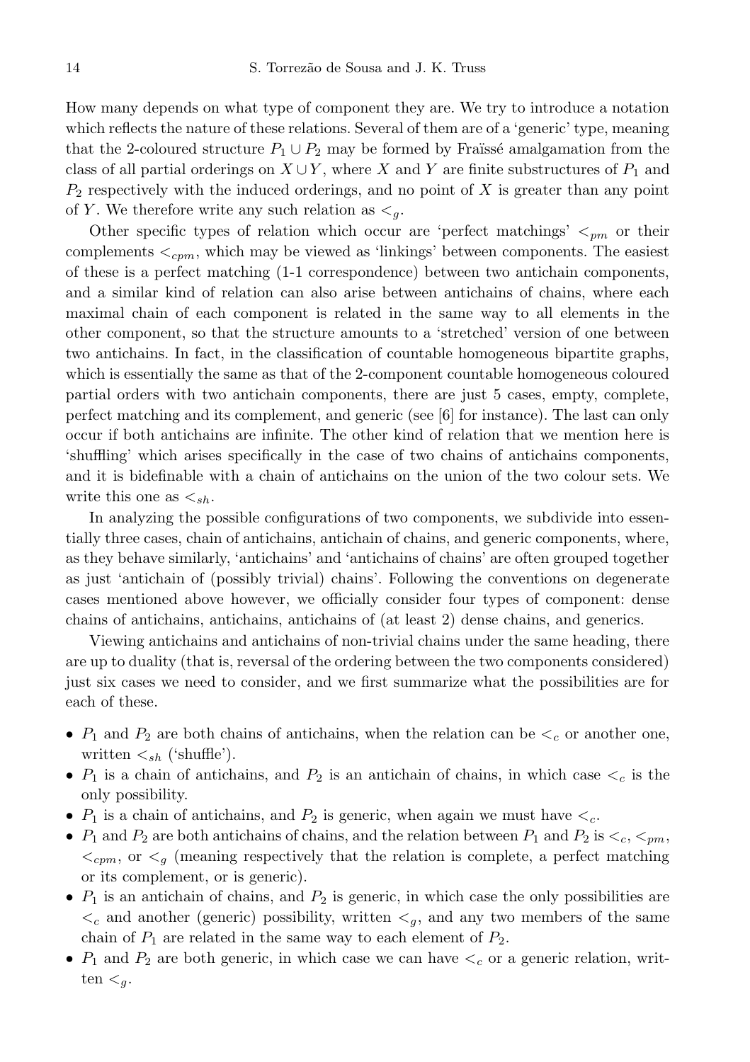How many depends on what type of component they are. We try to introduce a notation which reflects the nature of these relations. Several of them are of a 'generic' type, meaning that the 2-coloured structure $P_1 \cup P_2$ may be formed by Fraïssé amalgamation from the class of all partial orderings on $X \cup Y$, where $X$ and $Y$ are finite substructures of $P_1$ and $P_2$ respectively with the induced orderings, and no point of $X$ is greater than any point of $Y$. We therefore write any such relation as $<_g$.

Other specific types of relation which occur are 'perfect matchings' $<_{pm}$ or their complements $<_{cpm}$, which may be viewed as 'linkings' between components. The easiest of these is a perfect matching (1-1 correspondence) between two antichain components, and a similar kind of relation can also arise between antichains of chains, where each maximal chain of each component is related in the same way to all elements in the other component, so that the structure amounts to a 'stretched' version of one between two antichains. In fact, in the classification of countable homogeneous bipartite graphs, which is essentially the same as that of the 2-component countable homogeneous coloured partial orders with two antichain components, there are just 5 cases, empty, complete, perfect matching and its complement, and generic (see [6] for instance). The last can only occur if both antichains are infinite. The other kind of relation that we mention here is 'shuffling' which arises specifically in the case of two chains of antichains components, and it is bidefinable with a chain of antichains on the union of the two colour sets. We write this one as $<_{sh}$.

In analyzing the possible configurations of two components, we subdivide into essentially three cases, chain of antichains, antichain of chains, and generic components, where, as they behave similarly, 'antichains' and 'antichains of chains' are often grouped together as just 'antichain of (possibly trivial) chains'. Following the conventions on degenerate cases mentioned above however, we officially consider four types of component: dense chains of antichains, antichains, antichains of (at least 2) dense chains, and generics.

Viewing antichains and antichains of non-trivial chains under the same heading, there are up to duality (that is, reversal of the ordering between the two components considered) just six cases we need to consider, and we first summarize what the possibilities are for each of these.

- $P_1$ and $P_2$ are both chains of antichains, when the relation can be $<_c$ or another one, written $<_{sh}$ ('shuffle').
- $P_1$ is a chain of antichains, and $P_2$ is an antichain of chains, in which case $<_c$ is the only possibility.
- $P_1$ is a chain of antichains, and $P_2$ is generic, when again we must have $<_c$.
- $P_1$ and $P_2$ are both antichains of chains, and the relation between $P_1$ and $P_2$ is $<_c$, $<_{pm}$, $<_{cpm}$, or $<_g$ (meaning respectively that the relation is complete, a perfect matching or its complement, or is generic).
- $P_1$ is an antichain of chains, and $P_2$ is generic, in which case the only possibilities are $<_c$ and another (generic) possibility, written $<_g$, and any two members of the same chain of $P_1$ are related in the same way to each element of $P_2$.
- $P_1$ and $P_2$ are both generic, in which case we can have $<_c$ or a generic relation, written $<_g$.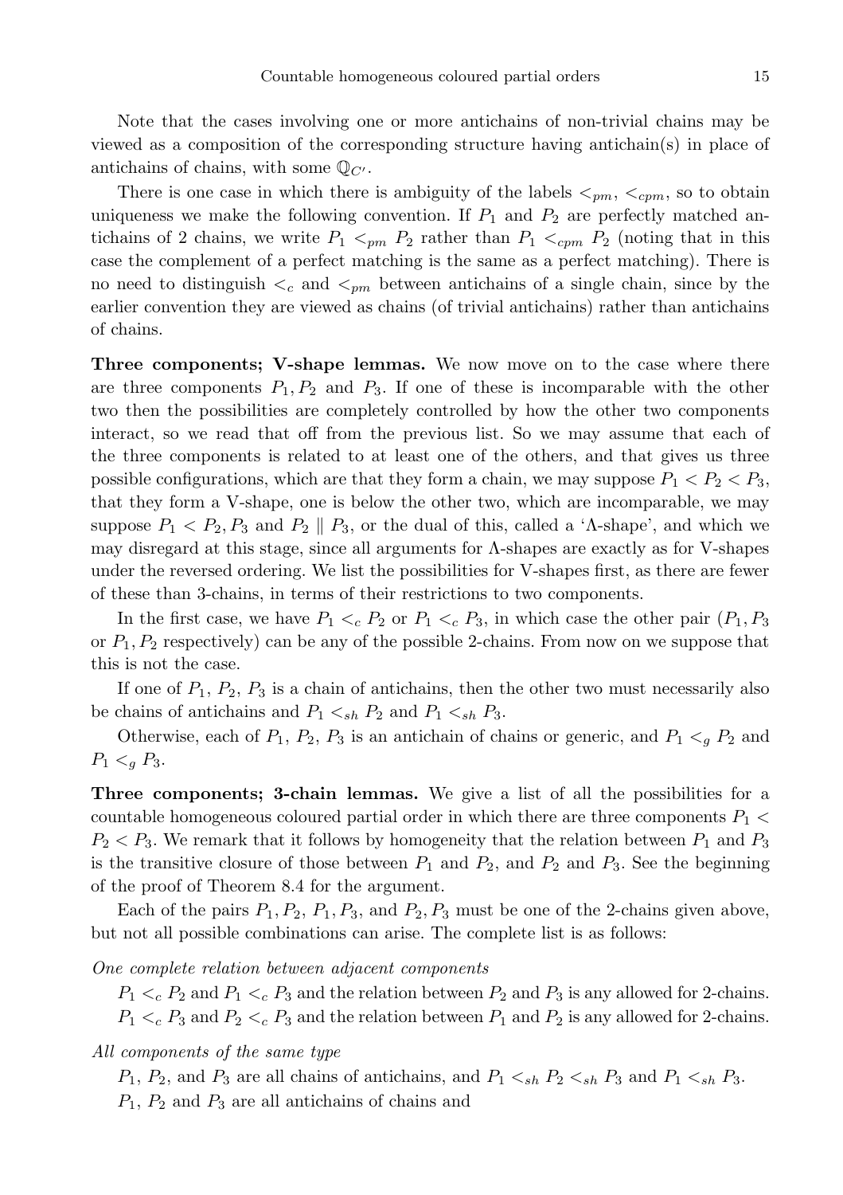Note that the cases involving one or more antichains of non-trivial chains may be viewed as a composition of the corresponding structure having antichain(s) in place of antichains of chains, with some $\mathbb{Q}_{C'}$.

There is one case in which there is ambiguity of the labels $<_{pm}$, $<_{cpm}$, so to obtain uniqueness we make the following convention. If $P_1$ and $P_2$ are perfectly matched antichains of 2 chains, we write $P_1 <_{pm} P_2$ rather than $P_1 <_{cpm} P_2$ (noting that in this case the complement of a perfect matching is the same as a perfect matching). There is no need to distinguish $<_c$ and $<_{pm}$ between antichains of a single chain, since by the earlier convention they are viewed as chains (of trivial antichains) rather than antichains of chains.

**Three components; V-shape lemmas.** We now move on to the case where there are three components $P_1, P_2$ and $P_3$. If one of these is incomparable with the other two then the possibilities are completely controlled by how the other two components interact, so we read that off from the previous list. So we may assume that each of the three components is related to at least one of the others, and that gives us three possible configurations, which are that they form a chain, we may suppose $P_1 < P_2 < P_3$, that they form a V-shape, one is below the other two, which are incomparable, we may suppose $P_1 < P_2, P_3$ and $P_2 \parallel P_3$, or the dual of this, called a '$\Lambda$-shape', and which we may disregard at this stage, since all arguments for $\Lambda$-shapes are exactly as for V-shapes under the reversed ordering. We list the possibilities for V-shapes first, as there are fewer of these than 3-chains, in terms of their restrictions to two components.

In the first case, we have $P_1 <_c P_2$ or $P_1 <_c P_3$, in which case the other pair ($P_1, P_3$ or $P_1, P_2$ respectively) can be any of the possible 2-chains. From now on we suppose that this is not the case.

If one of $P_1$, $P_2$, $P_3$ is a chain of antichains, then the other two must necessarily also be chains of antichains and $P_1 <_{sh} P_2$ and $P_1 <_{sh} P_3$.

Otherwise, each of $P_1$, $P_2$, $P_3$ is an antichain of chains or generic, and $P_1 <_g P_2$ and $P_1 <_g P_3$.

**Three components; 3-chain lemmas.** We give a list of all the possibilities for a countable homogeneous coloured partial order in which there are three components $P_1 < P_2 < P_3$. We remark that it follows by homogeneity that the relation between $P_1$ and $P_3$ is the transitive closure of those between $P_1$ and $P_2$, and $P_2$ and $P_3$. See the beginning of the proof of Theorem 8.4 for the argument.

Each of the pairs $P_1, P_2$, $P_1, P_3$, and $P_2, P_3$ must be one of the 2-chains given above, but not all possible combinations can arise. The complete list is as follows:

*One complete relation between adjacent components*

$P_1 <_c P_2$ and $P_1 <_c P_3$ and the relation between $P_2$ and $P_3$ is any allowed for 2-chains.
$P_1 <_c P_3$ and $P_2 <_c P_3$ and the relation between $P_1$ and $P_2$ is any allowed for 2-chains.

*All components of the same type*

$P_1$, $P_2$, and $P_3$ are all chains of antichains, and $P_1 <_{sh} P_2 <_{sh} P_3$ and $P_1 <_{sh} P_3$.
$P_1$, $P_2$ and $P_3$ are all antichains of chains and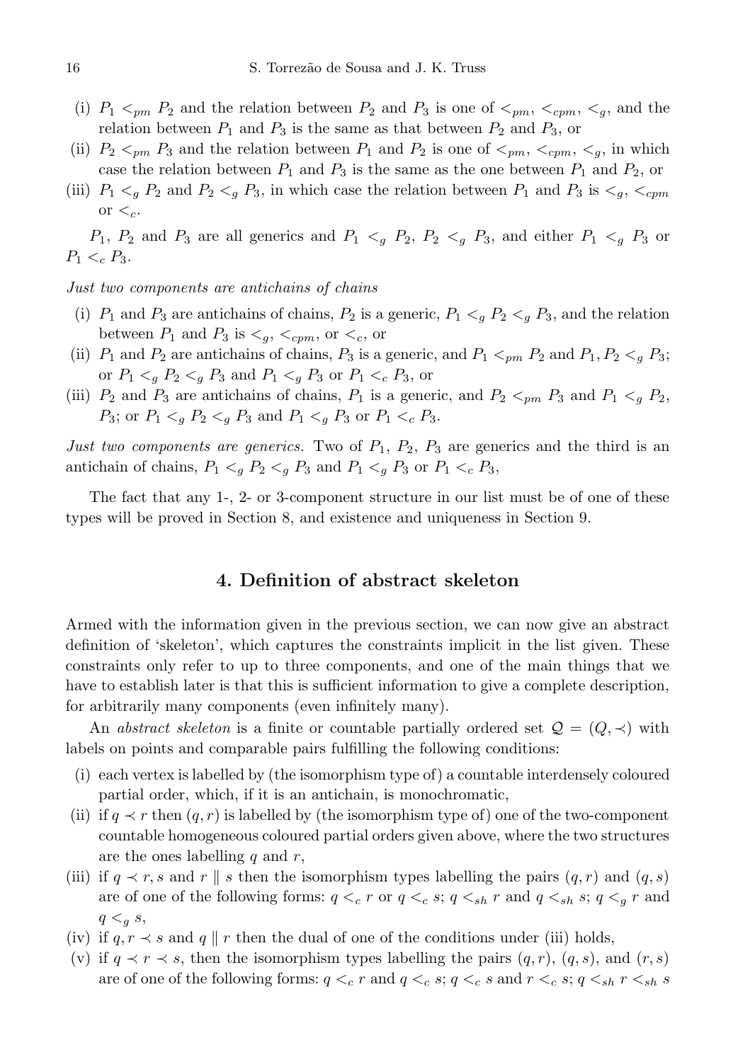(i) $P_1 <_{pm} P_2$ and the relation between $P_2$ and $P_3$ is one of $<_{pm}$, $<_{cpm}$, $<_g$, and the relation between $P_1$ and $P_3$ is the same as that between $P_2$ and $P_3$, or

(ii) $P_2 <_{pm} P_3$ and the relation between $P_1$ and $P_2$ is one of $<_{pm}$, $<_{cpm}$, $<_g$, in which case the relation between $P_1$ and $P_3$ is the same as the one between $P_1$ and $P_2$, or

(iii) $P_1 <_g P_2$ and $P_2 <_g P_3$, in which case the relation between $P_1$ and $P_3$ is $<_g$, $<_{cpm}$ or $<_c$.

$P_1$, $P_2$ and $P_3$ are all generics and $P_1 <_g P_2$, $P_2 <_g P_3$, and either $P_1 <_g P_3$ or $P_1 <_c P_3$.

*Just two components are antichains of chains*

(i) $P_1$ and $P_3$ are antichains of chains, $P_2$ is a generic, $P_1 <_g P_2 <_g P_3$, and the relation between $P_1$ and $P_3$ is $<_g$, $<_{cpm}$, or $<_c$, or

(ii) $P_1$ and $P_2$ are antichains of chains, $P_3$ is a generic, and $P_1 <_{pm} P_2$ and $P_1, P_2 <_g P_3$; or $P_1 <_g P_2 <_g P_3$ and $P_1 <_g P_3$ or $P_1 <_c P_3$, or

(iii) $P_2$ and $P_3$ are antichains of chains, $P_1$ is a generic, and $P_2 <_{pm} P_3$ and $P_1 <_g P_2$, $P_3$; or $P_1 <_g P_2 <_g P_3$ and $P_1 <_g P_3$ or $P_1 <_c P_3$.

*Just two components are generics.* Two of $P_1$, $P_2$, $P_3$ are generics and the third is an antichain of chains, $P_1 <_g P_2 <_g P_3$ and $P_1 <_g P_3$ or $P_1 <_c P_3$,

The fact that any 1-, 2- or 3-component structure in our list must be of one of these types will be proved in Section 8, and existence and uniqueness in Section 9.

## 4. Definition of abstract skeleton

Armed with the information given in the previous section, we can now give an abstract definition of 'skeleton', which captures the constraints implicit in the list given. These constraints only refer to up to three components, and one of the main things that we have to establish later is that this is sufficient information to give a complete description, for arbitrarily many components (even infinitely many).

An *abstract skeleton* is a finite or countable partially ordered set $\mathcal{Q} = (Q, \prec)$ with labels on points and comparable pairs fulfilling the following conditions:

(i) each vertex is labelled by (the isomorphism type of) a countable interdensely coloured partial order, which, if it is an antichain, is monochromatic,

(ii) if $q \prec r$ then $(q, r)$ is labelled by (the isomorphism type of) one of the two-component countable homogeneous coloured partial orders given above, where the two structures are the ones labelling $q$ and $r$,

(iii) if $q \prec r, s$ and $r \parallel s$ then the isomorphism types labelling the pairs $(q, r)$ and $(q, s)$ are of one of the following forms: $q <_c r$ or $q <_c s$; $q <_{sh} r$ and $q <_{sh} s$; $q <_g r$ and $q <_g s$,

(iv) if $q, r \prec s$ and $q \parallel r$ then the dual of one of the conditions under (iii) holds,

(v) if $q \prec r \prec s$, then the isomorphism types labelling the pairs $(q, r)$, $(q, s)$, and $(r, s)$ are of one of the following forms: $q <_c r$ and $q <_c s$; $q <_c s$ and $r <_c s$; $q <_{sh} r <_{sh} s$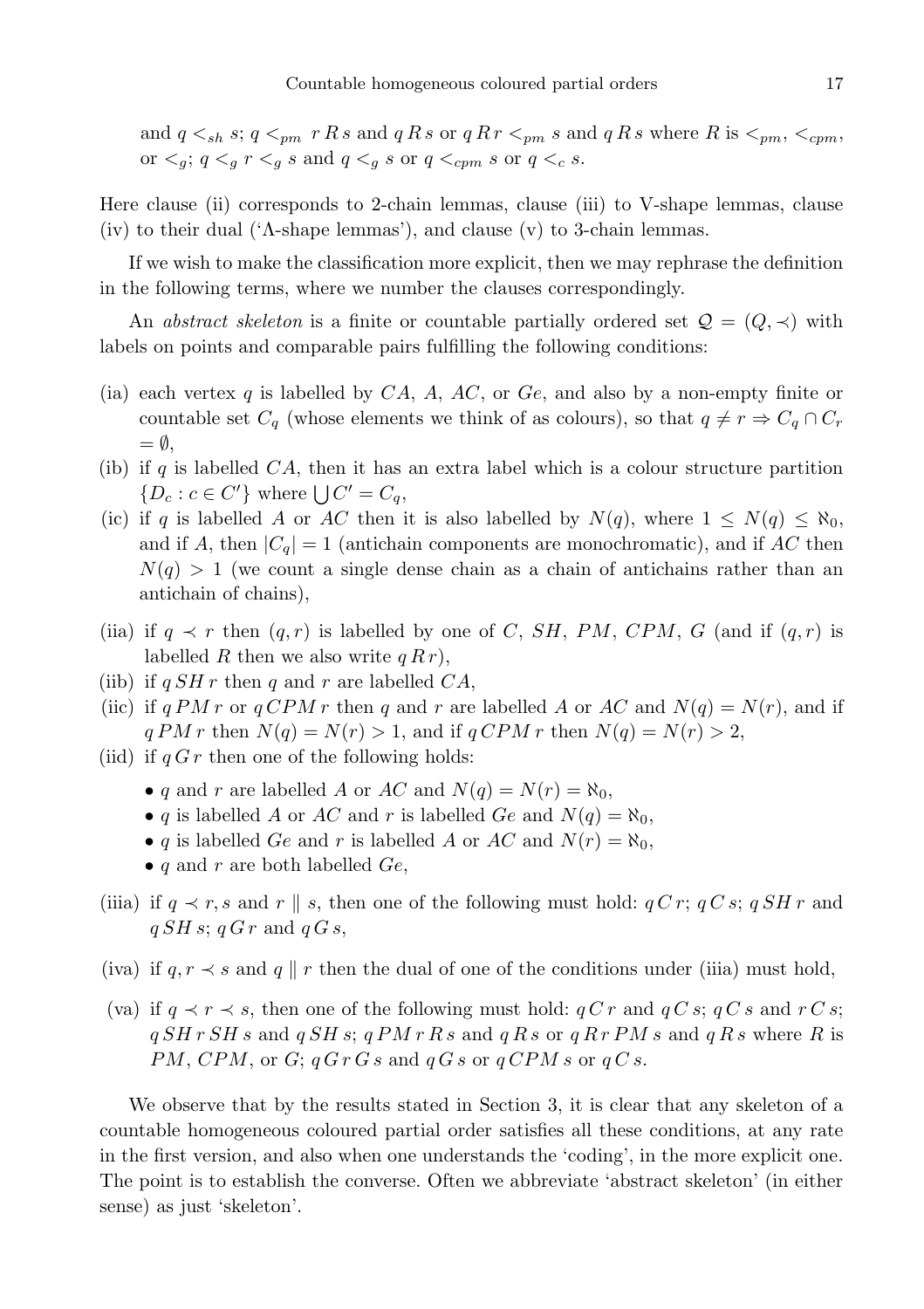and $q <_{sh} s$; $q <_{pm} r \, R \, s$ and $q \, R \, s$ or $q \, R \, r <_{pm} s$ and $q \, R \, s$ where $R$ is $<_{pm}$, $<_{cpm}$, or $<_g$; $q <_g r <_g s$ and $q <_g s$ or $q <_{cpm} s$ or $q <_c s$.

Here clause (ii) corresponds to 2-chain lemmas, clause (iii) to V-shape lemmas, clause (iv) to their dual ('Λ-shape lemmas'), and clause (v) to 3-chain lemmas.

If we wish to make the classification more explicit, then we may rephrase the definition in the following terms, where we number the clauses correspondingly.

An *abstract skeleton* is a finite or countable partially ordered set $\mathcal{Q} = (Q, \prec)$ with labels on points and comparable pairs fulfilling the following conditions:

- (ia) each vertex $q$ is labelled by $CA$, $A$, $AC$, or $Ge$, and also by a non-empty finite or countable set $C_q$ (whose elements we think of as colours), so that $q \neq r \Rightarrow C_q \cap C_r = \emptyset$,
- (ib) if $q$ is labelled $CA$, then it has an extra label which is a colour structure partition $\{D_c : c \in C'\}$ where $\bigcup C' = C_q$,
- (ic) if $q$ is labelled $A$ or $AC$ then it is also labelled by $N(q)$, where $1 \leq N(q) \leq \aleph_0$, and if $A$, then $|C_q| = 1$ (antichain components are monochromatic), and if $AC$ then $N(q) > 1$ (we count a single dense chain as a chain of antichains rather than an antichain of chains),
- (iia) if $q \prec r$ then $(q, r)$ is labelled by one of $C$, $SH$, $PM$, $CPM$, $G$ (and if $(q, r)$ is labelled $R$ then we also write $q \, R \, r$),
- (iib) if $q \, SH \, r$ then $q$ and $r$ are labelled $CA$,
- (iic) if $q \, PM \, r$ or $q \, CPM \, r$ then $q$ and $r$ are labelled $A$ or $AC$ and $N(q) = N(r)$, and if $q \, PM \, r$ then $N(q) = N(r) > 1$, and if $q \, CPM \, r$ then $N(q) = N(r) > 2$,
- (iid) if $q \, G \, r$ then one of the following holds:
  - $q$ and $r$ are labelled $A$ or $AC$ and $N(q) = N(r) = \aleph_0$,
  - $q$ is labelled $A$ or $AC$ and $r$ is labelled $Ge$ and $N(q) = \aleph_0$,
  - $q$ is labelled $Ge$ and $r$ is labelled $A$ or $AC$ and $N(r) = \aleph_0$,
  - $q$ and $r$ are both labelled $Ge$,
- (iiia) if $q \prec r, s$ and $r \parallel s$, then one of the following must hold: $q \, C \, r$; $q \, C \, s$; $q \, SH \, r$ and $q \, SH \, s$; $q \, G \, r$ and $q \, G \, s$,
- (iva) if $q, r \prec s$ and $q \parallel r$ then the dual of one of the conditions under (iiia) must hold,
- (va) if $q \prec r \prec s$, then one of the following must hold: $q \, C \, r$ and $q \, C \, s$; $q \, C \, s$ and $r \, C \, s$; $q \, SH \, r \, SH \, s$ and $q \, SH \, s$; $q \, PM \, r \, R \, s$ and $q \, R \, s$ or $q \, R \, r \, PM \, s$ and $q \, R \, s$ where $R$ is $PM$, $CPM$, or $G$; $q \, G \, r \, G \, s$ and $q \, G \, s$ or $q \, CPM \, s$ or $q \, C \, s$.

We observe that by the results stated in Section 3, it is clear that any skeleton of a countable homogeneous coloured partial order satisfies all these conditions, at any rate in the first version, and also when one understands the 'coding', in the more explicit one. The point is to establish the converse. Often we abbreviate 'abstract skeleton' (in either sense) as just 'skeleton'.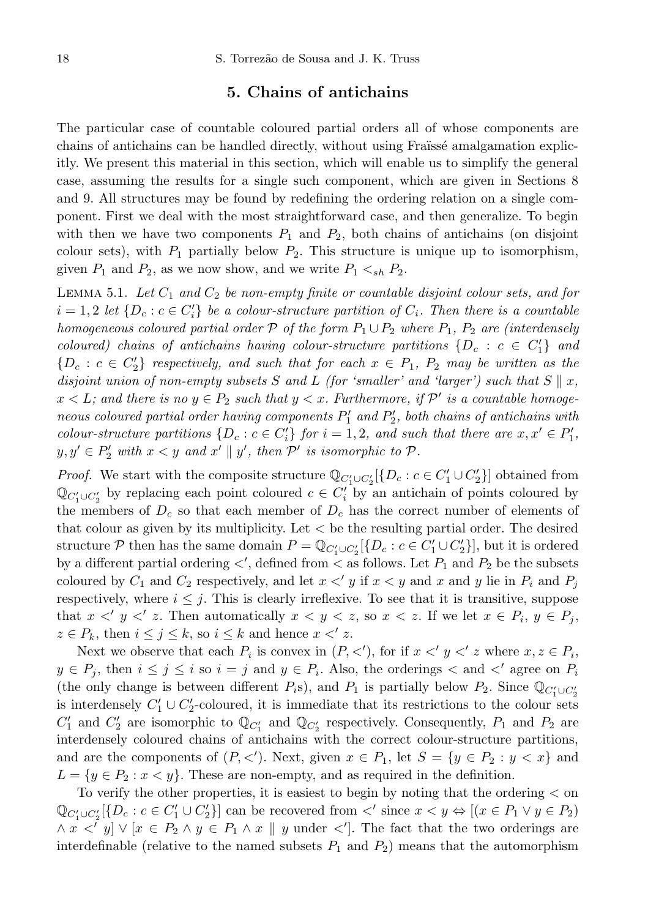## 5. Chains of antichains

The particular case of countable coloured partial orders all of whose components are chains of antichains can be handled directly, without using Fraïssé amalgamation explicitly. We present this material in this section, which will enable us to simplify the general case, assuming the results for a single such component, which are given in Sections 8 and 9. All structures may be found by redefining the ordering relation on a single component. First we deal with the most straightforward case, and then generalize. To begin with then we have two components $P_1$ and $P_2$, both chains of antichains (on disjoint colour sets), with $P_1$ partially below $P_2$. This structure is unique up to isomorphism, given $P_1$ and $P_2$, as we now show, and we write $P_1 <_{sh} P_2$.

Lemma 5.1. *Let $C_1$ and $C_2$ be non-empty finite or countable disjoint colour sets, and for $i = 1, 2$ let $\{D_c : c \in C_i'\}$ be a colour-structure partition of $C_i$. Then there is a countable homogeneous coloured partial order $\mathcal{P}$ of the form $P_1 \cup P_2$ where $P_1$, $P_2$ are (interdensely coloured) chains of antichains having colour-structure partitions $\{D_c : c \in C_1'\}$ and $\{D_c : c \in C_2'\}$ respectively, and such that for each $x \in P_1$, $P_2$ may be written as the disjoint union of non-empty subsets $S$ and $L$ (for 'smaller' and 'larger') such that $S \parallel x$, $x < L$; and there is no $y \in P_2$ such that $y < x$. Furthermore, if $\mathcal{P}'$ is a countable homogeneous coloured partial order having components $P_1'$ and $P_2'$, both chains of antichains with colour-structure partitions $\{D_c : c \in C_i'\}$ for $i = 1, 2$, and such that there are $x, x' \in P_1'$, $y, y' \in P_2'$ with $x < y$ and $x' \parallel y'$, then $\mathcal{P}'$ is isomorphic to $\mathcal{P}$.*

*Proof.* We start with the composite structure $\mathbb{Q}_{C_1' \cup C_2'}[\{D_c : c \in C_1' \cup C_2'\}]$ obtained from $\mathbb{Q}_{C_1' \cup C_2'}$ by replacing each point coloured $c \in C_i'$ by an antichain of points coloured by the members of $D_c$ so that each member of $D_c$ has the correct number of elements of that colour as given by its multiplicity. Let $<$ be the resulting partial order. The desired structure $\mathcal{P}$ then has the same domain $P = \mathbb{Q}_{C_1' \cup C_2'}[\{D_c : c \in C_1' \cup C_2'\}]$, but it is ordered by a different partial ordering $<'$, defined from $<$ as follows. Let $P_1$ and $P_2$ be the subsets coloured by $C_1$ and $C_2$ respectively, and let $x <' y$ if $x < y$ and $x$ and $y$ lie in $P_i$ and $P_j$ respectively, where $i \le j$. This is clearly irreflexive. To see that it is transitive, suppose that $x <' y <' z$. Then automatically $x < y < z$, so $x < z$. If we let $x \in P_i$, $y \in P_j$, $z \in P_k$, then $i \le j \le k$, so $i \le k$ and hence $x <' z$.

Next we observe that each $P_i$ is convex in $(P, <')$, for if $x <' y <' z$ where $x, z \in P_i$, $y \in P_j$, then $i \le j \le i$ so $i = j$ and $y \in P_i$. Also, the orderings $<$ and $<'$ agree on $P_i$ (the only change is between different $P_i$s), and $P_1$ is partially below $P_2$. Since $\mathbb{Q}_{C_1' \cup C_2'}$ is interdensely $C_1' \cup C_2'$-coloured, it is immediate that its restrictions to the colour sets $C_1'$ and $C_2'$ are isomorphic to $\mathbb{Q}_{C_1'}$ and $\mathbb{Q}_{C_2'}$ respectively. Consequently, $P_1$ and $P_2$ are interdensely coloured chains of antichains with the correct colour-structure partitions, and are the components of $(P, <')$. Next, given $x \in P_1$, let $S = \{y \in P_2 : y < x\}$ and $L = \{y \in P_2 : x < y\}$. These are non-empty, and as required in the definition.

To verify the other properties, it is easiest to begin by noting that the ordering $<$ on $\mathbb{Q}_{C_1' \cup C_2'}[\{D_c : c \in C_1' \cup C_2'\}]$ can be recovered from $<'$ since $x < y \Leftrightarrow [(x \in P_1 \vee y \in P_2) \wedge x <' y] \vee [x \in P_2 \wedge y \in P_1 \wedge x \parallel y$ under $<']$. The fact that the two orderings are interdefinable (relative to the named subsets $P_1$ and $P_2$) means that the automorphism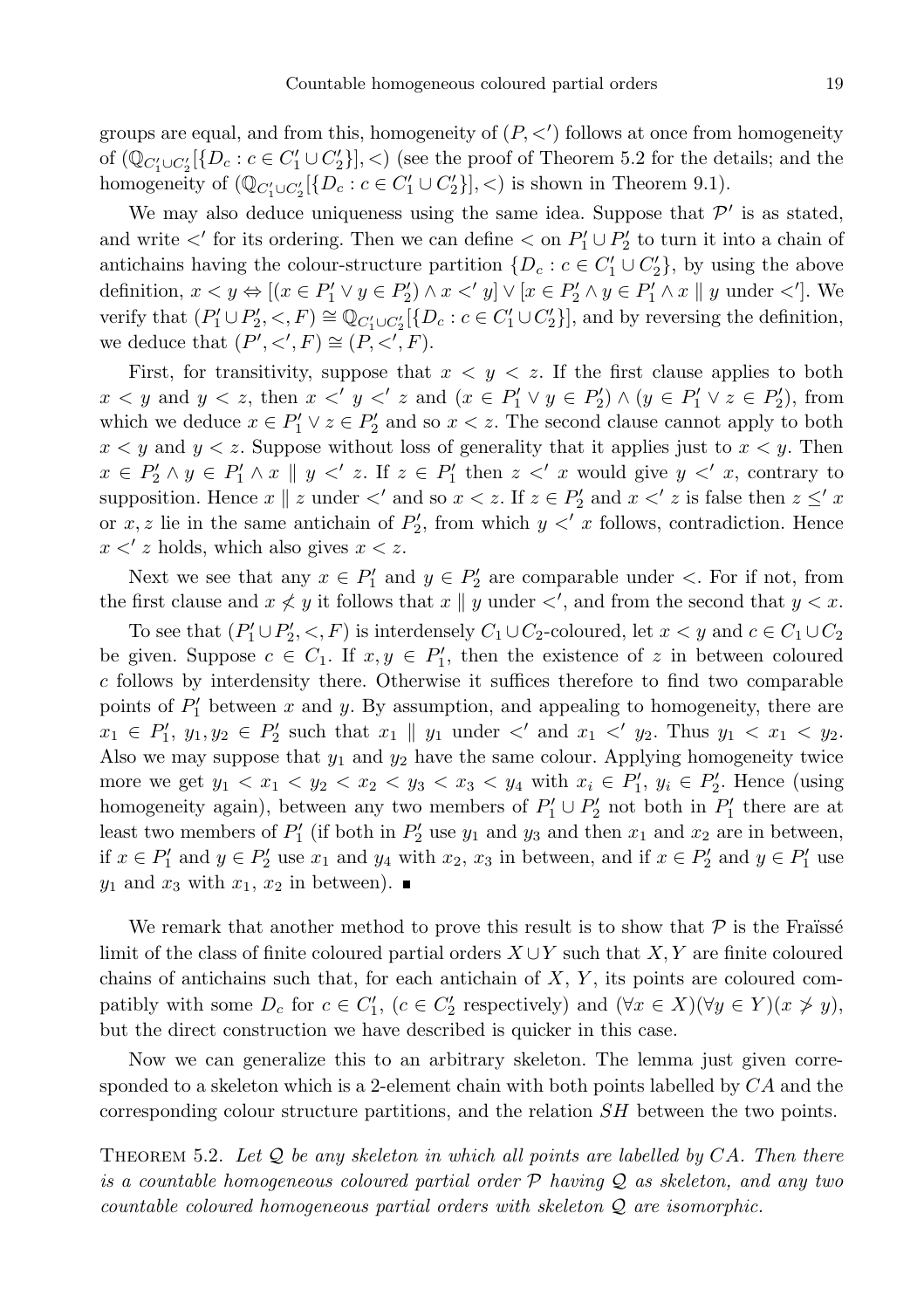groups are equal, and from this, homogeneity of $(P, <')$ follows at once from homogeneity of $(\mathbb{Q}_{C_1' \cup C_2'}[\{D_c : c \in C_1' \cup C_2'\}], <)$ (see the proof of Theorem 5.2 for the details; and the homogeneity of $(\mathbb{Q}_{C_1' \cup C_2'}[\{D_c : c \in C_1' \cup C_2'\}], <)$ is shown in Theorem 9.1).

We may also deduce uniqueness using the same idea. Suppose that $\mathcal{P}'$ is as stated, and write $<'$ for its ordering. Then we can define $<$ on $P_1' \cup P_2'$ to turn it into a chain of antichains having the colour-structure partition $\{D_c : c \in C_1' \cup C_2'\}$, by using the above definition, $x < y \Leftrightarrow [(x \in P_1' \vee y \in P_2') \wedge x <' y] \vee [x \in P_2' \wedge y \in P_1' \wedge x \parallel y \text{ under } <']$. We verify that $(P_1' \cup P_2', <, F) \cong \mathbb{Q}_{C_1' \cup C_2'}[\{D_c : c \in C_1' \cup C_2'\}]$, and by reversing the definition, we deduce that $(P', <', F) \cong (P, <', F)$.

First, for transitivity, suppose that $x < y < z$. If the first clause applies to both $x < y$ and $y < z$, then $x <' y <' z$ and $(x \in P_1' \vee y \in P_2') \wedge (y \in P_1' \vee z \in P_2')$, from which we deduce $x \in P_1' \vee z \in P_2'$ and so $x < z$. The second clause cannot apply to both $x < y$ and $y < z$. Suppose without loss of generality that it applies just to $x < y$. Then $x \in P_2' \wedge y \in P_1' \wedge x \parallel y <' z$. If $z \in P_1'$ then $z <' x$ would give $y <' x$, contrary to supposition. Hence $x \parallel z$ under $<'$ and so $x < z$. If $z \in P_2'$ and $x <' z$ is false then $z \leq' x$ or $x, z$ lie in the same antichain of $P_2'$, from which $y <' x$ follows, contradiction. Hence $x <' z$ holds, which also gives $x < z$.

Next we see that any $x \in P_1'$ and $y \in P_2'$ are comparable under $<$. For if not, from the first clause and $x \not< y$ it follows that $x \parallel y$ under $<'$, and from the second that $y < x$.

To see that $(P_1' \cup P_2', <, F)$ is interdensely $C_1 \cup C_2$-coloured, let $x < y$ and $c \in C_1 \cup C_2$ be given. Suppose $c \in C_1$. If $x, y \in P_1'$, then the existence of $z$ in between coloured $c$ follows by interdensity there. Otherwise it suffices therefore to find two comparable points of $P_1'$ between $x$ and $y$. By assumption, and appealing to homogeneity, there are $x_1 \in P_1'$, $y_1, y_2 \in P_2'$ such that $x_1 \parallel y_1$ under $<'$ and $x_1 <' y_2$. Thus $y_1 < x_1 < y_2$. Also we may suppose that $y_1$ and $y_2$ have the same colour. Applying homogeneity twice more we get $y_1 < x_1 < y_2 < x_2 < y_3 < x_3 < y_4$ with $x_i \in P_1'$, $y_i \in P_2'$. Hence (using homogeneity again), between any two members of $P_1' \cup P_2'$ not both in $P_1'$ there are at least two members of $P_1'$ (if both in $P_2'$ use $y_1$ and $y_3$ and then $x_1$ and $x_2$ are in between, if $x \in P_1'$ and $y \in P_2'$ use $x_1$ and $y_4$ with $x_2$, $x_3$ in between, and if $x \in P_2'$ and $y \in P_1'$ use $y_1$ and $x_3$ with $x_1$, $x_2$ in between). ∎

We remark that another method to prove this result is to show that $\mathcal{P}$ is the Fraïssé limit of the class of finite coloured partial orders $X \cup Y$ such that $X, Y$ are finite coloured chains of antichains such that, for each antichain of $X$, $Y$, its points are coloured compatibly with some $D_c$ for $c \in C_1'$, ($c \in C_2'$ respectively) and $(\forall x \in X)(\forall y \in Y)(x \not> y)$, but the direct construction we have described is quicker in this case.

Now we can generalize this to an arbitrary skeleton. The lemma just given corresponded to a skeleton which is a 2-element chain with both points labelled by $CA$ and the corresponding colour structure partitions, and the relation $SH$ between the two points.

Theorem 5.2. *Let $\mathcal{Q}$ be any skeleton in which all points are labelled by $CA$. Then there is a countable homogeneous coloured partial order $\mathcal{P}$ having $\mathcal{Q}$ as skeleton, and any two countable coloured homogeneous partial orders with skeleton $\mathcal{Q}$ are isomorphic.*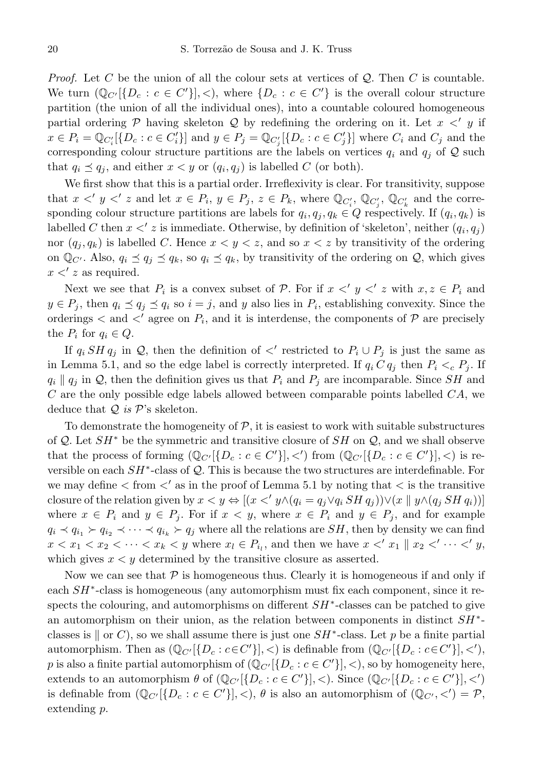*Proof.* Let $C$ be the union of all the colour sets at vertices of $\mathcal{Q}$. Then $C$ is countable. We turn $(\mathbb{Q}_{C'}[\{D_c : c \in C'\}], <)$, where $\{D_c : c \in C'\}$ is the overall colour structure partition (the union of all the individual ones), into a countable coloured homogeneous partial ordering $\mathcal{P}$ having skeleton $\mathcal{Q}$ by redefining the ordering on it. Let $x <' y$ if $x \in P_i = \mathbb{Q}_{C'_i}[\{D_c : c \in C'_i\}]$ and $y \in P_j = \mathbb{Q}_{C'_j}[\{D_c : c \in C'_j\}]$ where $C_i$ and $C_j$ and the corresponding colour structure partitions are the labels on vertices $q_i$ and $q_j$ of $\mathcal{Q}$ such that $q_i \preceq q_j$, and either $x < y$ or $(q_i, q_j)$ is labelled $C$ (or both).

We first show that this is a partial order. Irreflexivity is clear. For transitivity, suppose that $x <' y <' z$ and let $x \in P_i$, $y \in P_j$, $z \in P_k$, where $\mathbb{Q}_{C'_i}$, $\mathbb{Q}_{C'_j}$, $\mathbb{Q}_{C'_k}$ and the corresponding colour structure partitions are labels for $q_i, q_j, q_k \in Q$ respectively. If $(q_i, q_k)$ is labelled $C$ then $x <' z$ is immediate. Otherwise, by definition of 'skeleton', neither $(q_i, q_j)$ nor $(q_j, q_k)$ is labelled $C$. Hence $x < y < z$, and so $x < z$ by transitivity of the ordering on $\mathbb{Q}_{C'}$. Also, $q_i \preceq q_j \preceq q_k$, so $q_i \preceq q_k$, by transitivity of the ordering on $\mathcal{Q}$, which gives $x <' z$ as required.

Next we see that $P_i$ is a convex subset of $\mathcal{P}$. For if $x <' y <' z$ with $x, z \in P_i$ and $y \in P_j$, then $q_i \preceq q_j \preceq q_i$ so $i = j$, and $y$ also lies in $P_i$, establishing convexity. Since the orderings $<$ and $<'$ agree on $P_i$, and it is interdense, the components of $\mathcal{P}$ are precisely the $P_i$ for $q_i \in Q$.

If $q_i \, SH \, q_j$ in $\mathcal{Q}$, then the definition of $<'$ restricted to $P_i \cup P_j$ is just the same as in Lemma 5.1, and so the edge label is correctly interpreted. If $q_i \, C \, q_j$ then $P_i <_c P_j$. If $q_i \parallel q_j$ in $\mathcal{Q}$, then the definition gives us that $P_i$ and $P_j$ are incomparable. Since $SH$ and $C$ are the only possible edge labels allowed between comparable points labelled $CA$, we deduce that $\mathcal{Q}$ *is* $\mathcal{P}$'s skeleton.

To demonstrate the homogeneity of $\mathcal{P}$, it is easiest to work with suitable substructures of $\mathcal{Q}$. Let $SH^*$ be the symmetric and transitive closure of $SH$ on $\mathcal{Q}$, and we shall observe that the process of forming $(\mathbb{Q}_{C'}[\{D_c : c \in C'\}], <')$ from $(\mathbb{Q}_{C'}[\{D_c : c \in C'\}], <)$ is reversible on each $SH^*$-class of $\mathcal{Q}$. This is because the two structures are interdefinable. For we may define $<$ from $<'$ as in the proof of Lemma 5.1 by noting that $<$ is the transitive closure of the relation given by $x < y \Leftrightarrow [(x <' y \wedge (q_i = q_j \vee q_i \, SH \, q_j)) \vee (x \parallel y \wedge (q_j \, SH \, q_i))]$ where $x \in P_i$ and $y \in P_j$. For if $x < y$, where $x \in P_i$ and $y \in P_j$, and for example $q_i \prec q_{i_1} \succ q_{i_2} \prec \cdots \prec q_{i_k} \succ q_j$ where all the relations are $SH$, then by density we can find $x < x_1 < x_2 < \cdots < x_k < y$ where $x_l \in P_{i_l}$, and then we have $x <' x_1 \parallel x_2 <' \cdots <' y$, which gives $x < y$ determined by the transitive closure as asserted.

Now we can see that $\mathcal{P}$ is homogeneous thus. Clearly it is homogeneous if and only if each $SH^*$-class is homogeneous (any automorphism must fix each component, since it respects the colouring, and automorphisms on different $SH^*$-classes can be patched to give an automorphism on their union, as the relation between components in distinct $SH^*$-classes is $\parallel$ or $C$), so we shall assume there is just one $SH^*$-class. Let $p$ be a finite partial automorphism. Then as $(\mathbb{Q}_{C'}[\{D_c : c \in C'\}], <)$ is definable from $(\mathbb{Q}_{C'}[\{D_c : c \in C'\}], <')$, $p$ is also a finite partial automorphism of $(\mathbb{Q}_{C'}[\{D_c : c \in C'\}], <)$, so by homogeneity here, extends to an automorphism $\theta$ of $(\mathbb{Q}_{C'}[\{D_c : c \in C'\}], <)$. Since $(\mathbb{Q}_{C'}[\{D_c : c \in C'\}], <')$ is definable from $(\mathbb{Q}_{C'}[\{D_c : c \in C'\}], <)$, $\theta$ is also an automorphism of $(\mathbb{Q}_{C'}, <') = \mathcal{P}$, extending $p$.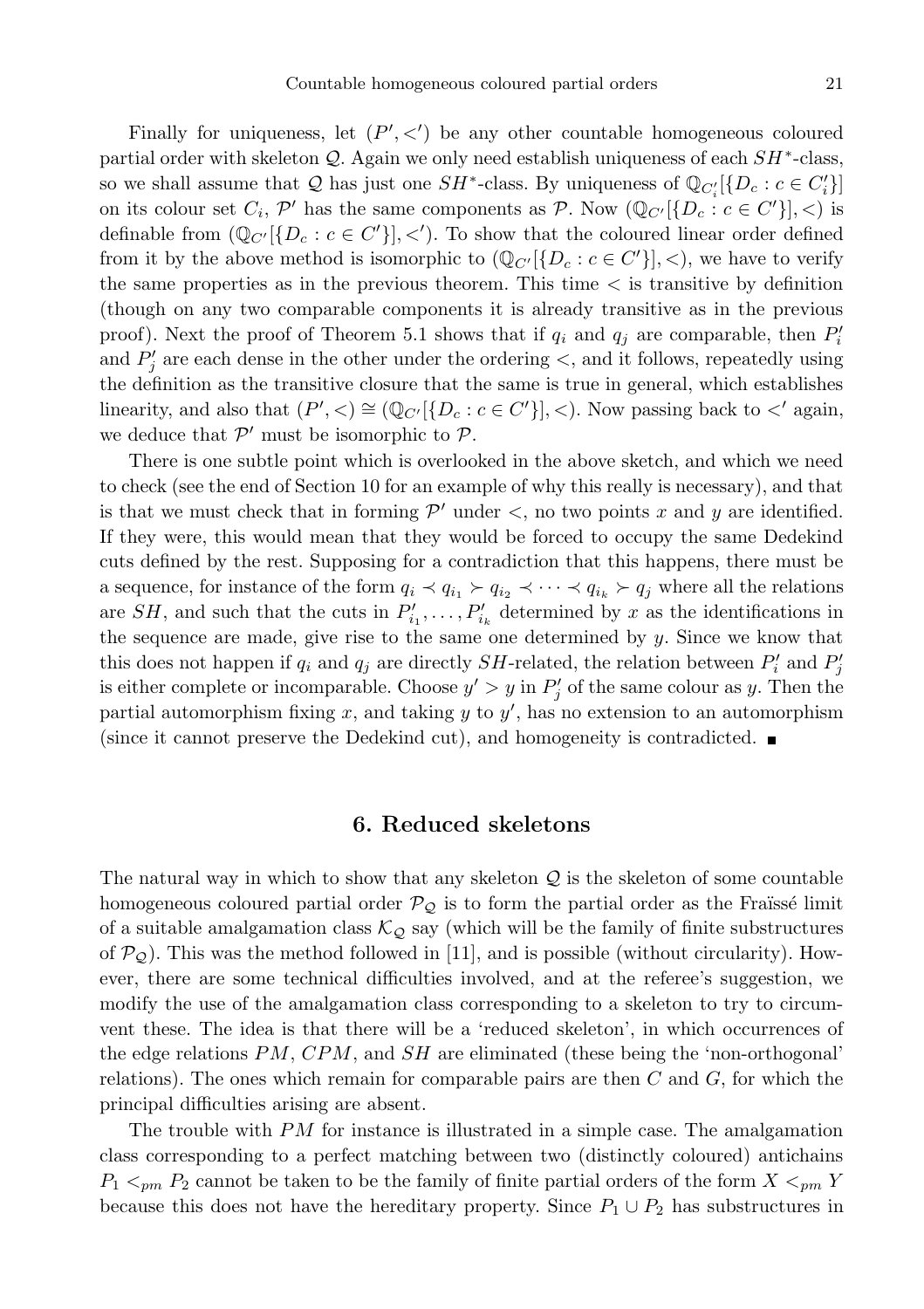Finally for uniqueness, let $(P', <')$ be any other countable homogeneous coloured partial order with skeleton $\mathcal{Q}$. Again we only need establish uniqueness of each $SH^*$-class, so we shall assume that $\mathcal{Q}$ has just one $SH^*$-class. By uniqueness of $\mathbb{Q}_{C_i'}[\{D_c : c \in C_i'\}]$ on its colour set $C_i$, $\mathcal{P}'$ has the same components as $\mathcal{P}$. Now $(\mathbb{Q}_{C'}[\{D_c : c \in C'\}], <)$ is definable from $(\mathbb{Q}_{C'}[\{D_c : c \in C'\}], <')$. To show that the coloured linear order defined from it by the above method is isomorphic to $(\mathbb{Q}_{C'}[\{D_c : c \in C'\}], <)$, we have to verify the same properties as in the previous theorem. This time $<$ is transitive by definition (though on any two comparable components it is already transitive as in the previous proof). Next the proof of Theorem 5.1 shows that if $q_i$ and $q_j$ are comparable, then $P_i'$ and $P_j'$ are each dense in the other under the ordering $<$, and it follows, repeatedly using the definition as the transitive closure that the same is true in general, which establishes linearity, and also that $(P', <) \cong (\mathbb{Q}_{C'}[\{D_c : c \in C'\}], <)$. Now passing back to $<'$ again, we deduce that $\mathcal{P}'$ must be isomorphic to $\mathcal{P}$.

There is one subtle point which is overlooked in the above sketch, and which we need to check (see the end of Section 10 for an example of why this really is necessary), and that is that we must check that in forming $\mathcal{P}'$ under $<$, no two points $x$ and $y$ are identified. If they were, this would mean that they would be forced to occupy the same Dedekind cuts defined by the rest. Supposing for a contradiction that this happens, there must be a sequence, for instance of the form $q_i \prec q_{i_1} \succ q_{i_2} \prec \cdots \prec q_{i_k} \succ q_j$ where all the relations are $SH$, and such that the cuts in $P_{i_1}', \ldots, P_{i_k}'$ determined by $x$ as the identifications in the sequence are made, give rise to the same one determined by $y$. Since we know that this does not happen if $q_i$ and $q_j$ are directly $SH$-related, the relation between $P_i'$ and $P_j'$ is either complete or incomparable. Choose $y' > y$ in $P_j'$ of the same colour as $y$. Then the partial automorphism fixing $x$, and taking $y$ to $y'$, has no extension to an automorphism (since it cannot preserve the Dedekind cut), and homogeneity is contradicted. ∎

## 6. Reduced skeletons

The natural way in which to show that any skeleton $\mathcal{Q}$ is the skeleton of some countable homogeneous coloured partial order $\mathcal{P}_{\mathcal{Q}}$ is to form the partial order as the Fraïssé limit of a suitable amalgamation class $\mathcal{K}_{\mathcal{Q}}$ say (which will be the family of finite substructures of $\mathcal{P}_{\mathcal{Q}}$). This was the method followed in [11], and is possible (without circularity). However, there are some technical difficulties involved, and at the referee's suggestion, we modify the use of the amalgamation class corresponding to a skeleton to try to circumvent these. The idea is that there will be a 'reduced skeleton', in which occurrences of the edge relations $PM$, $CPM$, and $SH$ are eliminated (these being the 'non-orthogonal' relations). The ones which remain for comparable pairs are then $C$ and $G$, for which the principal difficulties arising are absent.

The trouble with $PM$ for instance is illustrated in a simple case. The amalgamation class corresponding to a perfect matching between two (distinctly coloured) antichains $P_1 <_{pm} P_2$ cannot be taken to be the family of finite partial orders of the form $X <_{pm} Y$ because this does not have the hereditary property. Since $P_1 \cup P_2$ has substructures in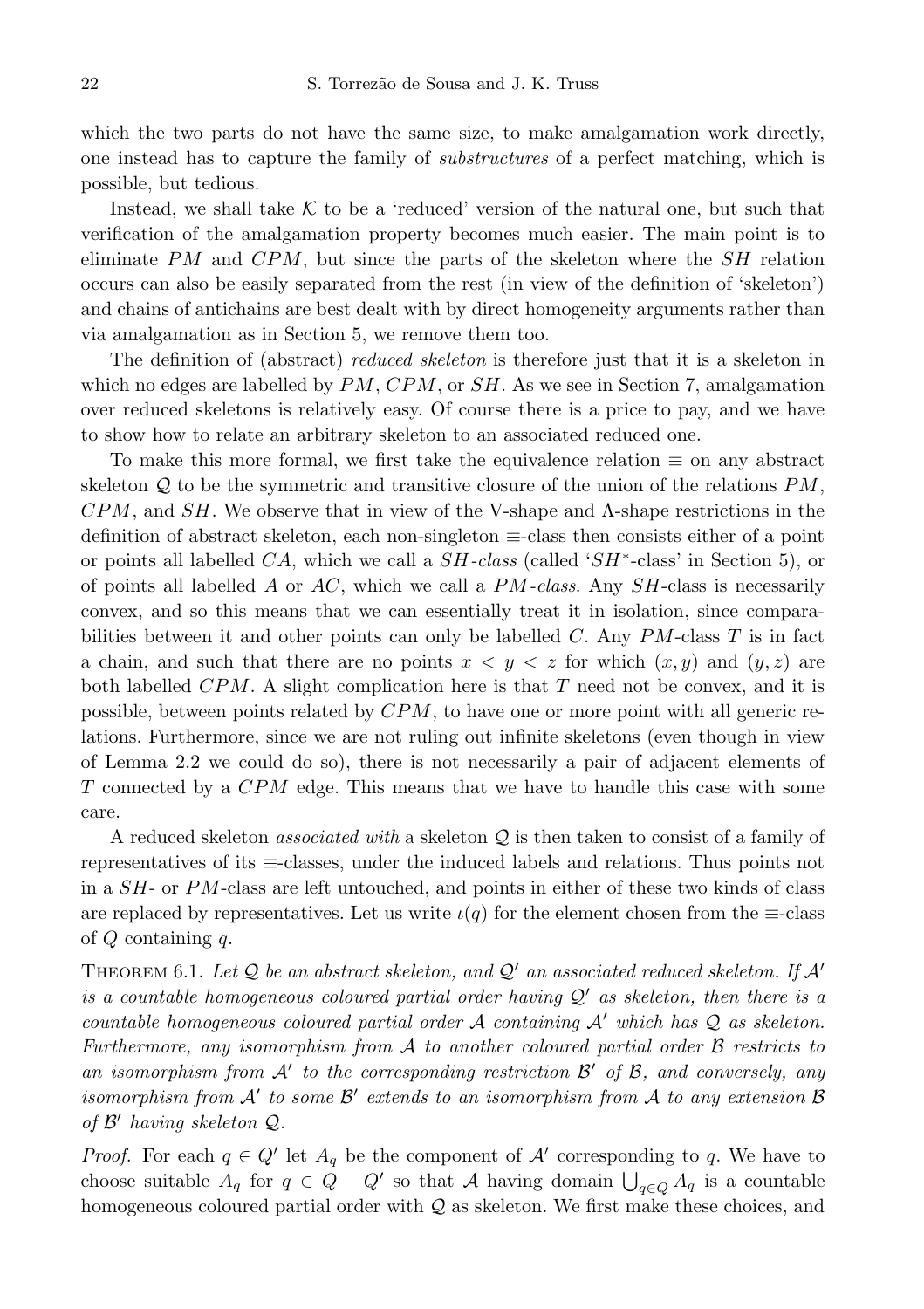which the two parts do not have the same size, to make amalgamation work directly, one instead has to capture the family of *substructures* of a perfect matching, which is possible, but tedious.

Instead, we shall take $\mathcal{K}$ to be a 'reduced' version of the natural one, but such that verification of the amalgamation property becomes much easier. The main point is to eliminate $PM$ and $CPM$, but since the parts of the skeleton where the $SH$ relation occurs can also be easily separated from the rest (in view of the definition of 'skeleton') and chains of antichains are best dealt with by direct homogeneity arguments rather than via amalgamation as in Section 5, we remove them too.

The definition of (abstract) *reduced skeleton* is therefore just that it is a skeleton in which no edges are labelled by $PM$, $CPM$, or $SH$. As we see in Section 7, amalgamation over reduced skeletons is relatively easy. Of course there is a price to pay, and we have to show how to relate an arbitrary skeleton to an associated reduced one.

To make this more formal, we first take the equivalence relation $\equiv$ on any abstract skeleton $\mathcal{Q}$ to be the symmetric and transitive closure of the union of the relations $PM$, $CPM$, and $SH$. We observe that in view of the V-shape and $\Lambda$-shape restrictions in the definition of abstract skeleton, each non-singleton $\equiv$-class then consists either of a point or points all labelled $CA$, which we call a *$SH$-class* (called '$SH^*$-class' in Section 5), or of points all labelled $A$ or $AC$, which we call a *$PM$-class*. Any $SH$-class is necessarily convex, and so this means that we can essentially treat it in isolation, since comparabilities between it and other points can only be labelled $C$. Any $PM$-class $T$ is in fact a chain, and such that there are no points $x < y < z$ for which $(x, y)$ and $(y, z)$ are both labelled $CPM$. A slight complication here is that $T$ need not be convex, and it is possible, between points related by $CPM$, to have one or more point with all generic relations. Furthermore, since we are not ruling out infinite skeletons (even though in view of Lemma 2.2 we could do so), there is not necessarily a pair of adjacent elements of $T$ connected by a $CPM$ edge. This means that we have to handle this case with some care.

A reduced skeleton *associated with* a skeleton $\mathcal{Q}$ is then taken to consist of a family of representatives of its $\equiv$-classes, under the induced labels and relations. Thus points not in a $SH$- or $PM$-class are left untouched, and points in either of these two kinds of class are replaced by representatives. Let us write $\iota(q)$ for the element chosen from the $\equiv$-class of $Q$ containing $q$.

THEOREM 6.1. *Let $\mathcal{Q}$ be an abstract skeleton, and $\mathcal{Q}'$ an associated reduced skeleton. If $\mathcal{A}'$ is a countable homogeneous coloured partial order having $\mathcal{Q}'$ as skeleton, then there is a countable homogeneous coloured partial order $\mathcal{A}$ containing $\mathcal{A}'$ which has $\mathcal{Q}$ as skeleton. Furthermore, any isomorphism from $\mathcal{A}$ to another coloured partial order $\mathcal{B}$ restricts to an isomorphism from $\mathcal{A}'$ to the corresponding restriction $\mathcal{B}'$ of $\mathcal{B}$, and conversely, any isomorphism from $\mathcal{A}'$ to some $\mathcal{B}'$ extends to an isomorphism from $\mathcal{A}$ to any extension $\mathcal{B}$ of $\mathcal{B}'$ having skeleton $\mathcal{Q}$.*

*Proof.* For each $q \in Q'$ let $A_q$ be the component of $\mathcal{A}'$ corresponding to $q$. We have to choose suitable $A_q$ for $q \in Q - Q'$ so that $\mathcal{A}$ having domain $\bigcup_{q \in Q} A_q$ is a countable homogeneous coloured partial order with $\mathcal{Q}$ as skeleton. We first make these choices, and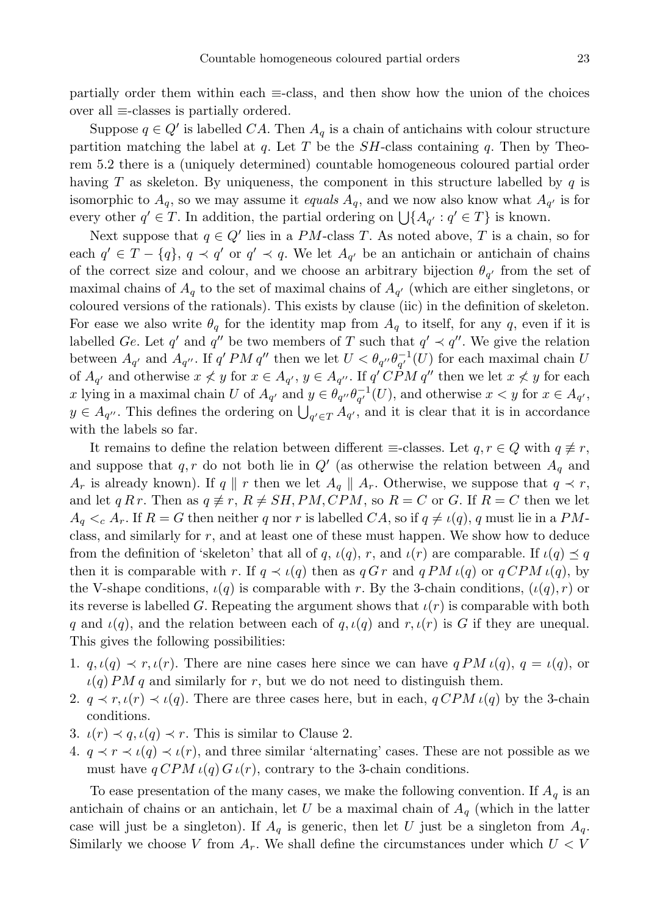partially order them within each $\equiv$-class, and then show how the union of the choices over all $\equiv$-classes is partially ordered.

Suppose $q \in Q'$ is labelled $CA$. Then $A_q$ is a chain of antichains with colour structure partition matching the label at $q$. Let $T$ be the $SH$-class containing $q$. Then by Theorem 5.2 there is a (uniquely determined) countable homogeneous coloured partial order having $T$ as skeleton. By uniqueness, the component in this structure labelled by $q$ is isomorphic to $A_q$, so we may assume it *equals* $A_q$, and we now also know what $A_{q'}$ is for every other $q' \in T$. In addition, the partial ordering on $\bigcup\{A_{q'} : q' \in T\}$ is known.

Next suppose that $q \in Q'$ lies in a $PM$-class $T$. As noted above, $T$ is a chain, so for each $q' \in T - \{q\}$, $q \prec q'$ or $q' \prec q$. We let $A_{q'}$ be an antichain or antichain of chains of the correct size and colour, and we choose an arbitrary bijection $\theta_{q'}$ from the set of maximal chains of $A_q$ to the set of maximal chains of $A_{q'}$ (which are either singletons, or coloured versions of the rationals). This exists by clause (iic) in the definition of skeleton. For ease we also write $\theta_q$ for the identity map from $A_q$ to itself, for any $q$, even if it is labelled $Ge$. Let $q'$ and $q''$ be two members of $T$ such that $q' \prec q''$. We give the relation between $A_{q'}$ and $A_{q''}$. If $q' \, PM \, q''$ then we let $U < \theta_{q''}\theta_{q'}^{-1}(U)$ for each maximal chain $U$ of $A_{q'}$ and otherwise $x \not< y$ for $x \in A_{q'}$, $y \in A_{q''}$. If $q' \, CPM \, q''$ then we let $x \not< y$ for each $x$ lying in a maximal chain $U$ of $A_{q'}$ and $y \in \theta_{q''}\theta_{q'}^{-1}(U)$, and otherwise $x < y$ for $x \in A_{q'}$, $y \in A_{q''}$. This defines the ordering on $\bigcup_{q' \in T} A_{q'}$, and it is clear that it is in accordance with the labels so far.

It remains to define the relation between different $\equiv$-classes. Let $q, r \in Q$ with $q \not\equiv r$, and suppose that $q, r$ do not both lie in $Q'$ (as otherwise the relation between $A_q$ and $A_r$ is already known). If $q \parallel r$ then we let $A_q \parallel A_r$. Otherwise, we suppose that $q \prec r$, and let $q \, R \, r$. Then as $q \not\equiv r$, $R \neq SH, PM, CPM$, so $R = C$ or $G$. If $R = C$ then we let $A_q <_c A_r$. If $R = G$ then neither $q$ nor $r$ is labelled $CA$, so if $q \neq \iota(q)$, $q$ must lie in a $PM$-class, and similarly for $r$, and at least one of these must happen. We show how to deduce from the definition of 'skeleton' that all of $q$, $\iota(q)$, $r$, and $\iota(r)$ are comparable. If $\iota(q) \preceq q$ then it is comparable with $r$. If $q \prec \iota(q)$ then as $q \, G \, r$ and $q \, PM \, \iota(q)$ or $q \, CPM \, \iota(q)$, by the V-shape conditions, $\iota(q)$ is comparable with $r$. By the 3-chain conditions, $(\iota(q), r)$ or its reverse is labelled $G$. Repeating the argument shows that $\iota(r)$ is comparable with both $q$ and $\iota(q)$, and the relation between each of $q, \iota(q)$ and $r, \iota(r)$ is $G$ if they are unequal. This gives the following possibilities:

1. $q, \iota(q) \prec r, \iota(r)$. There are nine cases here since we can have $q \, PM \, \iota(q)$, $q = \iota(q)$, or $\iota(q) \, PM \, q$ and similarly for $r$, but we do not need to distinguish them.
2. $q \prec r, \iota(r) \prec \iota(q)$. There are three cases here, but in each, $q \, CPM \, \iota(q)$ by the 3-chain conditions.
3. $\iota(r) \prec q, \iota(q) \prec r$. This is similar to Clause 2.
4. $q \prec r \prec \iota(q) \prec \iota(r)$, and three similar 'alternating' cases. These are not possible as we must have $q \, CPM \, \iota(q) \, G \, \iota(r)$, contrary to the 3-chain conditions.

To ease presentation of the many cases, we make the following convention. If $A_q$ is an antichain of chains or an antichain, let $U$ be a maximal chain of $A_q$ (which in the latter case will just be a singleton). If $A_q$ is generic, then let $U$ just be a singleton from $A_q$. Similarly we choose $V$ from $A_r$. We shall define the circumstances under which $U < V$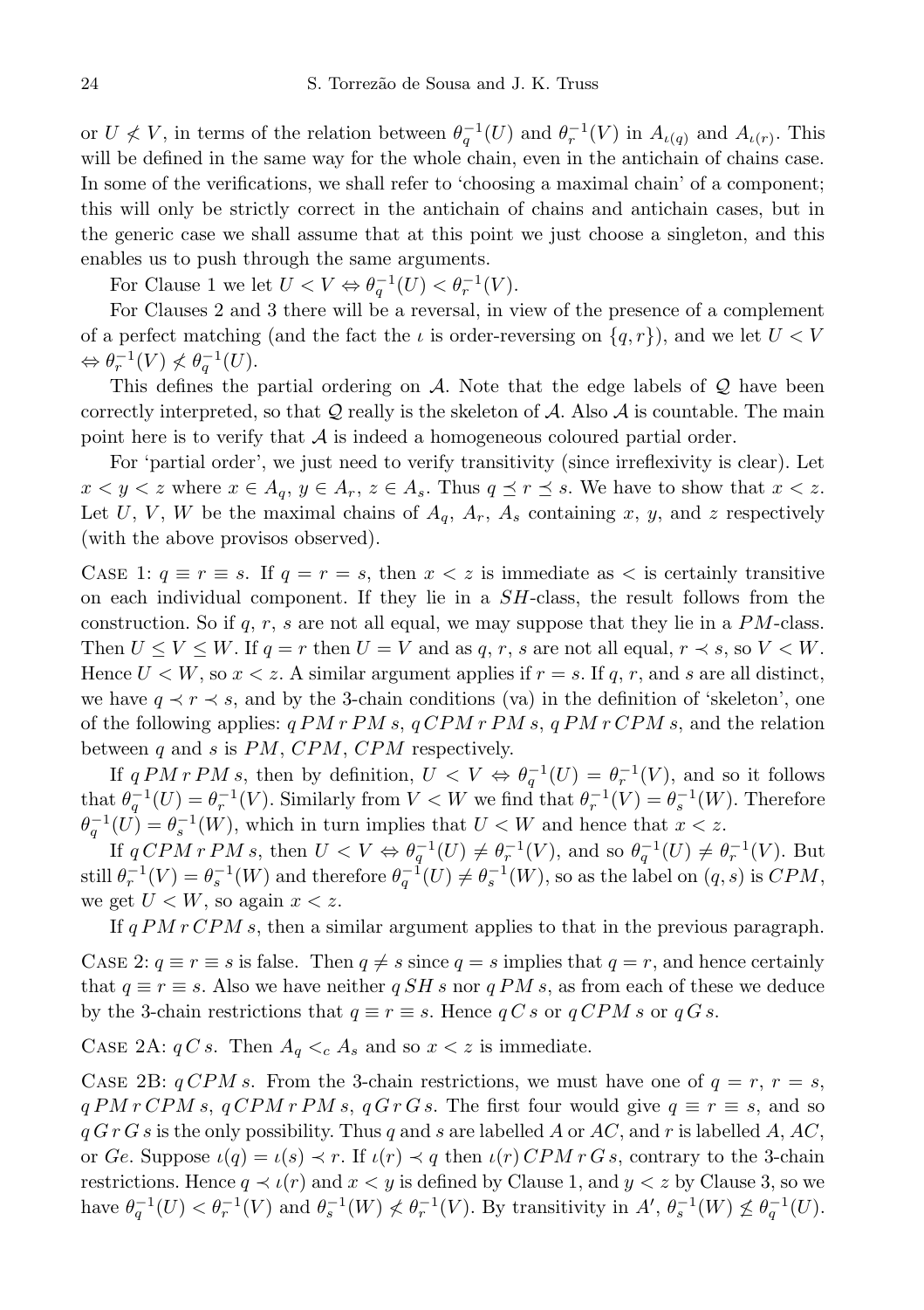or $U \not< V$, in terms of the relation between $\theta_q^{-1}(U)$ and $\theta_r^{-1}(V)$ in $A_{\iota(q)}$ and $A_{\iota(r)}$. This will be defined in the same way for the whole chain, even in the antichain of chains case. In some of the verifications, we shall refer to 'choosing a maximal chain' of a component; this will only be strictly correct in the antichain of chains and antichain cases, but in the generic case we shall assume that at this point we just choose a singleton, and this enables us to push through the same arguments.

For Clause 1 we let $U < V \Leftrightarrow \theta_q^{-1}(U) < \theta_r^{-1}(V)$.

For Clauses 2 and 3 there will be a reversal, in view of the presence of a complement of a perfect matching (and the fact the $\iota$ is order-reversing on $\{q, r\}$), and we let $U < V \Leftrightarrow \theta_r^{-1}(V) \not< \theta_q^{-1}(U)$.

This defines the partial ordering on $\mathcal{A}$. Note that the edge labels of $\mathcal{Q}$ have been correctly interpreted, so that $\mathcal{Q}$ really is the skeleton of $\mathcal{A}$. Also $\mathcal{A}$ is countable. The main point here is to verify that $\mathcal{A}$ is indeed a homogeneous coloured partial order.

For 'partial order', we just need to verify transitivity (since irreflexivity is clear). Let $x < y < z$ where $x \in A_q$, $y \in A_r$, $z \in A_s$. Thus $q \preceq r \preceq s$. We have to show that $x < z$. Let $U$, $V$, $W$ be the maximal chains of $A_q$, $A_r$, $A_s$ containing $x$, $y$, and $z$ respectively (with the above provisos observed).

Case 1: $q \equiv r \equiv s$. If $q = r = s$, then $x < z$ is immediate as $<$ is certainly transitive on each individual component. If they lie in a $SH$-class, the result follows from the construction. So if $q$, $r$, $s$ are not all equal, we may suppose that they lie in a $PM$-class. Then $U \le V \le W$. If $q = r$ then $U = V$ and as $q$, $r$, $s$ are not all equal, $r \prec s$, so $V < W$. Hence $U < W$, so $x < z$. A similar argument applies if $r = s$. If $q$, $r$, and $s$ are all distinct, we have $q \prec r \prec s$, and by the 3-chain conditions (va) in the definition of 'skeleton', one of the following applies: $q\,PM\,r\,PM\,s$, $q\,CPM\,r\,PM\,s$, $q\,PM\,r\,CPM\,s$, and the relation between $q$ and $s$ is $PM$, $CPM$, $CPM$ respectively.

If $q\,PM\,r\,PM\,s$, then by definition, $U < V \Leftrightarrow \theta_q^{-1}(U) = \theta_r^{-1}(V)$, and so it follows that $\theta_q^{-1}(U) = \theta_r^{-1}(V)$. Similarly from $V < W$ we find that $\theta_r^{-1}(V) = \theta_s^{-1}(W)$. Therefore $\theta_q^{-1}(U) = \theta_s^{-1}(W)$, which in turn implies that $U < W$ and hence that $x < z$.

If $q\,CPM\,r\,PM\,s$, then $U < V \Leftrightarrow \theta_q^{-1}(U) \ne \theta_r^{-1}(V)$, and so $\theta_q^{-1}(U) \ne \theta_r^{-1}(V)$. But still $\theta_r^{-1}(V) = \theta_s^{-1}(W)$ and therefore $\theta_q^{-1}(U) \ne \theta_s^{-1}(W)$, so as the label on $(q, s)$ is $CPM$, we get $U < W$, so again $x < z$.

If $q\,PM\,r\,CPM\,s$, then a similar argument applies to that in the previous paragraph.

Case 2: $q \equiv r \equiv s$ is false. Then $q \ne s$ since $q = s$ implies that $q = r$, and hence certainly that $q \equiv r \equiv s$. Also we have neither $q\,SH\,s$ nor $q\,PM\,s$, as from each of these we deduce by the 3-chain restrictions that $q \equiv r \equiv s$. Hence $q\,C\,s$ or $q\,CPM\,s$ or $q\,G\,s$.

Case 2A: $q\,C\,s$. Then $A_q <_c A_s$ and so $x < z$ is immediate.

Case 2B: $q\,CPM\,s$. From the 3-chain restrictions, we must have one of $q = r$, $r = s$, $q\,PM\,r\,CPM\,s$, $q\,CPM\,r\,PM\,s$, $q\,G\,r\,G\,s$. The first four would give $q \equiv r \equiv s$, and so $q\,G\,r\,G\,s$ is the only possibility. Thus $q$ and $s$ are labelled $A$ or $AC$, and $r$ is labelled $A$, $AC$, or $Ge$. Suppose $\iota(q) = \iota(s) \prec r$. If $\iota(r) \prec q$ then $\iota(r)\,CPM\,r\,G\,s$, contrary to the 3-chain restrictions. Hence $q \prec \iota(r)$ and $x < y$ is defined by Clause 1, and $y < z$ by Clause 3, so we have $\theta_q^{-1}(U) < \theta_r^{-1}(V)$ and $\theta_s^{-1}(W) \not< \theta_r^{-1}(V)$. By transitivity in $A'$, $\theta_s^{-1}(W) \not\le \theta_q^{-1}(U)$.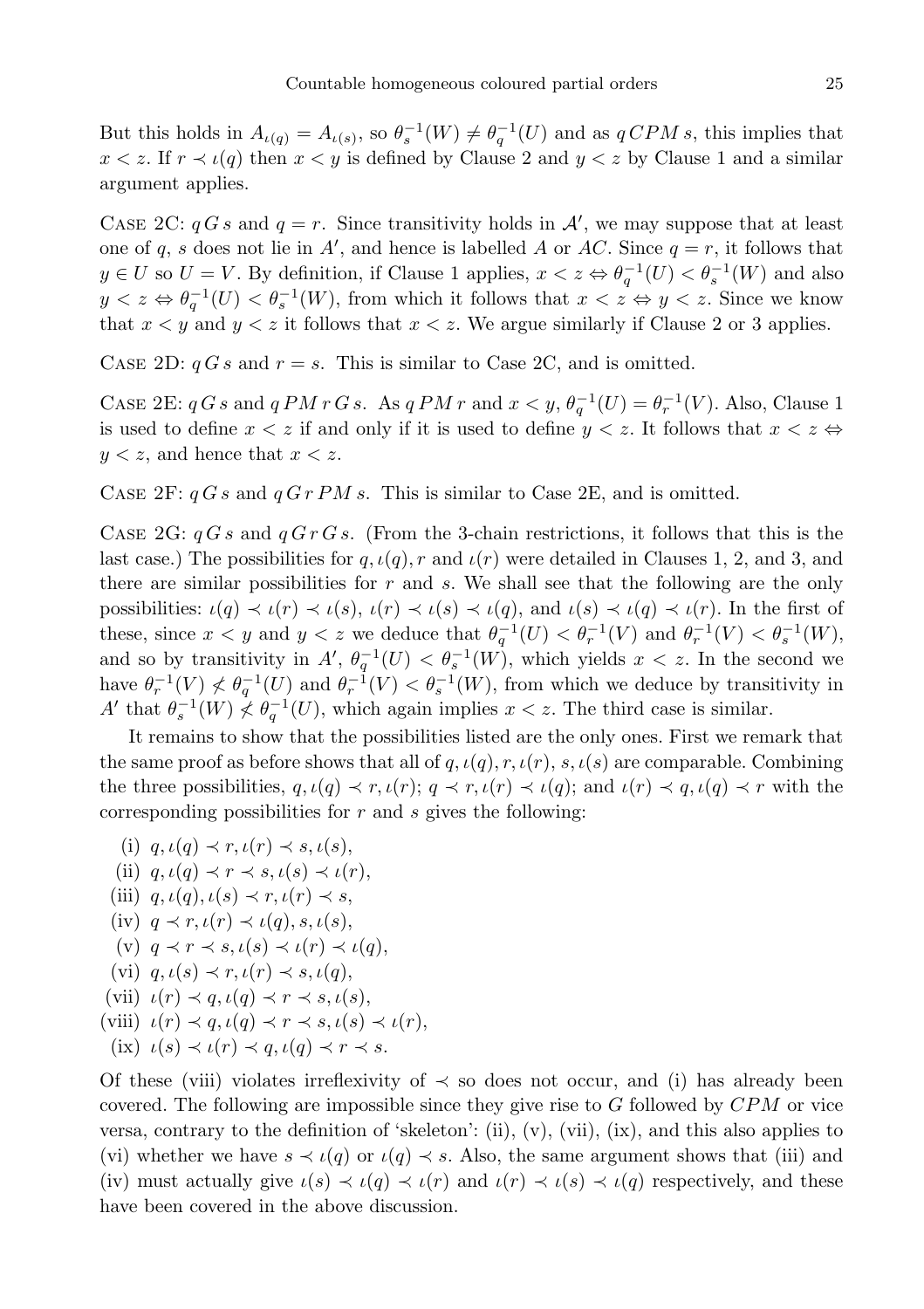But this holds in $A_{\iota(q)} = A_{\iota(s)}$, so $\theta_s^{-1}(W) \neq \theta_q^{-1}(U)$ and as $q\,CPM\,s$, this implies that $x < z$. If $r \prec \iota(q)$ then $x < y$ is defined by Clause 2 and $y < z$ by Clause 1 and a similar argument applies.

Case 2C: $q\,G\,s$ and $q = r$. Since transitivity holds in $\mathcal{A}'$, we may suppose that at least one of $q$, $s$ does not lie in $A'$, and hence is labelled $A$ or $AC$. Since $q = r$, it follows that $y \in U$ so $U = V$. By definition, if Clause 1 applies, $x < z \Leftrightarrow \theta_q^{-1}(U) < \theta_s^{-1}(W)$ and also $y < z \Leftrightarrow \theta_q^{-1}(U) < \theta_s^{-1}(W)$, from which it follows that $x < z \Leftrightarrow y < z$. Since we know that $x < y$ and $y < z$ it follows that $x < z$. We argue similarly if Clause 2 or 3 applies.

Case 2D: $q\,G\,s$ and $r = s$. This is similar to Case 2C, and is omitted.

Case 2E: $q\,G\,s$ and $q\,PM\,r\,G\,s$. As $q\,PM\,r$ and $x < y$, $\theta_q^{-1}(U) = \theta_r^{-1}(V)$. Also, Clause 1 is used to define $x < z$ if and only if it is used to define $y < z$. It follows that $x < z \Leftrightarrow y < z$, and hence that $x < z$.

Case 2F: $q\,G\,s$ and $q\,G\,r\,PM\,s$. This is similar to Case 2E, and is omitted.

Case 2G: $q\,G\,s$ and $q\,G\,r\,G\,s$. (From the 3-chain restrictions, it follows that this is the last case.) The possibilities for $q, \iota(q), r$ and $\iota(r)$ were detailed in Clauses 1, 2, and 3, and there are similar possibilities for $r$ and $s$. We shall see that the following are the only possibilities: $\iota(q) \prec \iota(r) \prec \iota(s)$, $\iota(r) \prec \iota(s) \prec \iota(q)$, and $\iota(s) \prec \iota(q) \prec \iota(r)$. In the first of these, since $x < y$ and $y < z$ we deduce that $\theta_q^{-1}(U) < \theta_r^{-1}(V)$ and $\theta_r^{-1}(V) < \theta_s^{-1}(W)$, and so by transitivity in $A'$, $\theta_q^{-1}(U) < \theta_s^{-1}(W)$, which yields $x < z$. In the second we have $\theta_r^{-1}(V) \not< \theta_q^{-1}(U)$ and $\theta_r^{-1}(V) < \theta_s^{-1}(W)$, from which we deduce by transitivity in $A'$ that $\theta_s^{-1}(W) \not< \theta_q^{-1}(U)$, which again implies $x < z$. The third case is similar.

It remains to show that the possibilities listed are the only ones. First we remark that the same proof as before shows that all of $q, \iota(q), r, \iota(r), s, \iota(s)$ are comparable. Combining the three possibilities, $q, \iota(q) \prec r, \iota(r)$; $q \prec r, \iota(r) \prec \iota(q)$; and $\iota(r) \prec q, \iota(q) \prec r$ with the corresponding possibilities for $r$ and $s$ gives the following:

(i) $q, \iota(q) \prec r, \iota(r) \prec s, \iota(s)$,
(ii) $q, \iota(q) \prec r \prec s, \iota(s) \prec \iota(r)$,
(iii) $q, \iota(q), \iota(s) \prec r, \iota(r) \prec s$,
(iv) $q \prec r, \iota(r) \prec \iota(q), s, \iota(s)$,
(v) $q \prec r \prec s, \iota(s) \prec \iota(r) \prec \iota(q)$,
(vi) $q, \iota(s) \prec r, \iota(r) \prec s, \iota(q)$,
(vii) $\iota(r) \prec q, \iota(q) \prec r \prec s, \iota(s)$,
(viii) $\iota(r) \prec q, \iota(q) \prec r \prec s, \iota(s) \prec \iota(r)$,
(ix) $\iota(s) \prec \iota(r) \prec q, \iota(q) \prec r \prec s$.

Of these (viii) violates irreflexivity of $\prec$ so does not occur, and (i) has already been covered. The following are impossible since they give rise to $G$ followed by $CPM$ or vice versa, contrary to the definition of 'skeleton': (ii), (v), (vii), (ix), and this also applies to (vi) whether we have $s \prec \iota(q)$ or $\iota(q) \prec s$. Also, the same argument shows that (iii) and (iv) must actually give $\iota(s) \prec \iota(q) \prec \iota(r)$ and $\iota(r) \prec \iota(s) \prec \iota(q)$ respectively, and these have been covered in the above discussion.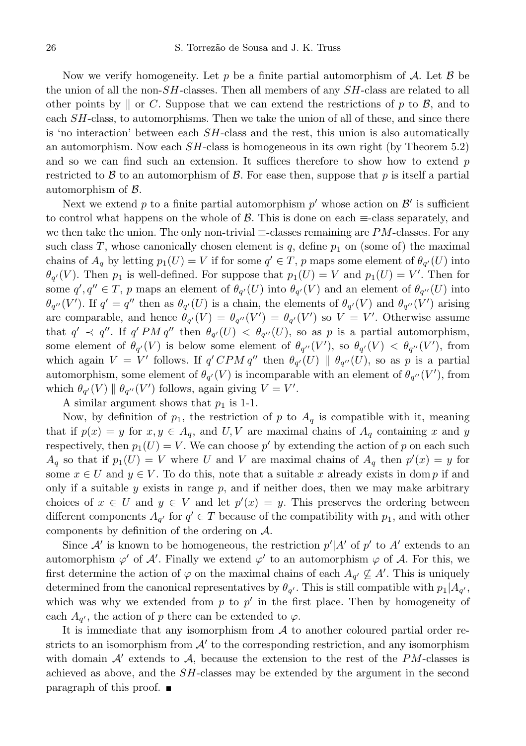Now we verify homogeneity. Let $p$ be a finite partial automorphism of $\mathcal{A}$. Let $\mathcal{B}$ be the union of all the non-$SH$-classes. Then all members of any $SH$-class are related to all other points by $\parallel$ or $C$. Suppose that we can extend the restrictions of $p$ to $\mathcal{B}$, and to each $SH$-class, to automorphisms. Then we take the union of all of these, and since there is 'no interaction' between each $SH$-class and the rest, this union is also automatically an automorphism. Now each $SH$-class is homogeneous in its own right (by Theorem 5.2) and so we can find such an extension. It suffices therefore to show how to extend $p$ restricted to $\mathcal{B}$ to an automorphism of $\mathcal{B}$. For ease then, suppose that $p$ is itself a partial automorphism of $\mathcal{B}$.

Next we extend $p$ to a finite partial automorphism $p'$ whose action on $\mathcal{B}'$ is sufficient to control what happens on the whole of $\mathcal{B}$. This is done on each $\equiv$-class separately, and we then take the union. The only non-trivial $\equiv$-classes remaining are $PM$-classes. For any such class $T$, whose canonically chosen element is $q$, define $p_1$ on (some of) the maximal chains of $A_q$ by letting $p_1(U) = V$ if for some $q' \in T$, $p$ maps some element of $\theta_{q'}(U)$ into $\theta_{q'}(V)$. Then $p_1$ is well-defined. For suppose that $p_1(U) = V$ and $p_1(U) = V'$. Then for some $q', q'' \in T$, $p$ maps an element of $\theta_{q'}(U)$ into $\theta_{q'}(V)$ and an element of $\theta_{q''}(U)$ into $\theta_{q''}(V')$. If $q' = q''$ then as $\theta_{q'}(U)$ is a chain, the elements of $\theta_{q'}(V)$ and $\theta_{q''}(V')$ arising are comparable, and hence $\theta_{q'}(V) = \theta_{q''}(V') = \theta_{q'}(V')$ so $V = V'$. Otherwise assume that $q' \prec q''$. If $q' \, PM \, q''$ then $\theta_{q'}(U) < \theta_{q''}(U)$, so as $p$ is a partial automorphism, some element of $\theta_{q'}(V)$ is below some element of $\theta_{q''}(V')$, so $\theta_{q'}(V) < \theta_{q''}(V')$, from which again $V = V'$ follows. If $q' \, CPM \, q''$ then $\theta_{q'}(U) \parallel \theta_{q''}(U)$, so as $p$ is a partial automorphism, some element of $\theta_{q'}(V)$ is incomparable with an element of $\theta_{q''}(V')$, from which $\theta_{q'}(V) \parallel \theta_{q''}(V')$ follows, again giving $V = V'$.

A similar argument shows that $p_1$ is 1-1.

Now, by definition of $p_1$, the restriction of $p$ to $A_q$ is compatible with it, meaning that if $p(x) = y$ for $x, y \in A_q$, and $U, V$ are maximal chains of $A_q$ containing $x$ and $y$ respectively, then $p_1(U) = V$. We can choose $p'$ by extending the action of $p$ on each such $A_q$ so that if $p_1(U) = V$ where $U$ and $V$ are maximal chains of $A_q$ then $p'(x) = y$ for some $x \in U$ and $y \in V$. To do this, note that a suitable $x$ already exists in $\operatorname{dom} p$ if and only if a suitable $y$ exists in range $p$, and if neither does, then we may make arbitrary choices of $x \in U$ and $y \in V$ and let $p'(x) = y$. This preserves the ordering between different components $A_{q'}$ for $q' \in T$ because of the compatibility with $p_1$, and with other components by definition of the ordering on $\mathcal{A}$.

Since $\mathcal{A}'$ is known to be homogeneous, the restriction $p'|A'$ of $p'$ to $A'$ extends to an automorphism $\varphi'$ of $\mathcal{A}'$. Finally we extend $\varphi'$ to an automorphism $\varphi$ of $\mathcal{A}$. For this, we first determine the action of $\varphi$ on the maximal chains of each $A_{q'} \not\subseteq A'$. This is uniquely determined from the canonical representatives by $\theta_{q'}$. This is still compatible with $p_1|A_{q'}$, which was why we extended from $p$ to $p'$ in the first place. Then by homogeneity of each $A_{q'}$, the action of $p$ there can be extended to $\varphi$.

It is immediate that any isomorphism from $\mathcal{A}$ to another coloured partial order restricts to an isomorphism from $\mathcal{A}'$ to the corresponding restriction, and any isomorphism with domain $\mathcal{A}'$ extends to $\mathcal{A}$, because the extension to the rest of the $PM$-classes is achieved as above, and the $SH$-classes may be extended by the argument in the second paragraph of this proof. ∎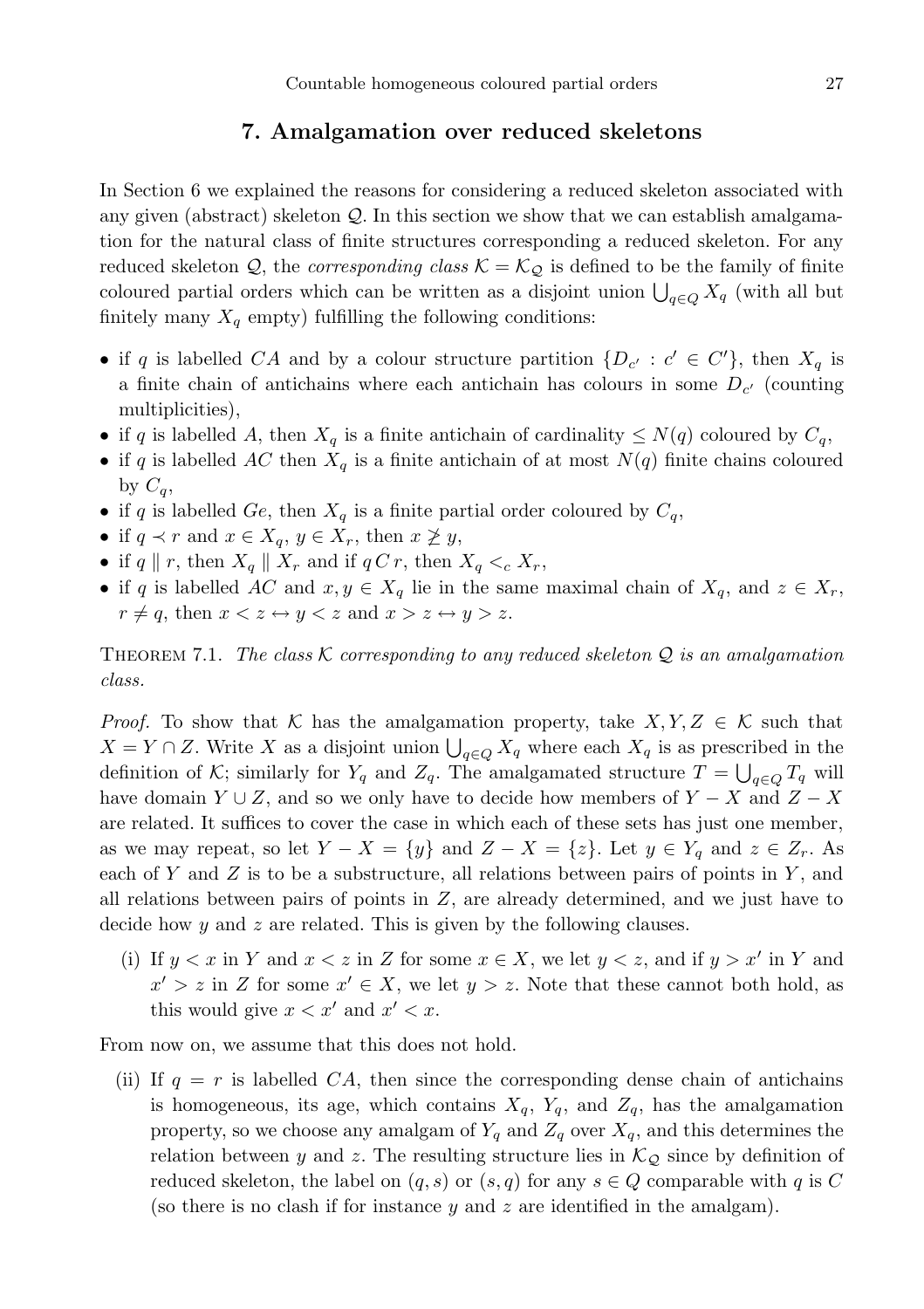## 7. Amalgamation over reduced skeletons

In Section 6 we explained the reasons for considering a reduced skeleton associated with any given (abstract) skeleton $\mathcal{Q}$. In this section we show that we can establish amalgamation for the natural class of finite structures corresponding a reduced skeleton. For any reduced skeleton $\mathcal{Q}$, the *corresponding class* $\mathcal{K} = \mathcal{K}_{\mathcal{Q}}$ is defined to be the family of finite coloured partial orders which can be written as a disjoint union $\bigcup_{q \in Q} X_q$ (with all but finitely many $X_q$ empty) fulfilling the following conditions:

- if $q$ is labelled $CA$ and by a colour structure partition $\{D_{c'} : c' \in C'\}$, then $X_q$ is a finite chain of antichains where each antichain has colours in some $D_{c'}$ (counting multiplicities),
- if $q$ is labelled $A$, then $X_q$ is a finite antichain of cardinality $\leq N(q)$ coloured by $C_q$,
- if $q$ is labelled $AC$ then $X_q$ is a finite antichain of at most $N(q)$ finite chains coloured by $C_q$,
- if $q$ is labelled $Ge$, then $X_q$ is a finite partial order coloured by $C_q$,
- if $q \prec r$ and $x \in X_q$, $y \in X_r$, then $x \not\geq y$,
- if $q \parallel r$, then $X_q \parallel X_r$ and if $q \, C \, r$, then $X_q <_c X_r$,
- if $q$ is labelled $AC$ and $x, y \in X_q$ lie in the same maximal chain of $X_q$, and $z \in X_r$, $r \neq q$, then $x < z \leftrightarrow y < z$ and $x > z \leftrightarrow y > z$.

Theorem 7.1. *The class $\mathcal{K}$ corresponding to any reduced skeleton $\mathcal{Q}$ is an amalgamation class.*

*Proof.* To show that $\mathcal{K}$ has the amalgamation property, take $X, Y, Z \in \mathcal{K}$ such that $X = Y \cap Z$. Write $X$ as a disjoint union $\bigcup_{q \in Q} X_q$ where each $X_q$ is as prescribed in the definition of $\mathcal{K}$; similarly for $Y_q$ and $Z_q$. The amalgamated structure $T = \bigcup_{q \in Q} T_q$ will have domain $Y \cup Z$, and so we only have to decide how members of $Y - X$ and $Z - X$ are related. It suffices to cover the case in which each of these sets has just one member, as we may repeat, so let $Y - X = \{y\}$ and $Z - X = \{z\}$. Let $y \in Y_q$ and $z \in Z_r$. As each of $Y$ and $Z$ is to be a substructure, all relations between pairs of points in $Y$, and all relations between pairs of points in $Z$, are already determined, and we just have to decide how $y$ and $z$ are related. This is given by the following clauses.

(i) If $y < x$ in $Y$ and $x < z$ in $Z$ for some $x \in X$, we let $y < z$, and if $y > x'$ in $Y$ and $x' > z$ in $Z$ for some $x' \in X$, we let $y > z$. Note that these cannot both hold, as this would give $x < x'$ and $x' < x$.

From now on, we assume that this does not hold.

(ii) If $q = r$ is labelled $CA$, then since the corresponding dense chain of antichains is homogeneous, its age, which contains $X_q$, $Y_q$, and $Z_q$, has the amalgamation property, so we choose any amalgam of $Y_q$ and $Z_q$ over $X_q$, and this determines the relation between $y$ and $z$. The resulting structure lies in $\mathcal{K}_{\mathcal{Q}}$ since by definition of reduced skeleton, the label on $(q, s)$ or $(s, q)$ for any $s \in Q$ comparable with $q$ is $C$ (so there is no clash if for instance $y$ and $z$ are identified in the amalgam).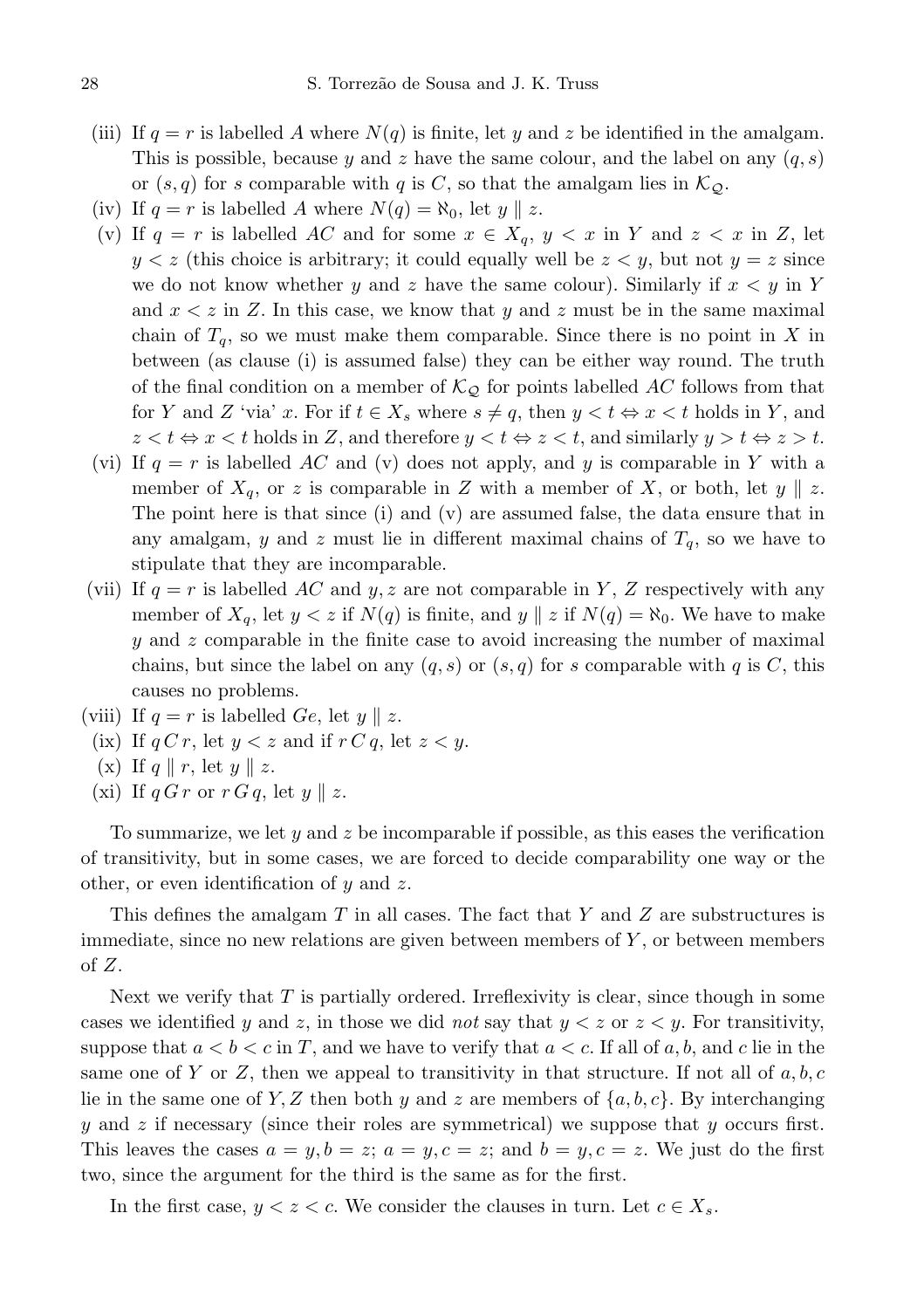(iii) If $q = r$ is labelled $A$ where $N(q)$ is finite, let $y$ and $z$ be identified in the amalgam. This is possible, because $y$ and $z$ have the same colour, and the label on any $(q, s)$ or $(s, q)$ for $s$ comparable with $q$ is $C$, so that the amalgam lies in $\mathcal{K}_{\mathcal{Q}}$.

(iv) If $q = r$ is labelled $A$ where $N(q) = \aleph_0$, let $y \parallel z$.

(v) If $q = r$ is labelled $AC$ and for some $x \in X_q$, $y < x$ in $Y$ and $z < x$ in $Z$, let $y < z$ (this choice is arbitrary; it could equally well be $z < y$, but not $y = z$ since we do not know whether $y$ and $z$ have the same colour). Similarly if $x < y$ in $Y$ and $x < z$ in $Z$. In this case, we know that $y$ and $z$ must be in the same maximal chain of $T_q$, so we must make them comparable. Since there is no point in $X$ in between (as clause (i) is assumed false) they can be either way round. The truth of the final condition on a member of $\mathcal{K}_{\mathcal{Q}}$ for points labelled $AC$ follows from that for $Y$ and $Z$ 'via' $x$. For if $t \in X_s$ where $s \neq q$, then $y < t \Leftrightarrow x < t$ holds in $Y$, and $z < t \Leftrightarrow x < t$ holds in $Z$, and therefore $y < t \Leftrightarrow z < t$, and similarly $y > t \Leftrightarrow z > t$.

(vi) If $q = r$ is labelled $AC$ and (v) does not apply, and $y$ is comparable in $Y$ with a member of $X_q$, or $z$ is comparable in $Z$ with a member of $X$, or both, let $y \parallel z$. The point here is that since (i) and (v) are assumed false, the data ensure that in any amalgam, $y$ and $z$ must lie in different maximal chains of $T_q$, so we have to stipulate that they are incomparable.

(vii) If $q = r$ is labelled $AC$ and $y, z$ are not comparable in $Y$, $Z$ respectively with any member of $X_q$, let $y < z$ if $N(q)$ is finite, and $y \parallel z$ if $N(q) = \aleph_0$. We have to make $y$ and $z$ comparable in the finite case to avoid increasing the number of maximal chains, but since the label on any $(q, s)$ or $(s, q)$ for $s$ comparable with $q$ is $C$, this causes no problems.

(viii) If $q = r$ is labelled $Ge$, let $y \parallel z$.

(ix) If $q \, C \, r$, let $y < z$ and if $r \, C \, q$, let $z < y$.

(x) If $q \parallel r$, let $y \parallel z$.

(xi) If $q \, G \, r$ or $r \, G \, q$, let $y \parallel z$.

To summarize, we let $y$ and $z$ be incomparable if possible, as this eases the verification of transitivity, but in some cases, we are forced to decide comparability one way or the other, or even identification of $y$ and $z$.

This defines the amalgam $T$ in all cases. The fact that $Y$ and $Z$ are substructures is immediate, since no new relations are given between members of $Y$, or between members of $Z$.

Next we verify that $T$ is partially ordered. Irreflexivity is clear, since though in some cases we identified $y$ and $z$, in those we did *not* say that $y < z$ or $z < y$. For transitivity, suppose that $a < b < c$ in $T$, and we have to verify that $a < c$. If all of $a, b$, and $c$ lie in the same one of $Y$ or $Z$, then we appeal to transitivity in that structure. If not all of $a, b, c$ lie in the same one of $Y, Z$ then both $y$ and $z$ are members of $\{a, b, c\}$. By interchanging $y$ and $z$ if necessary (since their roles are symmetrical) we suppose that $y$ occurs first. This leaves the cases $a = y, b = z$; $a = y, c = z$; and $b = y, c = z$. We just do the first two, since the argument for the third is the same as for the first.

In the first case, $y < z < c$. We consider the clauses in turn. Let $c \in X_s$.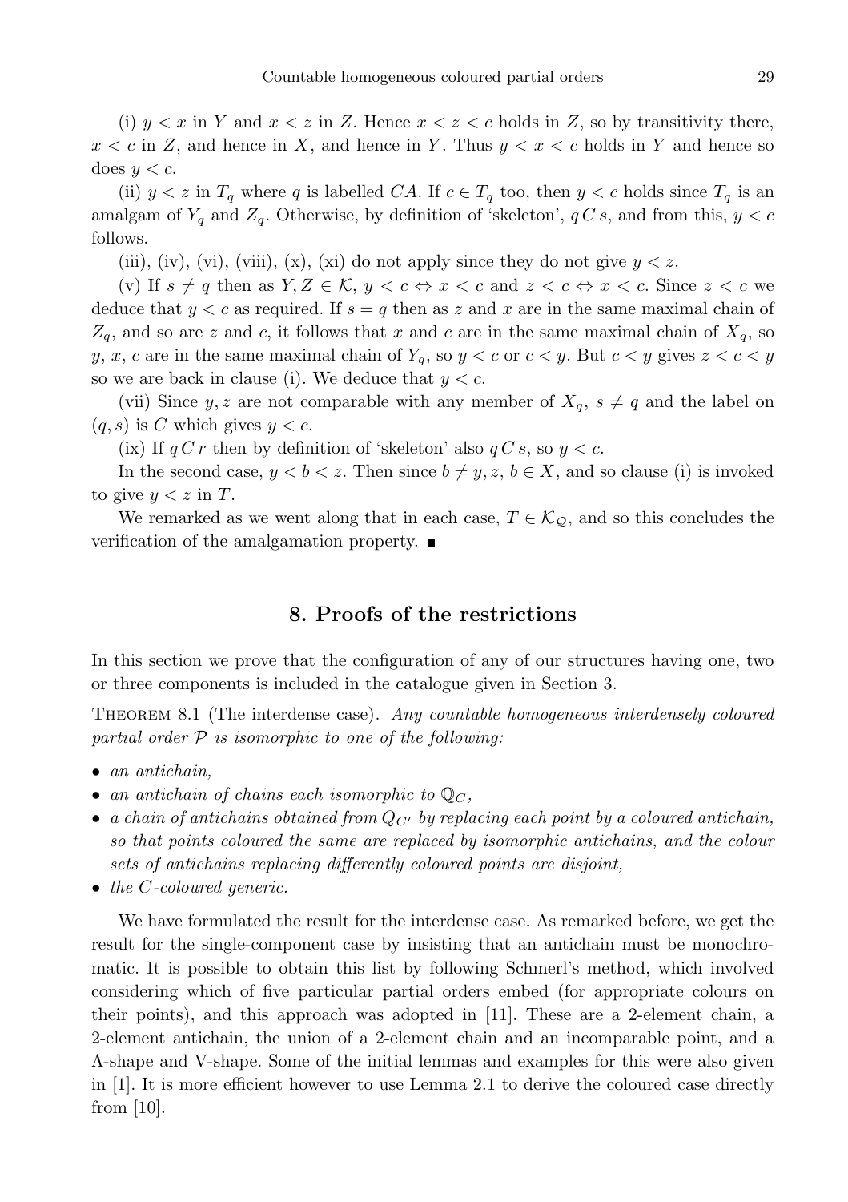(i) $y < x$ in $Y$ and $x < z$ in $Z$. Hence $x < z < c$ holds in $Z$, so by transitivity there, $x < c$ in $Z$, and hence in $X$, and hence in $Y$. Thus $y < x < c$ holds in $Y$ and hence so does $y < c$.

(ii) $y < z$ in $T_q$ where $q$ is labelled $CA$. If $c \in T_q$ too, then $y < c$ holds since $T_q$ is an amalgam of $Y_q$ and $Z_q$. Otherwise, by definition of 'skeleton', $q\,C\,s$, and from this, $y < c$ follows.

(iii), (iv), (vi), (viii), (x), (xi) do not apply since they do not give $y < z$.

(v) If $s \neq q$ then as $Y, Z \in \mathcal{K}$, $y < c \Leftrightarrow x < c$ and $z < c \Leftrightarrow x < c$. Since $z < c$ we deduce that $y < c$ as required. If $s = q$ then as $z$ and $x$ are in the same maximal chain of $Z_q$, and so are $z$ and $c$, it follows that $x$ and $c$ are in the same maximal chain of $X_q$, so $y$, $x$, $c$ are in the same maximal chain of $Y_q$, so $y < c$ or $c < y$. But $c < y$ gives $z < c < y$ so we are back in clause (i). We deduce that $y < c$.

(vii) Since $y, z$ are not comparable with any member of $X_q$, $s \neq q$ and the label on $(q, s)$ is $C$ which gives $y < c$.

(ix) If $q\,C\,r$ then by definition of 'skeleton' also $q\,C\,s$, so $y < c$.

In the second case, $y < b < z$. Then since $b \neq y, z$, $b \in X$, and so clause (i) is invoked to give $y < z$ in $T$.

We remarked as we went along that in each case, $T \in \mathcal{K}_{\mathcal{Q}}$, and so this concludes the verification of the amalgamation property. ∎

## 8. Proofs of the restrictions

In this section we prove that the configuration of any of our structures having one, two or three components is included in the catalogue given in Section 3.

Theorem 8.1 (The interdense case). *Any countable homogeneous interdensely coloured partial order $\mathcal{P}$ is isomorphic to one of the following:*

- *an antichain,*
- *an antichain of chains each isomorphic to $\mathbb{Q}_C$,*
- *a chain of antichains obtained from $Q_{C'}$ by replacing each point by a coloured antichain, so that points coloured the same are replaced by isomorphic antichains, and the colour sets of antichains replacing differently coloured points are disjoint,*
- *the $C$-coloured generic.*

We have formulated the result for the interdense case. As remarked before, we get the result for the single-component case by insisting that an antichain must be monochromatic. It is possible to obtain this list by following Schmerl's method, which involved considering which of five particular partial orders embed (for appropriate colours on their points), and this approach was adopted in [11]. These are a 2-element chain, a 2-element antichain, the union of a 2-element chain and an incomparable point, and a $\Lambda$-shape and V-shape. Some of the initial lemmas and examples for this were also given in [1]. It is more efficient however to use Lemma 2.1 to derive the coloured case directly from [10].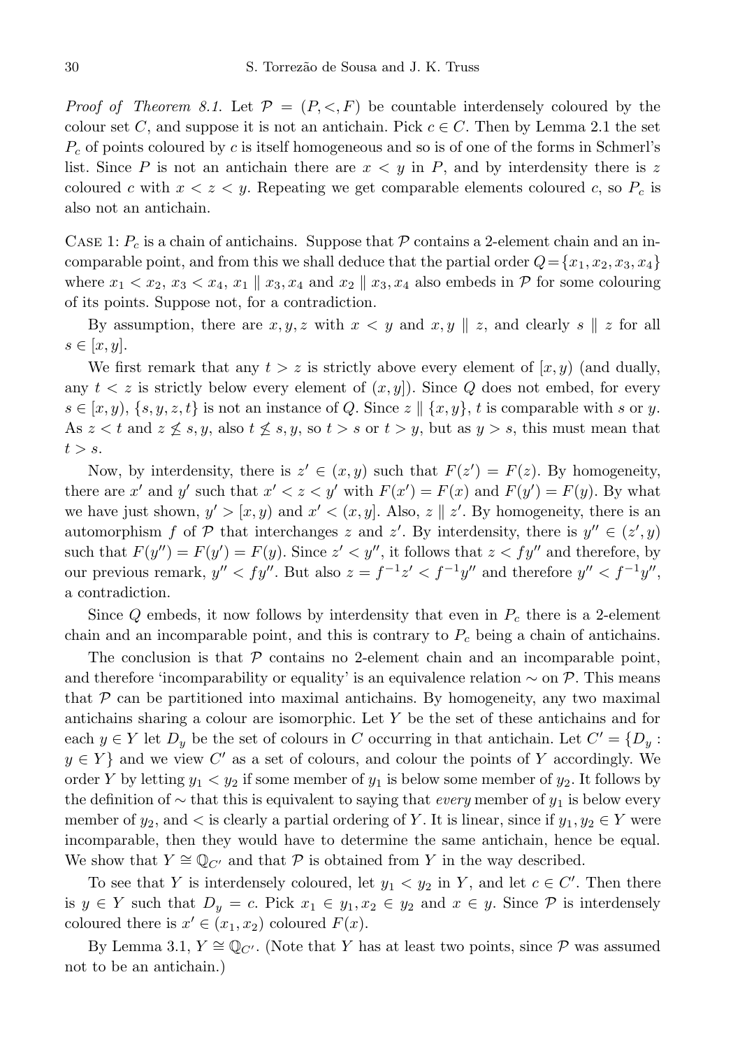*Proof of Theorem 8.1.* Let $\mathcal{P} = (P, <, F)$ be countable interdensely coloured by the colour set $C$, and suppose it is not an antichain. Pick $c \in C$. Then by Lemma 2.1 the set $P_c$ of points coloured by $c$ is itself homogeneous and so is of one of the forms in Schmerl's list. Since $P$ is not an antichain there are $x < y$ in $P$, and by interdensity there is $z$ coloured $c$ with $x < z < y$. Repeating we get comparable elements coloured $c$, so $P_c$ is also not an antichain.

Case 1: $P_c$ is a chain of antichains. Suppose that $\mathcal{P}$ contains a 2-element chain and an incomparable point, and from this we shall deduce that the partial order $Q = \{x_1, x_2, x_3, x_4\}$ where $x_1 < x_2$, $x_3 < x_4$, $x_1 \parallel x_3, x_4$ and $x_2 \parallel x_3, x_4$ also embeds in $\mathcal{P}$ for some colouring of its points. Suppose not, for a contradiction.

By assumption, there are $x, y, z$ with $x < y$ and $x, y \parallel z$, and clearly $s \parallel z$ for all $s \in [x, y]$.

We first remark that any $t > z$ is strictly above every element of $[x, y)$ (and dually, any $t < z$ is strictly below every element of $(x, y]$). Since $Q$ does not embed, for every $s \in [x, y)$, $\{s, y, z, t\}$ is not an instance of $Q$. Since $z \parallel \{x, y\}$, $t$ is comparable with $s$ or $y$. As $z < t$ and $z \not\leq s, y$, also $t \not\leq s, y$, so $t > s$ or $t > y$, but as $y > s$, this must mean that $t > s$.

Now, by interdensity, there is $z' \in (x, y)$ such that $F(z') = F(z)$. By homogeneity, there are $x'$ and $y'$ such that $x' < z < y'$ with $F(x') = F(x)$ and $F(y') = F(y)$. By what we have just shown, $y' > [x, y)$ and $x' < (x, y]$. Also, $z \parallel z'$. By homogeneity, there is an automorphism $f$ of $\mathcal{P}$ that interchanges $z$ and $z'$. By interdensity, there is $y'' \in (z', y)$ such that $F(y'') = F(y') = F(y)$. Since $z' < y''$, it follows that $z < fy''$ and therefore, by our previous remark, $y'' < fy''$. But also $z = f^{-1}z' < f^{-1}y''$ and therefore $y'' < f^{-1}y''$, a contradiction.

Since $Q$ embeds, it now follows by interdensity that even in $P_c$ there is a 2-element chain and an incomparable point, and this is contrary to $P_c$ being a chain of antichains.

The conclusion is that $\mathcal{P}$ contains no 2-element chain and an incomparable point, and therefore 'incomparability or equality' is an equivalence relation $\sim$ on $\mathcal{P}$. This means that $\mathcal{P}$ can be partitioned into maximal antichains. By homogeneity, any two maximal antichains sharing a colour are isomorphic. Let $Y$ be the set of these antichains and for each $y \in Y$ let $D_y$ be the set of colours in $C$ occurring in that antichain. Let $C' = \{D_y : y \in Y\}$ and we view $C'$ as a set of colours, and colour the points of $Y$ accordingly. We order $Y$ by letting $y_1 < y_2$ if some member of $y_1$ is below some member of $y_2$. It follows by the definition of $\sim$ that this is equivalent to saying that *every* member of $y_1$ is below every member of $y_2$, and $<$ is clearly a partial ordering of $Y$. It is linear, since if $y_1, y_2 \in Y$ were incomparable, then they would have to determine the same antichain, hence be equal. We show that $Y \cong \mathbb{Q}_{C'}$ and that $\mathcal{P}$ is obtained from $Y$ in the way described.

To see that $Y$ is interdensely coloured, let $y_1 < y_2$ in $Y$, and let $c \in C'$. Then there is $y \in Y$ such that $D_y = c$. Pick $x_1 \in y_1, x_2 \in y_2$ and $x \in y$. Since $\mathcal{P}$ is interdensely coloured there is $x' \in (x_1, x_2)$ coloured $F(x)$.

By Lemma 3.1, $Y \cong \mathbb{Q}_{C'}$. (Note that $Y$ has at least two points, since $\mathcal{P}$ was assumed not to be an antichain.)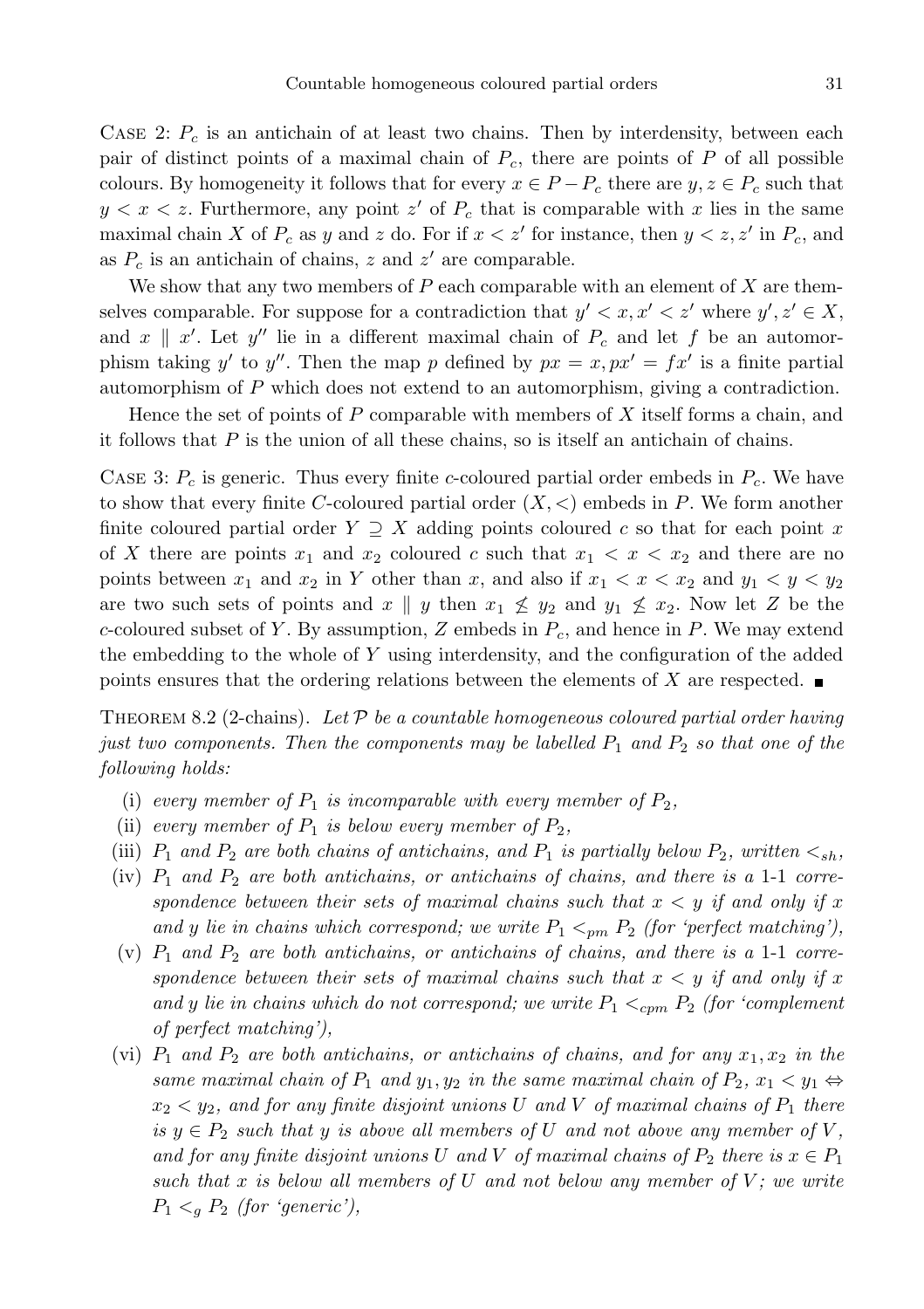Case 2: $P_c$ is an antichain of at least two chains. Then by interdensity, between each pair of distinct points of a maximal chain of $P_c$, there are points of $P$ of all possible colours. By homogeneity it follows that for every $x \in P - P_c$ there are $y, z \in P_c$ such that $y < x < z$. Furthermore, any point $z'$ of $P_c$ that is comparable with $x$ lies in the same maximal chain $X$ of $P_c$ as $y$ and $z$ do. For if $x < z'$ for instance, then $y < z, z'$ in $P_c$, and as $P_c$ is an antichain of chains, $z$ and $z'$ are comparable.

We show that any two members of $P$ each comparable with an element of $X$ are themselves comparable. For suppose for a contradiction that $y' < x, x' < z'$ where $y', z' \in X$, and $x \parallel x'$. Let $y''$ lie in a different maximal chain of $P_c$ and let $f$ be an automorphism taking $y'$ to $y''$. Then the map $p$ defined by $px = x, px' = fx'$ is a finite partial automorphism of $P$ which does not extend to an automorphism, giving a contradiction.

Hence the set of points of $P$ comparable with members of $X$ itself forms a chain, and it follows that $P$ is the union of all these chains, so is itself an antichain of chains.

Case 3: $P_c$ is generic. Thus every finite $c$-coloured partial order embeds in $P_c$. We have to show that every finite $C$-coloured partial order $(X, <)$ embeds in $P$. We form another finite coloured partial order $Y \supseteq X$ adding points coloured $c$ so that for each point $x$ of $X$ there are points $x_1$ and $x_2$ coloured $c$ such that $x_1 < x < x_2$ and there are no points between $x_1$ and $x_2$ in $Y$ other than $x$, and also if $x_1 < x < x_2$ and $y_1 < y < y_2$ are two such sets of points and $x \parallel y$ then $x_1 \not< y_2$ and $y_1 \not< x_2$. Now let $Z$ be the $c$-coloured subset of $Y$. By assumption, $Z$ embeds in $P_c$, and hence in $P$. We may extend the embedding to the whole of $Y$ using interdensity, and the configuration of the added points ensures that the ordering relations between the elements of $X$ are respected. ■

Theorem 8.2 (2-chains). *Let $\mathcal{P}$ be a countable homogeneous coloured partial order having just two components. Then the components may be labelled $P_1$ and $P_2$ so that one of the following holds:*

(i) *every member of $P_1$ is incomparable with every member of $P_2$,*

(ii) *every member of $P_1$ is below every member of $P_2$,*

(iii) *$P_1$ and $P_2$ are both chains of antichains, and $P_1$ is partially below $P_2$, written $<_{sh}$,*

(iv) *$P_1$ and $P_2$ are both antichains, or antichains of chains, and there is a 1-1 correspondence between their sets of maximal chains such that $x < y$ if and only if $x$ and $y$ lie in chains which correspond; we write $P_1 <_{pm} P_2$ (for 'perfect matching'),*

(v) *$P_1$ and $P_2$ are both antichains, or antichains of chains, and there is a 1-1 correspondence between their sets of maximal chains such that $x < y$ if and only if $x$ and $y$ lie in chains which do not correspond; we write $P_1 <_{cpm} P_2$ (for 'complement of perfect matching'),*

(vi) *$P_1$ and $P_2$ are both antichains, or antichains of chains, and for any $x_1, x_2$ in the same maximal chain of $P_1$ and $y_1, y_2$ in the same maximal chain of $P_2$, $x_1 < y_1 \Leftrightarrow x_2 < y_2$, and for any finite disjoint unions $U$ and $V$ of maximal chains of $P_1$ there is $y \in P_2$ such that $y$ is above all members of $U$ and not above any member of $V$, and for any finite disjoint unions $U$ and $V$ of maximal chains of $P_2$ there is $x \in P_1$ such that $x$ is below all members of $U$ and not below any member of $V$; we write $P_1 <_g P_2$ (for 'generic'),*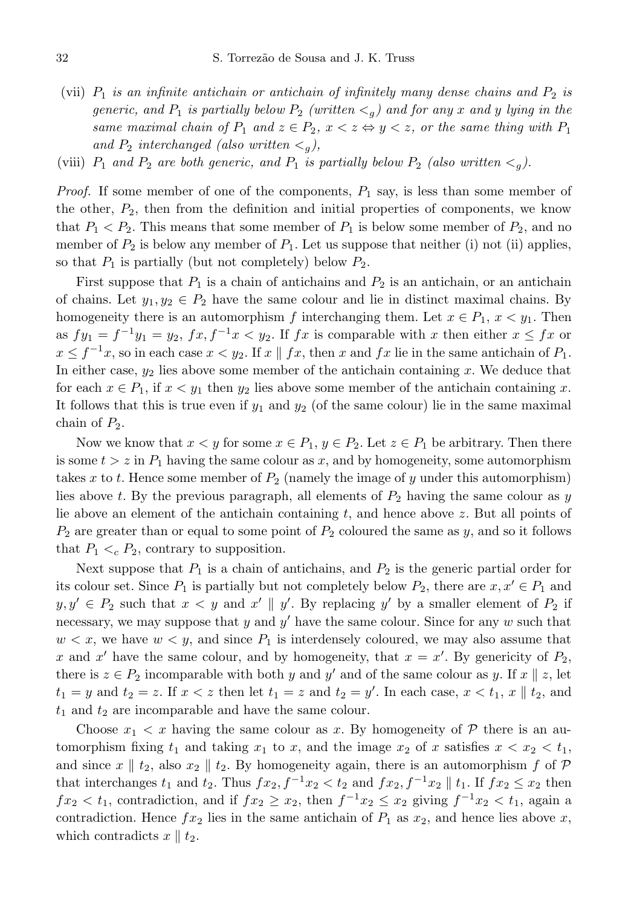(vii) *$P_1$ is an infinite antichain or antichain of infinitely many dense chains and $P_2$ is generic, and $P_1$ is partially below $P_2$ (written $<_g$) and for any $x$ and $y$ lying in the same maximal chain of $P_1$ and $z \in P_2$, $x < z \Leftrightarrow y < z$, or the same thing with $P_1$ and $P_2$ interchanged (also written $<_g$),*

(viii) *$P_1$ and $P_2$ are both generic, and $P_1$ is partially below $P_2$ (also written $<_g$).*

*Proof.* If some member of one of the components, $P_1$ say, is less than some member of the other, $P_2$, then from the definition and initial properties of components, we know that $P_1 < P_2$. This means that some member of $P_1$ is below some member of $P_2$, and no member of $P_2$ is below any member of $P_1$. Let us suppose that neither (i) not (ii) applies, so that $P_1$ is partially (but not completely) below $P_2$.

First suppose that $P_1$ is a chain of antichains and $P_2$ is an antichain, or an antichain of chains. Let $y_1, y_2 \in P_2$ have the same colour and lie in distinct maximal chains. By homogeneity there is an automorphism $f$ interchanging them. Let $x \in P_1$, $x < y_1$. Then as $fy_1 = f^{-1}y_1 = y_2$, $fx, f^{-1}x < y_2$. If $fx$ is comparable with $x$ then either $x \leq fx$ or $x \leq f^{-1}x$, so in each case $x < y_2$. If $x \parallel fx$, then $x$ and $fx$ lie in the same antichain of $P_1$. In either case, $y_2$ lies above some member of the antichain containing $x$. We deduce that for each $x \in P_1$, if $x < y_1$ then $y_2$ lies above some member of the antichain containing $x$. It follows that this is true even if $y_1$ and $y_2$ (of the same colour) lie in the same maximal chain of $P_2$.

Now we know that $x < y$ for some $x \in P_1$, $y \in P_2$. Let $z \in P_1$ be arbitrary. Then there is some $t > z$ in $P_1$ having the same colour as $x$, and by homogeneity, some automorphism takes $x$ to $t$. Hence some member of $P_2$ (namely the image of $y$ under this automorphism) lies above $t$. By the previous paragraph, all elements of $P_2$ having the same colour as $y$ lie above an element of the antichain containing $t$, and hence above $z$. But all points of $P_2$ are greater than or equal to some point of $P_2$ coloured the same as $y$, and so it follows that $P_1 <_c P_2$, contrary to supposition.

Next suppose that $P_1$ is a chain of antichains, and $P_2$ is the generic partial order for its colour set. Since $P_1$ is partially but not completely below $P_2$, there are $x, x' \in P_1$ and $y, y' \in P_2$ such that $x < y$ and $x' \parallel y'$. By replacing $y'$ by a smaller element of $P_2$ if necessary, we may suppose that $y$ and $y'$ have the same colour. Since for any $w$ such that $w < x$, we have $w < y$, and since $P_1$ is interdensely coloured, we may also assume that $x$ and $x'$ have the same colour, and by homogeneity, that $x = x'$. By genericity of $P_2$, there is $z \in P_2$ incomparable with both $y$ and $y'$ and of the same colour as $y$. If $x \parallel z$, let $t_1 = y$ and $t_2 = z$. If $x < z$ then let $t_1 = z$ and $t_2 = y'$. In each case, $x < t_1$, $x \parallel t_2$, and $t_1$ and $t_2$ are incomparable and have the same colour.

Choose $x_1 < x$ having the same colour as $x$. By homogeneity of $\mathcal{P}$ there is an automorphism fixing $t_1$ and taking $x_1$ to $x$, and the image $x_2$ of $x$ satisfies $x < x_2 < t_1$, and since $x \parallel t_2$, also $x_2 \parallel t_2$. By homogeneity again, there is an automorphism $f$ of $\mathcal{P}$ that interchanges $t_1$ and $t_2$. Thus $fx_2, f^{-1}x_2 < t_2$ and $fx_2, f^{-1}x_2 \parallel t_1$. If $fx_2 \leq x_2$ then $fx_2 < t_1$, contradiction, and if $fx_2 \geq x_2$, then $f^{-1}x_2 \leq x_2$ giving $f^{-1}x_2 < t_1$, again a contradiction. Hence $fx_2$ lies in the same antichain of $P_1$ as $x_2$, and hence lies above $x$, which contradicts $x \parallel t_2$.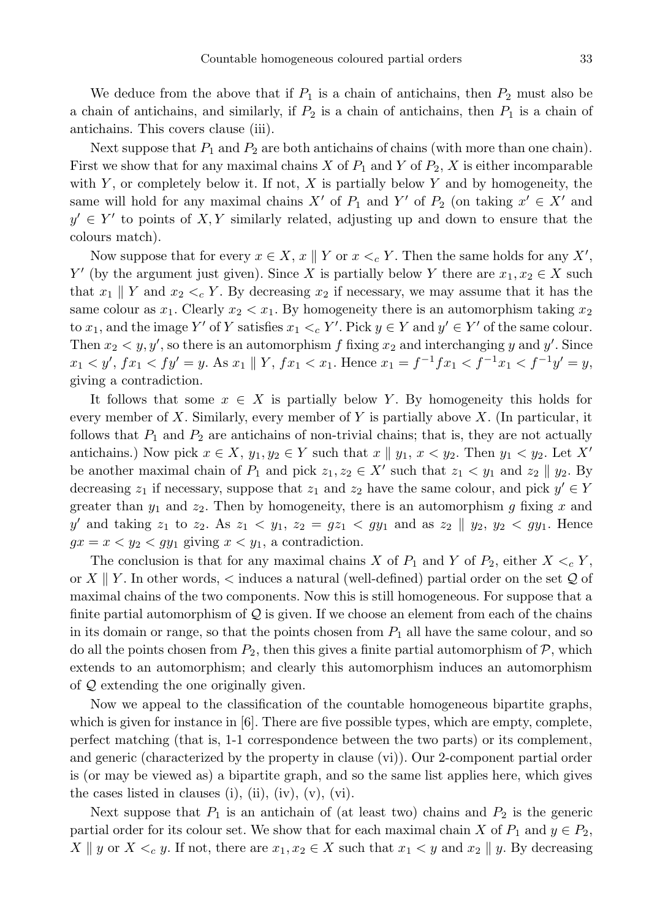We deduce from the above that if $P_1$ is a chain of antichains, then $P_2$ must also be a chain of antichains, and similarly, if $P_2$ is a chain of antichains, then $P_1$ is a chain of antichains. This covers clause (iii).

Next suppose that $P_1$ and $P_2$ are both antichains of chains (with more than one chain). First we show that for any maximal chains $X$ of $P_1$ and $Y$ of $P_2$, $X$ is either incomparable with $Y$, or completely below it. If not, $X$ is partially below $Y$ and by homogeneity, the same will hold for any maximal chains $X'$ of $P_1$ and $Y'$ of $P_2$ (on taking $x' \in X'$ and $y' \in Y'$ to points of $X, Y$ similarly related, adjusting up and down to ensure that the colours match).

Now suppose that for every $x \in X$, $x \parallel Y$ or $x <_c Y$. Then the same holds for any $X'$, $Y'$ (by the argument just given). Since $X$ is partially below $Y$ there are $x_1, x_2 \in X$ such that $x_1 \parallel Y$ and $x_2 <_c Y$. By decreasing $x_2$ if necessary, we may assume that it has the same colour as $x_1$. Clearly $x_2 < x_1$. By homogeneity there is an automorphism taking $x_2$ to $x_1$, and the image $Y'$ of $Y$ satisfies $x_1 <_c Y'$. Pick $y \in Y$ and $y' \in Y'$ of the same colour. Then $x_2 < y, y'$, so there is an automorphism $f$ fixing $x_2$ and interchanging $y$ and $y'$. Since $x_1 < y'$, $fx_1 < fy' = y$. As $x_1 \parallel Y$, $fx_1 < x_1$. Hence $x_1 = f^{-1}fx_1 < f^{-1}x_1 < f^{-1}y' = y$, giving a contradiction.

It follows that some $x \in X$ is partially below $Y$. By homogeneity this holds for every member of $X$. Similarly, every member of $Y$ is partially above $X$. (In particular, it follows that $P_1$ and $P_2$ are antichains of non-trivial chains; that is, they are not actually antichains.) Now pick $x \in X$, $y_1, y_2 \in Y$ such that $x \parallel y_1$, $x < y_2$. Then $y_1 < y_2$. Let $X'$ be another maximal chain of $P_1$ and pick $z_1, z_2 \in X'$ such that $z_1 < y_1$ and $z_2 \parallel y_1$. By decreasing $z_1$ if necessary, suppose that $z_1$ and $z_2$ have the same colour, and pick $y' \in Y$ greater than $y_1$ and $z_2$. Then by homogeneity, there is an automorphism $g$ fixing $x$ and $y'$ and taking $z_1$ to $z_2$. As $z_1 < y_1$, $z_2 = gz_1 < gy_1$ and as $z_2 \parallel y_2$, $y_2 < gy_1$. Hence $gx = x < y_2 < gy_1$ giving $x < y_1$, a contradiction.

The conclusion is that for any maximal chains $X$ of $P_1$ and $Y$ of $P_2$, either $X <_c Y$, or $X \parallel Y$. In other words, $<$ induces a natural (well-defined) partial order on the set $\mathcal{Q}$ of maximal chains of the two components. Now this is still homogeneous. For suppose that a finite partial automorphism of $\mathcal{Q}$ is given. If we choose an element from each of the chains in its domain or range, so that the points chosen from $P_1$ all have the same colour, and so do all the points chosen from $P_2$, then this gives a finite partial automorphism of $\mathcal{P}$, which extends to an automorphism; and clearly this automorphism induces an automorphism of $\mathcal{Q}$ extending the one originally given.

Now we appeal to the classification of the countable homogeneous bipartite graphs, which is given for instance in [6]. There are five possible types, which are empty, complete, perfect matching (that is, 1-1 correspondence between the two parts) or its complement, and generic (characterized by the property in clause (vi)). Our 2-component partial order is (or may be viewed as) a bipartite graph, and so the same list applies here, which gives the cases listed in clauses (i), (ii), (iv), (v), (vi).

Next suppose that $P_1$ is an antichain of (at least two) chains and $P_2$ is the generic partial order for its colour set. We show that for each maximal chain $X$ of $P_1$ and $y \in P_2$, $X \parallel y$ or $X <_c y$. If not, there are $x_1, x_2 \in X$ such that $x_1 < y$ and $x_2 \parallel y$. By decreasing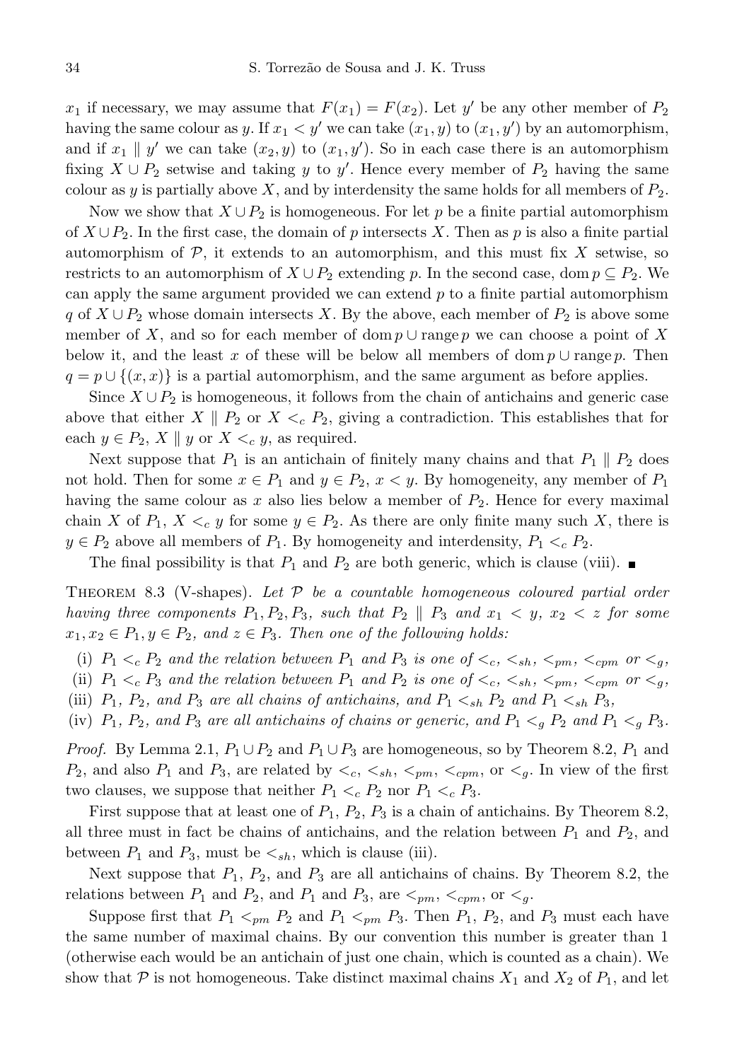$x_1$ if necessary, we may assume that $F(x_1) = F(x_2)$. Let $y'$ be any other member of $P_2$ having the same colour as $y$. If $x_1 < y'$ we can take $(x_1, y)$ to $(x_1, y')$ by an automorphism, and if $x_1 \parallel y'$ we can take $(x_2, y)$ to $(x_1, y')$. So in each case there is an automorphism fixing $X \cup P_2$ setwise and taking $y$ to $y'$. Hence every member of $P_2$ having the same colour as $y$ is partially above $X$, and by interdensity the same holds for all members of $P_2$.

Now we show that $X \cup P_2$ is homogeneous. For let $p$ be a finite partial automorphism of $X \cup P_2$. In the first case, the domain of $p$ intersects $X$. Then as $p$ is also a finite partial automorphism of $\mathcal{P}$, it extends to an automorphism, and this must fix $X$ setwise, so restricts to an automorphism of $X \cup P_2$ extending $p$. In the second case, $\operatorname{dom} p \subseteq P_2$. We can apply the same argument provided we can extend $p$ to a finite partial automorphism $q$ of $X \cup P_2$ whose domain intersects $X$. By the above, each member of $P_2$ is above some member of $X$, and so for each member of $\operatorname{dom} p \cup \operatorname{range} p$ we can choose a point of $X$ below it, and the least $x$ of these will be below all members of $\operatorname{dom} p \cup \operatorname{range} p$. Then $q = p \cup \{(x, x)\}$ is a partial automorphism, and the same argument as before applies.

Since $X \cup P_2$ is homogeneous, it follows from the chain of antichains and generic case above that either $X \parallel P_2$ or $X <_c P_2$, giving a contradiction. This establishes that for each $y \in P_2$, $X \parallel y$ or $X <_c y$, as required.

Next suppose that $P_1$ is an antichain of finitely many chains and that $P_1 \parallel P_2$ does not hold. Then for some $x \in P_1$ and $y \in P_2$, $x < y$. By homogeneity, any member of $P_1$ having the same colour as $x$ also lies below a member of $P_2$. Hence for every maximal chain $X$ of $P_1$, $X <_c y$ for some $y \in P_2$. As there are only finite many such $X$, there is $y \in P_2$ above all members of $P_1$. By homogeneity and interdensity, $P_1 <_c P_2$.

The final possibility is that $P_1$ and $P_2$ are both generic, which is clause (viii). ∎

THEOREM 8.3 (V-shapes). *Let $\mathcal{P}$ be a countable homogeneous coloured partial order having three components $P_1, P_2, P_3$, such that $P_2 \parallel P_3$ and $x_1 < y$, $x_2 < z$ for some $x_1, x_2 \in P_1, y \in P_2$, and $z \in P_3$. Then one of the following holds:*

(i) *$P_1 <_c P_2$ and the relation between $P_1$ and $P_3$ is one of $<_c$, $<_{sh}$, $<_{pm}$, $<_{cpm}$ or $<_g$,*

(ii) *$P_1 <_c P_3$ and the relation between $P_1$ and $P_2$ is one of $<_c$, $<_{sh}$, $<_{pm}$, $<_{cpm}$ or $<_g$,*

(iii) *$P_1$, $P_2$, and $P_3$ are all chains of antichains, and $P_1 <_{sh} P_2$ and $P_1 <_{sh} P_3$,*

(iv) *$P_1$, $P_2$, and $P_3$ are all antichains of chains or generic, and $P_1 <_g P_2$ and $P_1 <_g P_3$.*

*Proof.* By Lemma 2.1, $P_1 \cup P_2$ and $P_1 \cup P_3$ are homogeneous, so by Theorem 8.2, $P_1$ and $P_2$, and also $P_1$ and $P_3$, are related by $<_c$, $<_{sh}$, $<_{pm}$, $<_{cpm}$, or $<_g$. In view of the first two clauses, we suppose that neither $P_1 <_c P_2$ nor $P_1 <_c P_3$.

First suppose that at least one of $P_1$, $P_2$, $P_3$ is a chain of antichains. By Theorem 8.2, all three must in fact be chains of antichains, and the relation between $P_1$ and $P_2$, and between $P_1$ and $P_3$, must be $<_{sh}$, which is clause (iii).

Next suppose that $P_1$, $P_2$, and $P_3$ are all antichains of chains. By Theorem 8.2, the relations between $P_1$ and $P_2$, and $P_1$ and $P_3$, are $<_{pm}$, $<_{cpm}$, or $<_g$.

Suppose first that $P_1 <_{pm} P_2$ and $P_1 <_{pm} P_3$. Then $P_1$, $P_2$, and $P_3$ must each have the same number of maximal chains. By our convention this number is greater than 1 (otherwise each would be an antichain of just one chain, which is counted as a chain). We show that $\mathcal{P}$ is not homogeneous. Take distinct maximal chains $X_1$ and $X_2$ of $P_1$, and let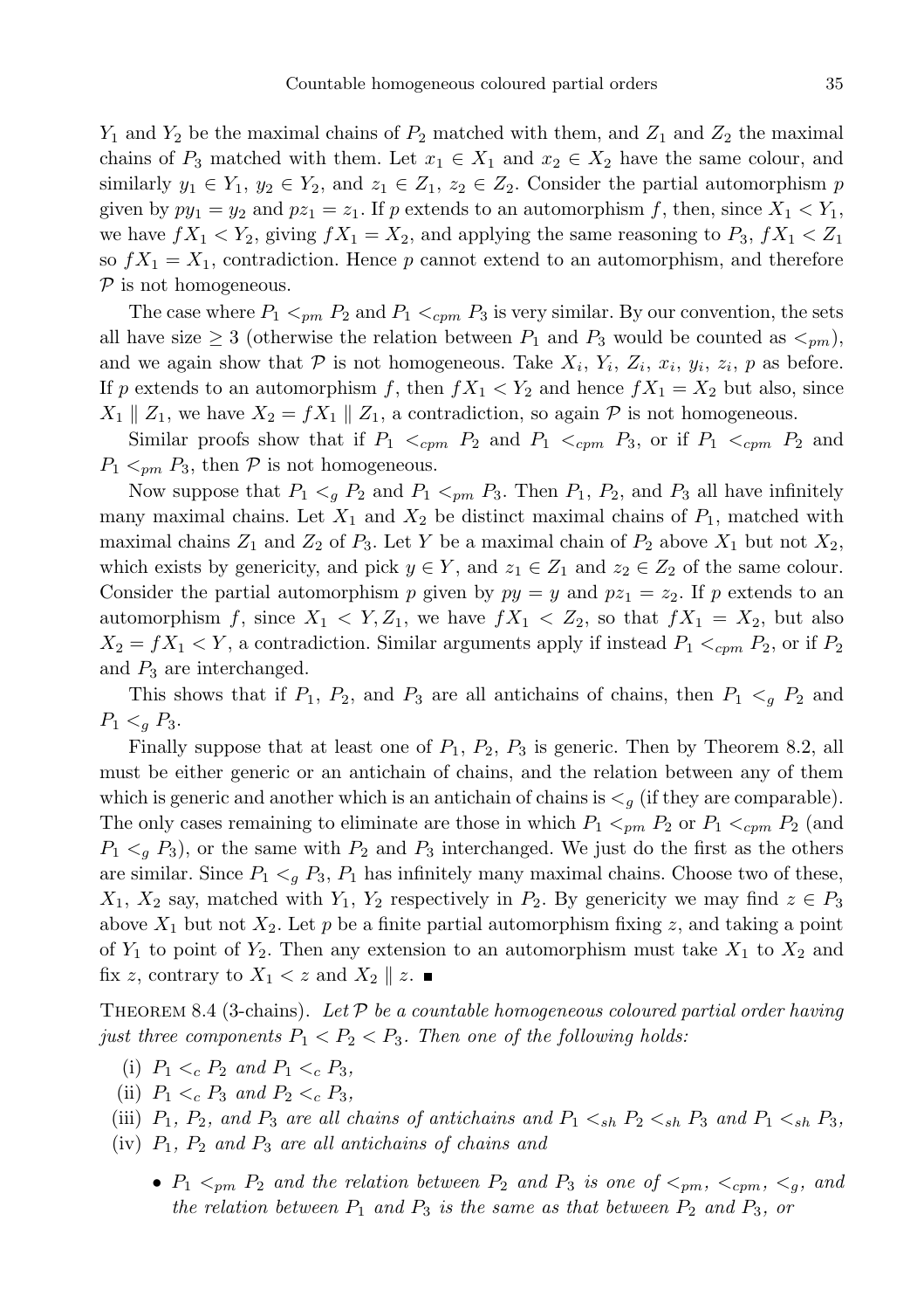$Y_1$ and $Y_2$ be the maximal chains of $P_2$ matched with them, and $Z_1$ and $Z_2$ the maximal chains of $P_3$ matched with them. Let $x_1 \in X_1$ and $x_2 \in X_2$ have the same colour, and similarly $y_1 \in Y_1$, $y_2 \in Y_2$, and $z_1 \in Z_1$, $z_2 \in Z_2$. Consider the partial automorphism $p$ given by $py_1 = y_2$ and $pz_1 = z_1$. If $p$ extends to an automorphism $f$, then, since $X_1 < Y_1$, we have $fX_1 < Y_2$, giving $fX_1 = X_2$, and applying the same reasoning to $P_3$, $fX_1 < Z_1$ so $fX_1 = X_1$, contradiction. Hence $p$ cannot extend to an automorphism, and therefore $\mathcal{P}$ is not homogeneous.

The case where $P_1 <_{pm} P_2$ and $P_1 <_{cpm} P_3$ is very similar. By our convention, the sets all have size $\geq 3$ (otherwise the relation between $P_1$ and $P_3$ would be counted as $<_{pm}$), and we again show that $\mathcal{P}$ is not homogeneous. Take $X_i$, $Y_i$, $Z_i$, $x_i$, $y_i$, $z_i$, $p$ as before. If $p$ extends to an automorphism $f$, then $fX_1 < Y_2$ and hence $fX_1 = X_2$ but also, since $X_1 \parallel Z_1$, we have $X_2 = fX_1 \parallel Z_1$, a contradiction, so again $\mathcal{P}$ is not homogeneous.

Similar proofs show that if $P_1 <_{cpm} P_2$ and $P_1 <_{cpm} P_3$, or if $P_1 <_{cpm} P_2$ and $P_1 <_{pm} P_3$, then $\mathcal{P}$ is not homogeneous.

Now suppose that $P_1 <_g P_2$ and $P_1 <_{pm} P_3$. Then $P_1$, $P_2$, and $P_3$ all have infinitely many maximal chains. Let $X_1$ and $X_2$ be distinct maximal chains of $P_1$, matched with maximal chains $Z_1$ and $Z_2$ of $P_3$. Let $Y$ be a maximal chain of $P_2$ above $X_1$ but not $X_2$, which exists by genericity, and pick $y \in Y$, and $z_1 \in Z_1$ and $z_2 \in Z_2$ of the same colour. Consider the partial automorphism $p$ given by $py = y$ and $pz_1 = z_2$. If $p$ extends to an automorphism $f$, since $X_1 < Y, Z_1$, we have $fX_1 < Z_2$, so that $fX_1 = X_2$, but also $X_2 = fX_1 < Y$, a contradiction. Similar arguments apply if instead $P_1 <_{cpm} P_2$, or if $P_2$ and $P_3$ are interchanged.

This shows that if $P_1$, $P_2$, and $P_3$ are all antichains of chains, then $P_1 <_g P_2$ and $P_1 <_g P_3$.

Finally suppose that at least one of $P_1$, $P_2$, $P_3$ is generic. Then by Theorem 8.2, all must be either generic or an antichain of chains, and the relation between any of them which is generic and another which is an antichain of chains is $<_g$ (if they are comparable). The only cases remaining to eliminate are those in which $P_1 <_{pm} P_2$ or $P_1 <_{cpm} P_2$ (and $P_1 <_g P_3$), or the same with $P_2$ and $P_3$ interchanged. We just do the first as the others are similar. Since $P_1 <_g P_3$, $P_1$ has infinitely many maximal chains. Choose two of these, $X_1$, $X_2$ say, matched with $Y_1$, $Y_2$ respectively in $P_2$. By genericity we may find $z \in P_3$ above $X_1$ but not $X_2$. Let $p$ be a finite partial automorphism fixing $z$, and taking a point of $Y_1$ to point of $Y_2$. Then any extension to an automorphism must take $X_1$ to $X_2$ and fix $z$, contrary to $X_1 < z$ and $X_2 \parallel z$. ■

THEOREM 8.4 (3-chains). *Let $\mathcal{P}$ be a countable homogeneous coloured partial order having just three components $P_1 < P_2 < P_3$. Then one of the following holds:*

(i) *$P_1 <_c P_2$ and $P_1 <_c P_3$,*

(ii) *$P_1 <_c P_3$ and $P_2 <_c P_3$,*

(iii) *$P_1$, $P_2$, and $P_3$ are all chains of antichains and $P_1 <_{sh} P_2 <_{sh} P_3$ and $P_1 <_{sh} P_3$,*

(iv) *$P_1$, $P_2$ and $P_3$ are all antichains of chains and*

- *$P_1 <_{pm} P_2$ and the relation between $P_2$ and $P_3$ is one of $<_{pm}$, $<_{cpm}$, $<_g$, and the relation between $P_1$ and $P_3$ is the same as that between $P_2$ and $P_3$, or*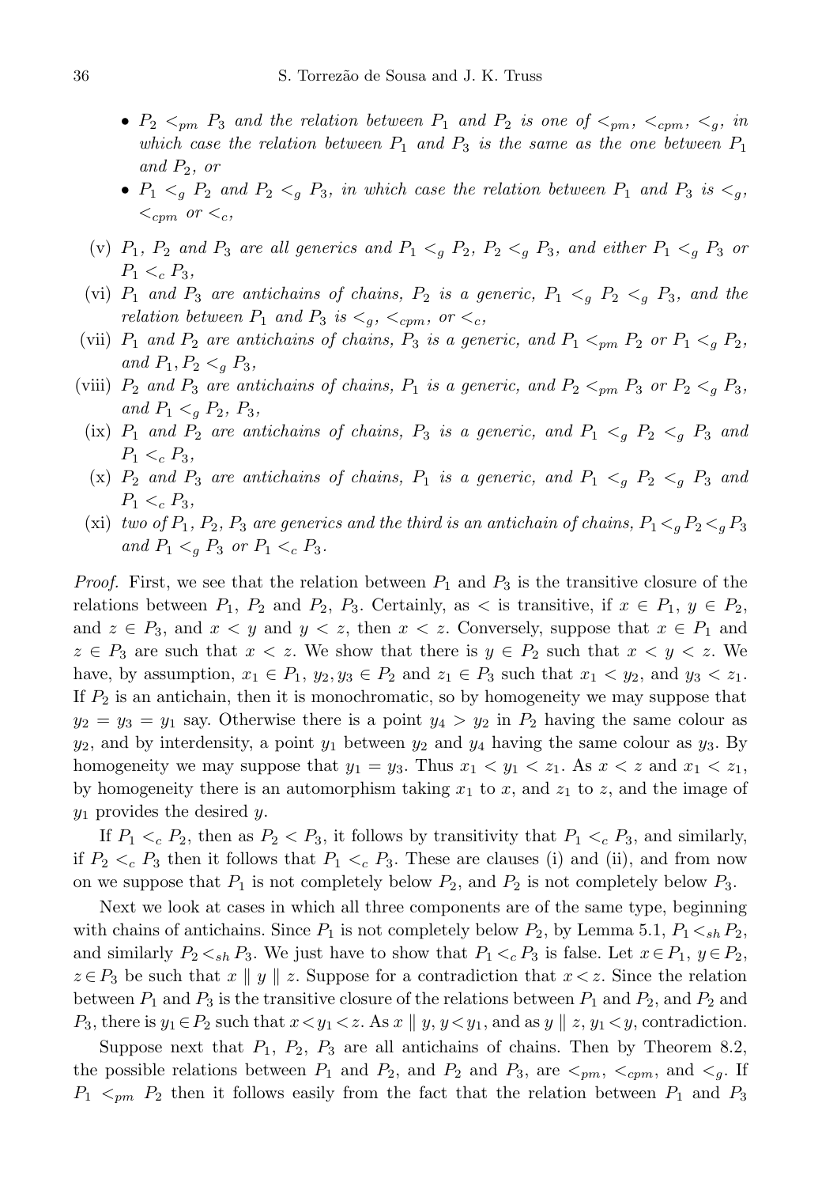- $P_2 <_{pm} P_3$ *and the relation between* $P_1$ *and* $P_2$ *is one of* $<_{pm}$, $<_{cpm}$, $<_g$, *in which case the relation between* $P_1$ *and* $P_3$ *is the same as the one between* $P_1$ *and* $P_2$, *or*
- $P_1 <_g P_2$ *and* $P_2 <_g P_3$, *in which case the relation between* $P_1$ *and* $P_3$ *is* $<_g$, $<_{cpm}$ *or* $<_c$,

(v) $P_1$, $P_2$ *and* $P_3$ *are all generics and* $P_1 <_g P_2$, $P_2 <_g P_3$, *and either* $P_1 <_g P_3$ *or* $P_1 <_c P_3$,

(vi) $P_1$ *and* $P_3$ *are antichains of chains,* $P_2$ *is a generic,* $P_1 <_g P_2 <_g P_3$, *and the relation between* $P_1$ *and* $P_3$ *is* $<_g$, $<_{cpm}$, *or* $<_c$,

(vii) $P_1$ *and* $P_2$ *are antichains of chains,* $P_3$ *is a generic, and* $P_1 <_{pm} P_2$ *or* $P_1 <_g P_2$, *and* $P_1, P_2 <_g P_3$,

(viii) $P_2$ *and* $P_3$ *are antichains of chains,* $P_1$ *is a generic, and* $P_2 <_{pm} P_3$ *or* $P_2 <_g P_3$, *and* $P_1 <_g P_2$, $P_3$,

(ix) $P_1$ *and* $P_2$ *are antichains of chains,* $P_3$ *is a generic, and* $P_1 <_g P_2 <_g P_3$ *and* $P_1 <_c P_3$,

(x) $P_2$ *and* $P_3$ *are antichains of chains,* $P_1$ *is a generic, and* $P_1 <_g P_2 <_g P_3$ *and* $P_1 <_c P_3$,

(xi) *two of* $P_1$, $P_2$, $P_3$ *are generics and the third is an antichain of chains,* $P_1 <_g P_2 <_g P_3$ *and* $P_1 <_g P_3$ *or* $P_1 <_c P_3$.

*Proof.* First, we see that the relation between $P_1$ and $P_3$ is the transitive closure of the relations between $P_1$, $P_2$ and $P_2$, $P_3$. Certainly, as $<$ is transitive, if $x \in P_1$, $y \in P_2$, and $z \in P_3$, and $x < y$ and $y < z$, then $x < z$. Conversely, suppose that $x \in P_1$ and $z \in P_3$ are such that $x < z$. We show that there is $y \in P_2$ such that $x < y < z$. We have, by assumption, $x_1 \in P_1$, $y_2, y_3 \in P_2$ and $z_1 \in P_3$ such that $x_1 < y_2$, and $y_3 < z_1$. If $P_2$ is an antichain, then it is monochromatic, so by homogeneity we may suppose that $y_2 = y_3 = y_1$ say. Otherwise there is a point $y_4 > y_2$ in $P_2$ having the same colour as $y_2$, and by interdensity, a point $y_1$ between $y_2$ and $y_4$ having the same colour as $y_3$. By homogeneity we may suppose that $y_1 = y_3$. Thus $x_1 < y_1 < z_1$. As $x < z$ and $x_1 < z_1$, by homogeneity there is an automorphism taking $x_1$ to $x$, and $z_1$ to $z$, and the image of $y_1$ provides the desired $y$.

If $P_1 <_c P_2$, then as $P_2 < P_3$, it follows by transitivity that $P_1 <_c P_3$, and similarly, if $P_2 <_c P_3$ then it follows that $P_1 <_c P_3$. These are clauses (i) and (ii), and from now on we suppose that $P_1$ is not completely below $P_2$, and $P_2$ is not completely below $P_3$.

Next we look at cases in which all three components are of the same type, beginning with chains of antichains. Since $P_1$ is not completely below $P_2$, by Lemma 5.1, $P_1 <_{sh} P_2$, and similarly $P_2 <_{sh} P_3$. We just have to show that $P_1 <_c P_3$ is false. Let $x \in P_1$, $y \in P_2$, $z \in P_3$ be such that $x \parallel y \parallel z$. Suppose for a contradiction that $x < z$. Since the relation between $P_1$ and $P_3$ is the transitive closure of the relations between $P_1$ and $P_2$, and $P_2$ and $P_3$, there is $y_1 \in P_2$ such that $x < y_1 < z$. As $x \parallel y$, $y < y_1$, and as $y \parallel z$, $y_1 < y$, contradiction.

Suppose next that $P_1$, $P_2$, $P_3$ are all antichains of chains. Then by Theorem 8.2, the possible relations between $P_1$ and $P_2$, and $P_2$ and $P_3$, are $<_{pm}$, $<_{cpm}$, and $<_g$. If $P_1 <_{pm} P_2$ then it follows easily from the fact that the relation between $P_1$ and $P_3$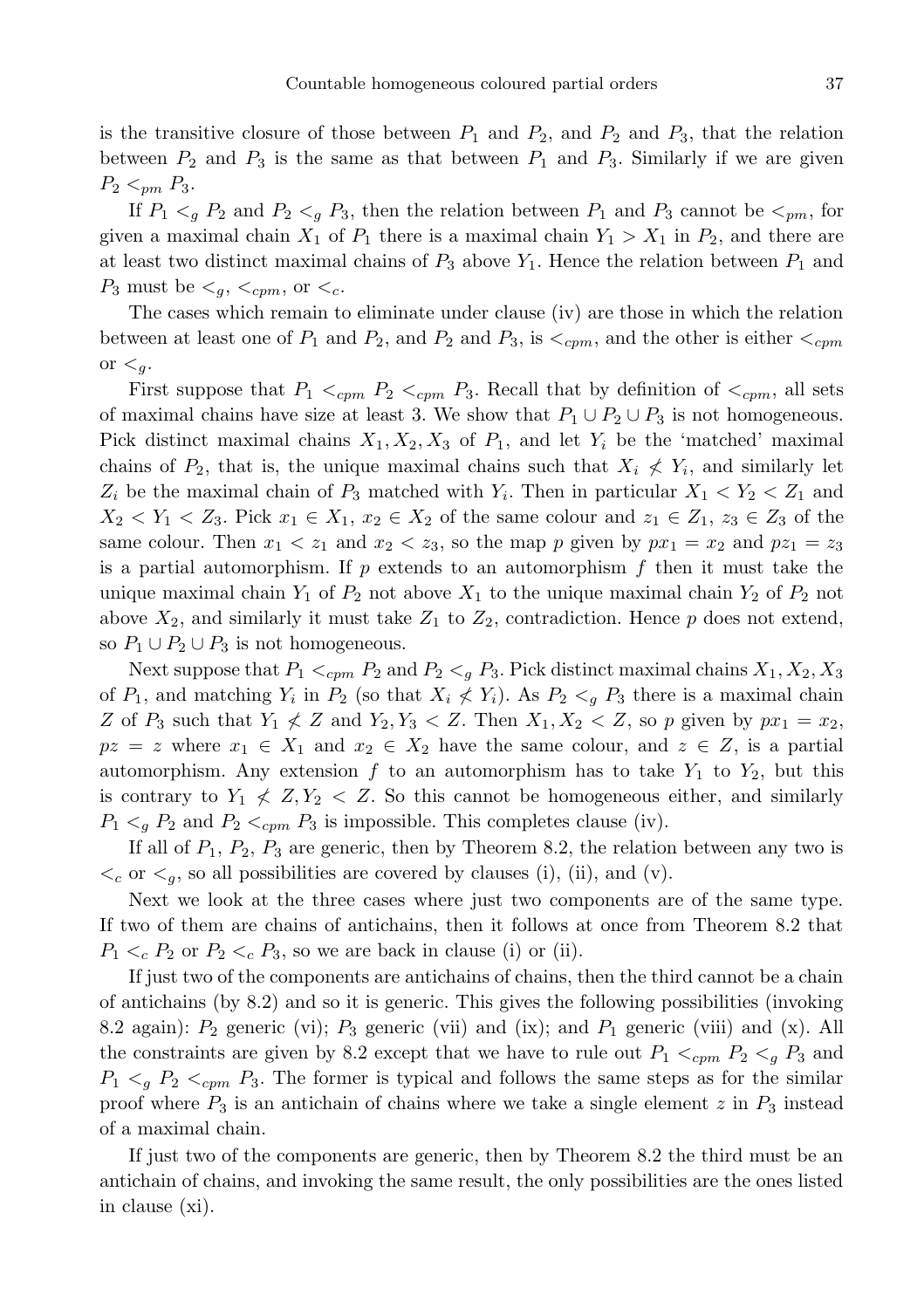is the transitive closure of those between $P_1$ and $P_2$, and $P_2$ and $P_3$, that the relation between $P_2$ and $P_3$ is the same as that between $P_1$ and $P_3$. Similarly if we are given $P_2 <_{pm} P_3$.

If $P_1 <_g P_2$ and $P_2 <_g P_3$, then the relation between $P_1$ and $P_3$ cannot be $<_{pm}$, for given a maximal chain $X_1$ of $P_1$ there is a maximal chain $Y_1 > X_1$ in $P_2$, and there are at least two distinct maximal chains of $P_3$ above $Y_1$. Hence the relation between $P_1$ and $P_3$ must be $<_g$, $<_{cpm}$, or $<_c$.

The cases which remain to eliminate under clause (iv) are those in which the relation between at least one of $P_1$ and $P_2$, and $P_2$ and $P_3$, is $<_{cpm}$, and the other is either $<_{cpm}$ or $<_g$.

First suppose that $P_1 <_{cpm} P_2 <_{cpm} P_3$. Recall that by definition of $<_{cpm}$, all sets of maximal chains have size at least 3. We show that $P_1 \cup P_2 \cup P_3$ is not homogeneous. Pick distinct maximal chains $X_1, X_2, X_3$ of $P_1$, and let $Y_i$ be the 'matched' maximal chains of $P_2$, that is, the unique maximal chains such that $X_i \not< Y_i$, and similarly let $Z_i$ be the maximal chain of $P_3$ matched with $Y_i$. Then in particular $X_1 < Y_2 < Z_1$ and $X_2 < Y_1 < Z_3$. Pick $x_1 \in X_1$, $x_2 \in X_2$ of the same colour and $z_1 \in Z_1$, $z_3 \in Z_3$ of the same colour. Then $x_1 < z_1$ and $x_2 < z_3$, so the map $p$ given by $px_1 = x_2$ and $pz_1 = z_3$ is a partial automorphism. If $p$ extends to an automorphism $f$ then it must take the unique maximal chain $Y_1$ of $P_2$ not above $X_1$ to the unique maximal chain $Y_2$ of $P_2$ not above $X_2$, and similarly it must take $Z_1$ to $Z_2$, contradiction. Hence $p$ does not extend, so $P_1 \cup P_2 \cup P_3$ is not homogeneous.

Next suppose that $P_1 <_{cpm} P_2$ and $P_2 <_g P_3$. Pick distinct maximal chains $X_1, X_2, X_3$ of $P_1$, and matching $Y_i$ in $P_2$ (so that $X_i \not< Y_i$). As $P_2 <_g P_3$ there is a maximal chain $Z$ of $P_3$ such that $Y_1 \not< Z$ and $Y_2, Y_3 < Z$. Then $X_1, X_2 < Z$, so $p$ given by $px_1 = x_2$, $pz = z$ where $x_1 \in X_1$ and $x_2 \in X_2$ have the same colour, and $z \in Z$, is a partial automorphism. Any extension $f$ to an automorphism has to take $Y_1$ to $Y_2$, but this is contrary to $Y_1 \not< Z, Y_2 < Z$. So this cannot be homogeneous either, and similarly $P_1 <_g P_2$ and $P_2 <_{cpm} P_3$ is impossible. This completes clause (iv).

If all of $P_1$, $P_2$, $P_3$ are generic, then by Theorem 8.2, the relation between any two is $<_c$ or $<_g$, so all possibilities are covered by clauses (i), (ii), and (v).

Next we look at the three cases where just two components are of the same type. If two of them are chains of antichains, then it follows at once from Theorem 8.2 that $P_1 <_c P_2$ or $P_2 <_c P_3$, so we are back in clause (i) or (ii).

If just two of the components are antichains of chains, then the third cannot be a chain of antichains (by 8.2) and so it is generic. This gives the following possibilities (invoking 8.2 again): $P_2$ generic (vi); $P_3$ generic (vii) and (ix); and $P_1$ generic (viii) and (x). All the constraints are given by 8.2 except that we have to rule out $P_1 <_{cpm} P_2 <_g P_3$ and $P_1 <_g P_2 <_{cpm} P_3$. The former is typical and follows the same steps as for the similar proof where $P_3$ is an antichain of chains where we take a single element $z$ in $P_3$ instead of a maximal chain.

If just two of the components are generic, then by Theorem 8.2 the third must be an antichain of chains, and invoking the same result, the only possibilities are the ones listed in clause (xi).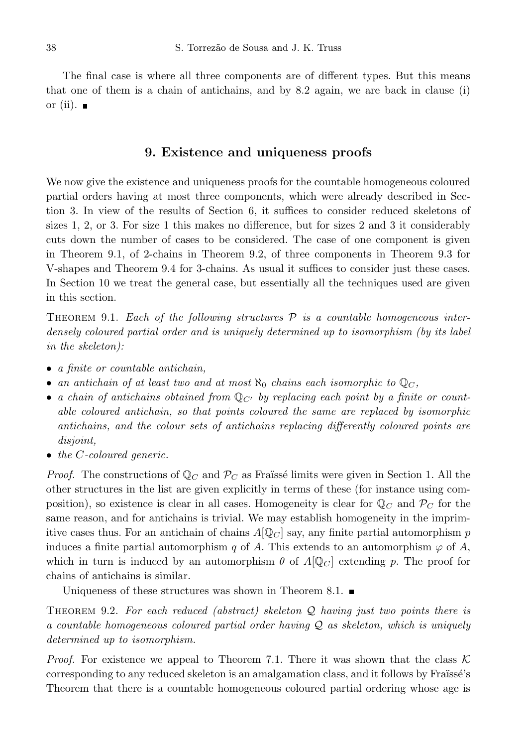The final case is where all three components are of different types. But this means that one of them is a chain of antichains, and by 8.2 again, we are back in clause (i) or (ii). ∎

## 9. Existence and uniqueness proofs

We now give the existence and uniqueness proofs for the countable homogeneous coloured partial orders having at most three components, which were already described in Section 3. In view of the results of Section 6, it suffices to consider reduced skeletons of sizes 1, 2, or 3. For size 1 this makes no difference, but for sizes 2 and 3 it considerably cuts down the number of cases to be considered. The case of one component is given in Theorem 9.1, of 2-chains in Theorem 9.2, of three components in Theorem 9.3 for V-shapes and Theorem 9.4 for 3-chains. As usual it suffices to consider just these cases. In Section 10 we treat the general case, but essentially all the techniques used are given in this section.

Theorem 9.1. *Each of the following structures $\mathcal{P}$ is a countable homogeneous interdensely coloured partial order and is uniquely determined up to isomorphism (by its label in the skeleton):*

- *a finite or countable antichain,*
- *an antichain of at least two and at most $\aleph_0$ chains each isomorphic to $\mathbb{Q}_C$,*
- *a chain of antichains obtained from $\mathbb{Q}_{C'}$ by replacing each point by a finite or countable coloured antichain, so that points coloured the same are replaced by isomorphic antichains, and the colour sets of antichains replacing differently coloured points are disjoint,*
- *the $C$-coloured generic.*

*Proof.* The constructions of $\mathbb{Q}_C$ and $\mathcal{P}_C$ as Fraïssé limits were given in Section 1. All the other structures in the list are given explicitly in terms of these (for instance using composition), so existence is clear in all cases. Homogeneity is clear for $\mathbb{Q}_C$ and $\mathcal{P}_C$ for the same reason, and for antichains is trivial. We may establish homogeneity in the imprimitive cases thus. For an antichain of chains $A[\mathbb{Q}_C]$ say, any finite partial automorphism $p$ induces a finite partial automorphism $q$ of $A$. This extends to an automorphism $\varphi$ of $A$, which in turn is induced by an automorphism $\theta$ of $A[\mathbb{Q}_C]$ extending $p$. The proof for chains of antichains is similar.

Uniqueness of these structures was shown in Theorem 8.1. ∎

Theorem 9.2. *For each reduced (abstract) skeleton $\mathcal{Q}$ having just two points there is a countable homogeneous coloured partial order having $\mathcal{Q}$ as skeleton, which is uniquely determined up to isomorphism.*

*Proof.* For existence we appeal to Theorem 7.1. There it was shown that the class $\mathcal{K}$ corresponding to any reduced skeleton is an amalgamation class, and it follows by Fraïssé's Theorem that there is a countable homogeneous coloured partial ordering whose age is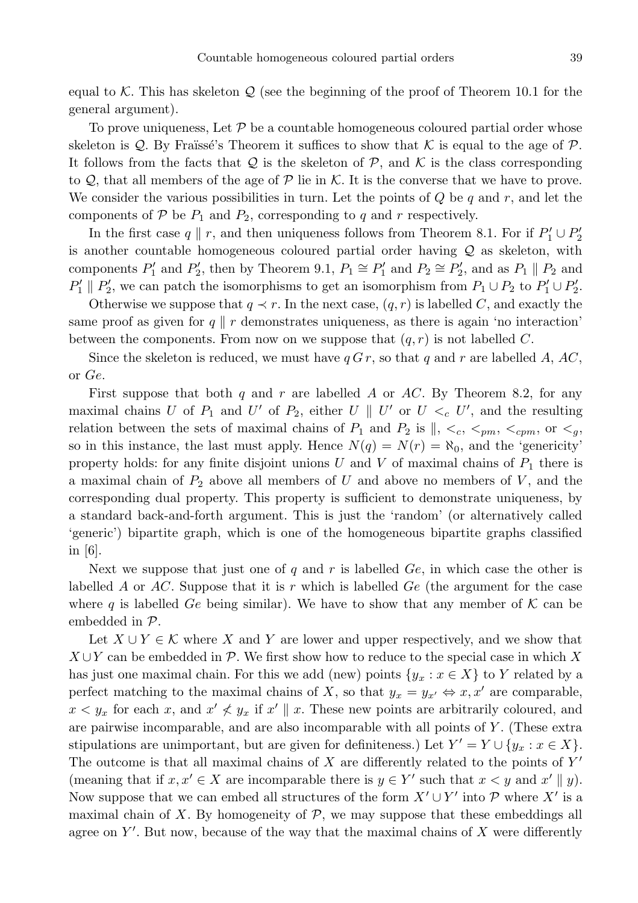equal to $\mathcal{K}$. This has skeleton $\mathcal{Q}$ (see the beginning of the proof of Theorem 10.1 for the general argument).

To prove uniqueness, Let $\mathcal{P}$ be a countable homogeneous coloured partial order whose skeleton is $\mathcal{Q}$. By Fraïssé's Theorem it suffices to show that $\mathcal{K}$ is equal to the age of $\mathcal{P}$. It follows from the facts that $\mathcal{Q}$ is the skeleton of $\mathcal{P}$, and $\mathcal{K}$ is the class corresponding to $\mathcal{Q}$, that all members of the age of $\mathcal{P}$ lie in $\mathcal{K}$. It is the converse that we have to prove. We consider the various possibilities in turn. Let the points of $Q$ be $q$ and $r$, and let the components of $\mathcal{P}$ be $P_1$ and $P_2$, corresponding to $q$ and $r$ respectively.

In the first case $q \parallel r$, and then uniqueness follows from Theorem 8.1. For if $P_1' \cup P_2'$ is another countable homogeneous coloured partial order having $\mathcal{Q}$ as skeleton, with components $P_1'$ and $P_2'$, then by Theorem 9.1, $P_1 \cong P_1'$ and $P_2 \cong P_2'$, and as $P_1 \parallel P_2$ and $P_1' \parallel P_2'$, we can patch the isomorphisms to get an isomorphism from $P_1 \cup P_2$ to $P_1' \cup P_2'$.

Otherwise we suppose that $q \prec r$. In the next case, $(q, r)$ is labelled $C$, and exactly the same proof as given for $q \parallel r$ demonstrates uniqueness, as there is again 'no interaction' between the components. From now on we suppose that $(q, r)$ is not labelled $C$.

Since the skeleton is reduced, we must have $q\,G\,r$, so that $q$ and $r$ are labelled $A$, $AC$, or $Ge$.

First suppose that both $q$ and $r$ are labelled $A$ or $AC$. By Theorem 8.2, for any maximal chains $U$ of $P_1$ and $U'$ of $P_2$, either $U \parallel U'$ or $U <_c U'$, and the resulting relation between the sets of maximal chains of $P_1$ and $P_2$ is $\parallel$, $<_c$, $<_{pm}$, $<_{cpm}$, or $<_g$, so in this instance, the last must apply. Hence $N(q) = N(r) = \aleph_0$, and the 'genericity' property holds: for any finite disjoint unions $U$ and $V$ of maximal chains of $P_1$ there is a maximal chain of $P_2$ above all members of $U$ and above no members of $V$, and the corresponding dual property. This property is sufficient to demonstrate uniqueness, by a standard back-and-forth argument. This is just the 'random' (or alternatively called 'generic') bipartite graph, which is one of the homogeneous bipartite graphs classified in [6].

Next we suppose that just one of $q$ and $r$ is labelled $Ge$, in which case the other is labelled $A$ or $AC$. Suppose that it is $r$ which is labelled $Ge$ (the argument for the case where $q$ is labelled $Ge$ being similar). We have to show that any member of $\mathcal{K}$ can be embedded in $\mathcal{P}$.

Let $X \cup Y \in \mathcal{K}$ where $X$ and $Y$ are lower and upper respectively, and we show that $X \cup Y$ can be embedded in $\mathcal{P}$. We first show how to reduce to the special case in which $X$ has just one maximal chain. For this we add (new) points $\{y_x : x \in X\}$ to $Y$ related by a perfect matching to the maximal chains of $X$, so that $y_x = y_{x'} \Leftrightarrow x, x'$ are comparable, $x < y_x$ for each $x$, and $x' \not< y_x$ if $x' \parallel x$. These new points are arbitrarily coloured, and are pairwise incomparable, and are also incomparable with all points of $Y$. (These extra stipulations are unimportant, but are given for definiteness.) Let $Y' = Y \cup \{y_x : x \in X\}$. The outcome is that all maximal chains of $X$ are differently related to the points of $Y'$ (meaning that if $x, x' \in X$ are incomparable there is $y \in Y'$ such that $x < y$ and $x' \parallel y$). Now suppose that we can embed all structures of the form $X' \cup Y'$ into $\mathcal{P}$ where $X'$ is a maximal chain of $X$. By homogeneity of $\mathcal{P}$, we may suppose that these embeddings all agree on $Y'$. But now, because of the way that the maximal chains of $X$ were differently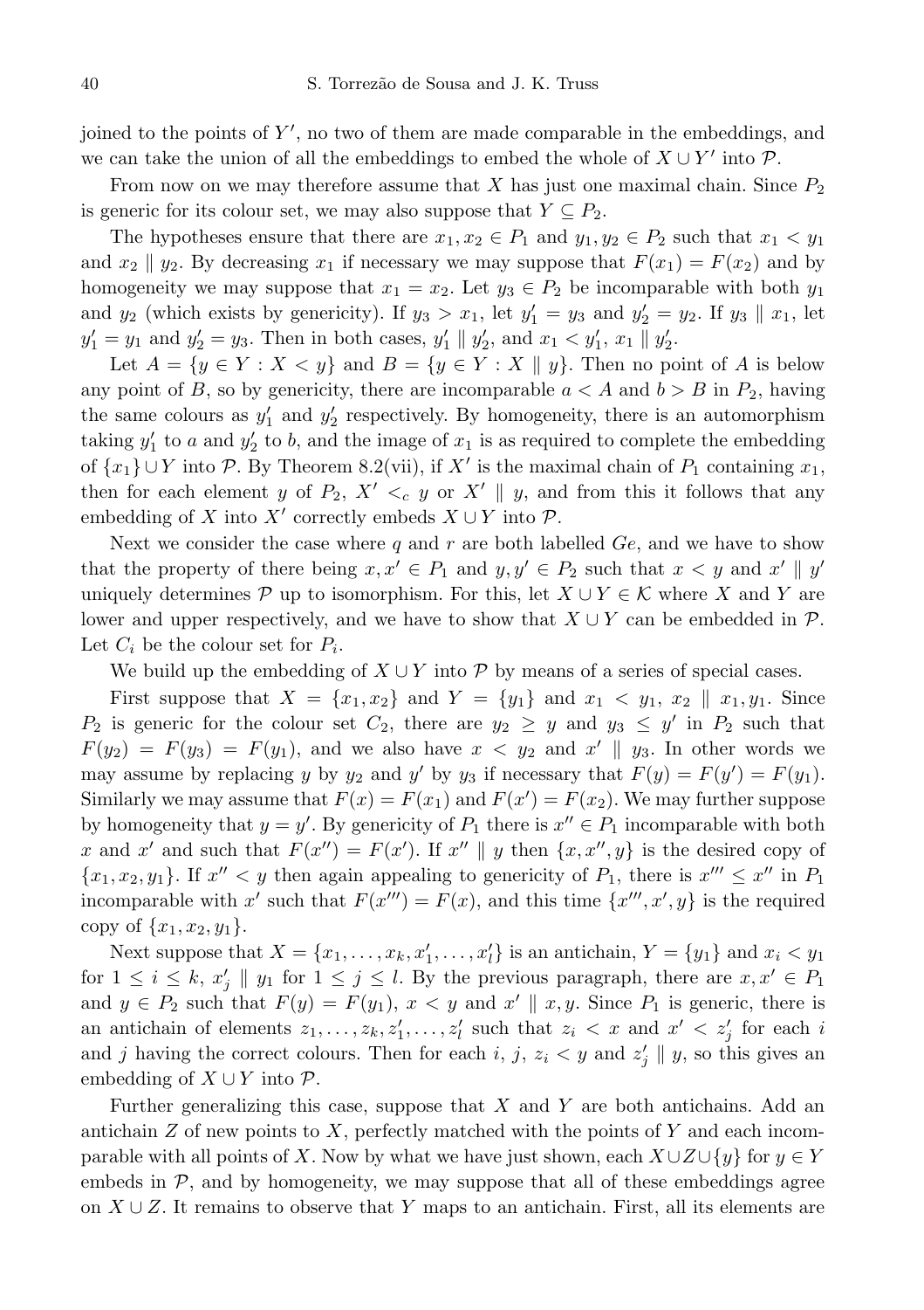joined to the points of $Y'$, no two of them are made comparable in the embeddings, and we can take the union of all the embeddings to embed the whole of $X \cup Y'$ into $\mathcal{P}$.

From now on we may therefore assume that $X$ has just one maximal chain. Since $P_2$ is generic for its colour set, we may also suppose that $Y \subseteq P_2$.

The hypotheses ensure that there are $x_1, x_2 \in P_1$ and $y_1, y_2 \in P_2$ such that $x_1 < y_1$ and $x_2 \parallel y_2$. By decreasing $x_1$ if necessary we may suppose that $F(x_1) = F(x_2)$ and by homogeneity we may suppose that $x_1 = x_2$. Let $y_3 \in P_2$ be incomparable with both $y_1$ and $y_2$ (which exists by genericity). If $y_3 > x_1$, let $y_1' = y_3$ and $y_2' = y_2$. If $y_3 \parallel x_1$, let $y_1' = y_1$ and $y_2' = y_3$. Then in both cases, $y_1' \parallel y_2'$, and $x_1 < y_1'$, $x_1 \parallel y_2'$.

Let $A = \{y \in Y : X < y\}$ and $B = \{y \in Y : X \parallel y\}$. Then no point of $A$ is below any point of $B$, so by genericity, there are incomparable $a < A$ and $b > B$ in $P_2$, having the same colours as $y_1'$ and $y_2'$ respectively. By homogeneity, there is an automorphism taking $y_1'$ to $a$ and $y_2'$ to $b$, and the image of $x_1$ is as required to complete the embedding of $\{x_1\} \cup Y$ into $\mathcal{P}$. By Theorem 8.2(vii), if $X'$ is the maximal chain of $P_1$ containing $x_1$, then for each element $y$ of $P_2$, $X' <_c y$ or $X' \parallel y$, and from this it follows that any embedding of $X$ into $X'$ correctly embeds $X \cup Y$ into $\mathcal{P}$.

Next we consider the case where $q$ and $r$ are both labelled $Ge$, and we have to show that the property of there being $x, x' \in P_1$ and $y, y' \in P_2$ such that $x < y$ and $x' \parallel y'$ uniquely determines $\mathcal{P}$ up to isomorphism. For this, let $X \cup Y \in \mathcal{K}$ where $X$ and $Y$ are lower and upper respectively, and we have to show that $X \cup Y$ can be embedded in $\mathcal{P}$. Let $C_i$ be the colour set for $P_i$.

We build up the embedding of $X \cup Y$ into $\mathcal{P}$ by means of a series of special cases.

First suppose that $X = \{x_1, x_2\}$ and $Y = \{y_1\}$ and $x_1 < y_1$, $x_2 \parallel x_1, y_1$. Since $P_2$ is generic for the colour set $C_2$, there are $y_2 \geq y$ and $y_3 \leq y'$ in $P_2$ such that $F(y_2) = F(y_3) = F(y_1)$, and we also have $x < y_2$ and $x' \parallel y_3$. In other words we may assume by replacing $y$ by $y_2$ and $y'$ by $y_3$ if necessary that $F(y) = F(y') = F(y_1)$. Similarly we may assume that $F(x) = F(x_1)$ and $F(x') = F(x_2)$. We may further suppose by homogeneity that $y = y'$. By genericity of $P_1$ there is $x'' \in P_1$ incomparable with both $x$ and $x'$ and such that $F(x'') = F(x')$. If $x'' \parallel y$ then $\{x, x'', y\}$ is the desired copy of $\{x_1, x_2, y_1\}$. If $x'' < y$ then again appealing to genericity of $P_1$, there is $x''' \leq x''$ in $P_1$ incomparable with $x'$ such that $F(x''') = F(x)$, and this time $\{x''', x', y\}$ is the required copy of $\{x_1, x_2, y_1\}$.

Next suppose that $X = \{x_1, \ldots, x_k, x_1', \ldots, x_l'\}$ is an antichain, $Y = \{y_1\}$ and $x_i < y_1$ for $1 \leq i \leq k$, $x_j' \parallel y_1$ for $1 \leq j \leq l$. By the previous paragraph, there are $x, x' \in P_1$ and $y \in P_2$ such that $F(y) = F(y_1)$, $x < y$ and $x' \parallel x, y$. Since $P_1$ is generic, there is an antichain of elements $z_1, \ldots, z_k, z_1', \ldots, z_l'$ such that $z_i < x$ and $x' < z_j'$ for each $i$ and $j$ having the correct colours. Then for each $i$, $j$, $z_i < y$ and $z_j' \parallel y$, so this gives an embedding of $X \cup Y$ into $\mathcal{P}$.

Further generalizing this case, suppose that $X$ and $Y$ are both antichains. Add an antichain $Z$ of new points to $X$, perfectly matched with the points of $Y$ and each incomparable with all points of $X$. Now by what we have just shown, each $X \cup Z \cup \{y\}$ for $y \in Y$ embeds in $\mathcal{P}$, and by homogeneity, we may suppose that all of these embeddings agree on $X \cup Z$. It remains to observe that $Y$ maps to an antichain. First, all its elements are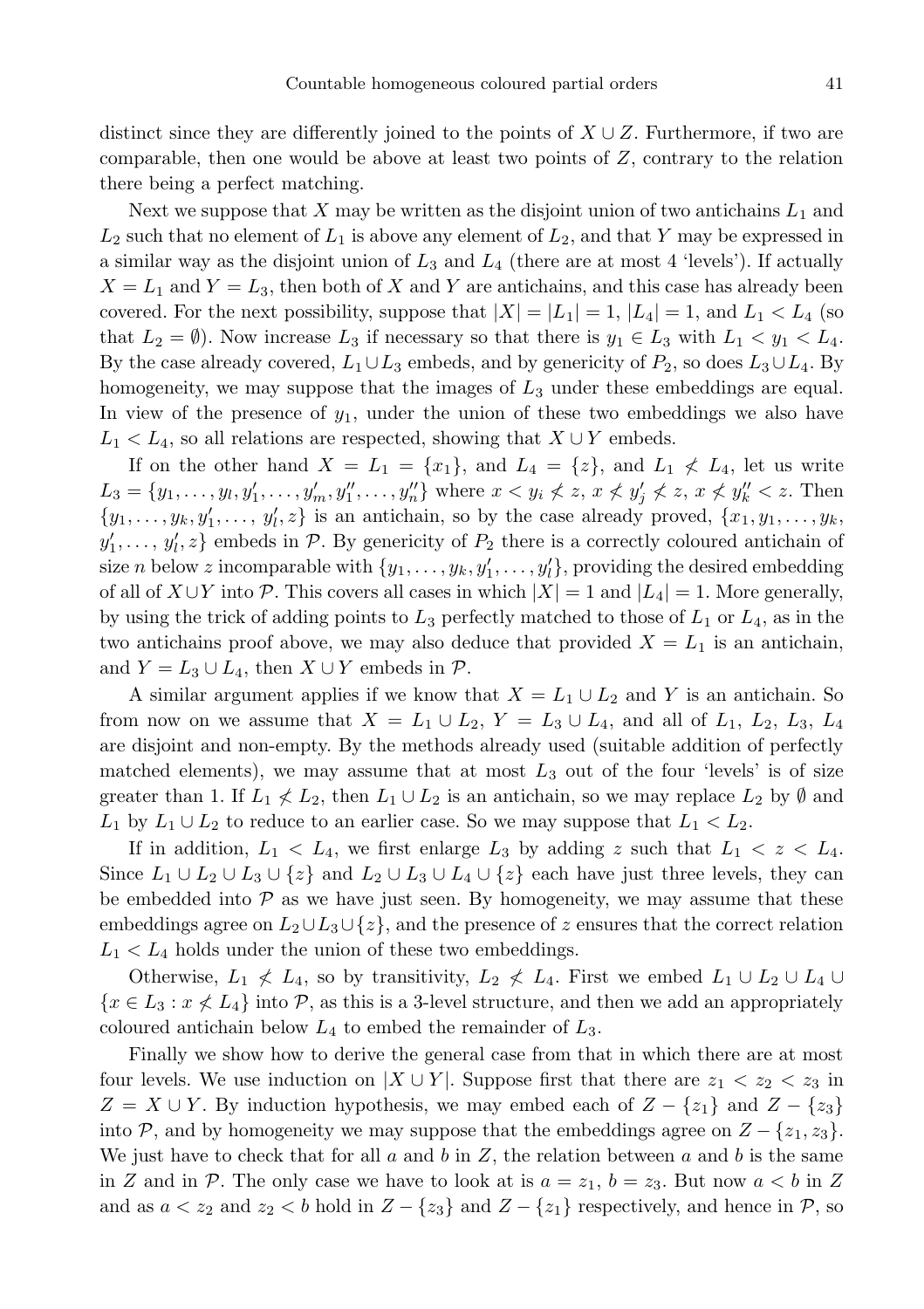distinct since they are differently joined to the points of $X \cup Z$. Furthermore, if two are comparable, then one would be above at least two points of $Z$, contrary to the relation there being a perfect matching.

Next we suppose that $X$ may be written as the disjoint union of two antichains $L_1$ and $L_2$ such that no element of $L_1$ is above any element of $L_2$, and that $Y$ may be expressed in a similar way as the disjoint union of $L_3$ and $L_4$ (there are at most 4 'levels'). If actually $X = L_1$ and $Y = L_3$, then both of $X$ and $Y$ are antichains, and this case has already been covered. For the next possibility, suppose that $|X| = |L_1| = 1$, $|L_4| = 1$, and $L_1 < L_4$ (so that $L_2 = \emptyset$). Now increase $L_3$ if necessary so that there is $y_1 \in L_3$ with $L_1 < y_1 < L_4$. By the case already covered, $L_1 \cup L_3$ embeds, and by genericity of $P_2$, so does $L_3 \cup L_4$. By homogeneity, we may suppose that the images of $L_3$ under these embeddings are equal. In view of the presence of $y_1$, under the union of these two embeddings we also have $L_1 < L_4$, so all relations are respected, showing that $X \cup Y$ embeds.

If on the other hand $X = L_1 = \{x_1\}$, and $L_4 = \{z\}$, and $L_1 \not< L_4$, let us write $L_3 = \{y_1, \ldots, y_l, y'_1, \ldots, y'_m, y''_1, \ldots, y''_n\}$ where $x < y_i \not< z$, $x \not< y'_j \not< z$, $x \not< y''_k < z$. Then $\{y_1, \ldots, y_k, y'_1, \ldots, y'_l, z\}$ is an antichain, so by the case already proved, $\{x_1, y_1, \ldots, y_k, y'_1, \ldots, y'_l, z\}$ embeds in $\mathcal{P}$. By genericity of $P_2$ there is a correctly coloured antichain of size $n$ below $z$ incomparable with $\{y_1, \ldots, y_k, y'_1, \ldots, y'_l\}$, providing the desired embedding of all of $X \cup Y$ into $\mathcal{P}$. This covers all cases in which $|X| = 1$ and $|L_4| = 1$. More generally, by using the trick of adding points to $L_3$ perfectly matched to those of $L_1$ or $L_4$, as in the two antichains proof above, we may also deduce that provided $X = L_1$ is an antichain, and $Y = L_3 \cup L_4$, then $X \cup Y$ embeds in $\mathcal{P}$.

A similar argument applies if we know that $X = L_1 \cup L_2$ and $Y$ is an antichain. So from now on we assume that $X = L_1 \cup L_2$, $Y = L_3 \cup L_4$, and all of $L_1$, $L_2$, $L_3$, $L_4$ are disjoint and non-empty. By the methods already used (suitable addition of perfectly matched elements), we may assume that at most $L_3$ out of the four 'levels' is of size greater than 1. If $L_1 \not< L_2$, then $L_1 \cup L_2$ is an antichain, so we may replace $L_2$ by $\emptyset$ and $L_1$ by $L_1 \cup L_2$ to reduce to an earlier case. So we may suppose that $L_1 < L_2$.

If in addition, $L_1 < L_4$, we first enlarge $L_3$ by adding $z$ such that $L_1 < z < L_4$. Since $L_1 \cup L_2 \cup L_3 \cup \{z\}$ and $L_2 \cup L_3 \cup L_4 \cup \{z\}$ each have just three levels, they can be embedded into $\mathcal{P}$ as we have just seen. By homogeneity, we may assume that these embeddings agree on $L_2 \cup L_3 \cup \{z\}$, and the presence of $z$ ensures that the correct relation $L_1 < L_4$ holds under the union of these two embeddings.

Otherwise, $L_1 \not< L_4$, so by transitivity, $L_2 \not< L_4$. First we embed $L_1 \cup L_2 \cup L_4 \cup \{x \in L_3 : x \not< L_4\}$ into $\mathcal{P}$, as this is a 3-level structure, and then we add an appropriately coloured antichain below $L_4$ to embed the remainder of $L_3$.

Finally we show how to derive the general case from that in which there are at most four levels. We use induction on $|X \cup Y|$. Suppose first that there are $z_1 < z_2 < z_3$ in $Z = X \cup Y$. By induction hypothesis, we may embed each of $Z - \{z_1\}$ and $Z - \{z_3\}$ into $\mathcal{P}$, and by homogeneity we may suppose that the embeddings agree on $Z - \{z_1, z_3\}$. We just have to check that for all $a$ and $b$ in $Z$, the relation between $a$ and $b$ is the same in $Z$ and in $\mathcal{P}$. The only case we have to look at is $a = z_1$, $b = z_3$. But now $a < b$ in $Z$ and as $a < z_2$ and $z_2 < b$ hold in $Z - \{z_3\}$ and $Z - \{z_1\}$ respectively, and hence in $\mathcal{P}$, so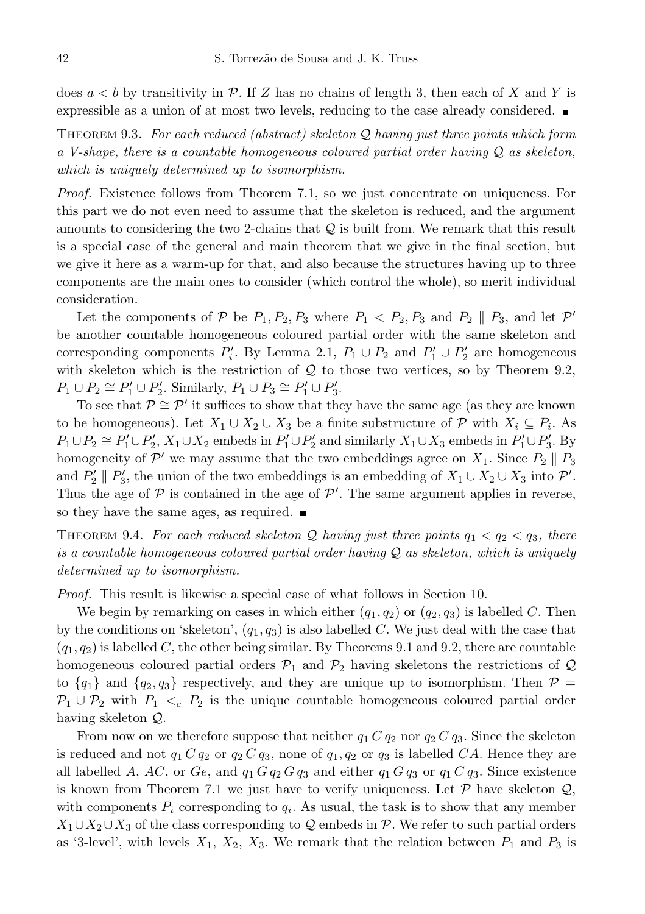does $a < b$ by transitivity in $\mathcal{P}$. If $Z$ has no chains of length 3, then each of $X$ and $Y$ is expressible as a union of at most two levels, reducing to the case already considered. ∎

THEOREM 9.3. *For each reduced (abstract) skeleton $\mathcal{Q}$ having just three points which form a V-shape, there is a countable homogeneous coloured partial order having $\mathcal{Q}$ as skeleton, which is uniquely determined up to isomorphism.*

*Proof.* Existence follows from Theorem 7.1, so we just concentrate on uniqueness. For this part we do not even need to assume that the skeleton is reduced, and the argument amounts to considering the two 2-chains that $\mathcal{Q}$ is built from. We remark that this result is a special case of the general and main theorem that we give in the final section, but we give it here as a warm-up for that, and also because the structures having up to three components are the main ones to consider (which control the whole), so merit individual consideration.

Let the components of $\mathcal{P}$ be $P_1, P_2, P_3$ where $P_1 < P_2, P_3$ and $P_2 \parallel P_3$, and let $\mathcal{P}'$ be another countable homogeneous coloured partial order with the same skeleton and corresponding components $P_i'$. By Lemma 2.1, $P_1 \cup P_2$ and $P_1' \cup P_2'$ are homogeneous with skeleton which is the restriction of $\mathcal{Q}$ to those two vertices, so by Theorem 9.2, $P_1 \cup P_2 \cong P_1' \cup P_2'$. Similarly, $P_1 \cup P_3 \cong P_1' \cup P_3'$.

To see that $\mathcal{P} \cong \mathcal{P}'$ it suffices to show that they have the same age (as they are known to be homogeneous). Let $X_1 \cup X_2 \cup X_3$ be a finite substructure of $\mathcal{P}$ with $X_i \subseteq P_i$. As $P_1 \cup P_2 \cong P_1' \cup P_2'$, $X_1 \cup X_2$ embeds in $P_1' \cup P_2'$ and similarly $X_1 \cup X_3$ embeds in $P_1' \cup P_3'$. By homogeneity of $\mathcal{P}'$ we may assume that the two embeddings agree on $X_1$. Since $P_2 \parallel P_3$ and $P_2' \parallel P_3'$, the union of the two embeddings is an embedding of $X_1 \cup X_2 \cup X_3$ into $\mathcal{P}'$. Thus the age of $\mathcal{P}$ is contained in the age of $\mathcal{P}'$. The same argument applies in reverse, so they have the same ages, as required. ∎

THEOREM 9.4. *For each reduced skeleton $\mathcal{Q}$ having just three points $q_1 < q_2 < q_3$, there is a countable homogeneous coloured partial order having $\mathcal{Q}$ as skeleton, which is uniquely determined up to isomorphism.*

*Proof.* This result is likewise a special case of what follows in Section 10.

We begin by remarking on cases in which either $(q_1, q_2)$ or $(q_2, q_3)$ is labelled $C$. Then by the conditions on 'skeleton', $(q_1, q_3)$ is also labelled $C$. We just deal with the case that $(q_1, q_2)$ is labelled $C$, the other being similar. By Theorems 9.1 and 9.2, there are countable homogeneous coloured partial orders $\mathcal{P}_1$ and $\mathcal{P}_2$ having skeletons the restrictions of $\mathcal{Q}$ to $\{q_1\}$ and $\{q_2, q_3\}$ respectively, and they are unique up to isomorphism. Then $\mathcal{P} = \mathcal{P}_1 \cup \mathcal{P}_2$ with $P_1 <_c P_2$ is the unique countable homogeneous coloured partial order having skeleton $\mathcal{Q}$.

From now on we therefore suppose that neither $q_1 \, C \, q_2$ nor $q_2 \, C \, q_3$. Since the skeleton is reduced and not $q_1 \, C \, q_2$ or $q_2 \, C \, q_3$, none of $q_1, q_2$ or $q_3$ is labelled $CA$. Hence they are all labelled $A$, $AC$, or $Ge$, and $q_1 \, G \, q_2 \, G \, q_3$ and either $q_1 \, G \, q_3$ or $q_1 \, C \, q_3$. Since existence is known from Theorem 7.1 we just have to verify uniqueness. Let $\mathcal{P}$ have skeleton $\mathcal{Q}$, with components $P_i$ corresponding to $q_i$. As usual, the task is to show that any member $X_1 \cup X_2 \cup X_3$ of the class corresponding to $\mathcal{Q}$ embeds in $\mathcal{P}$. We refer to such partial orders as '3-level', with levels $X_1$, $X_2$, $X_3$. We remark that the relation between $P_1$ and $P_3$ is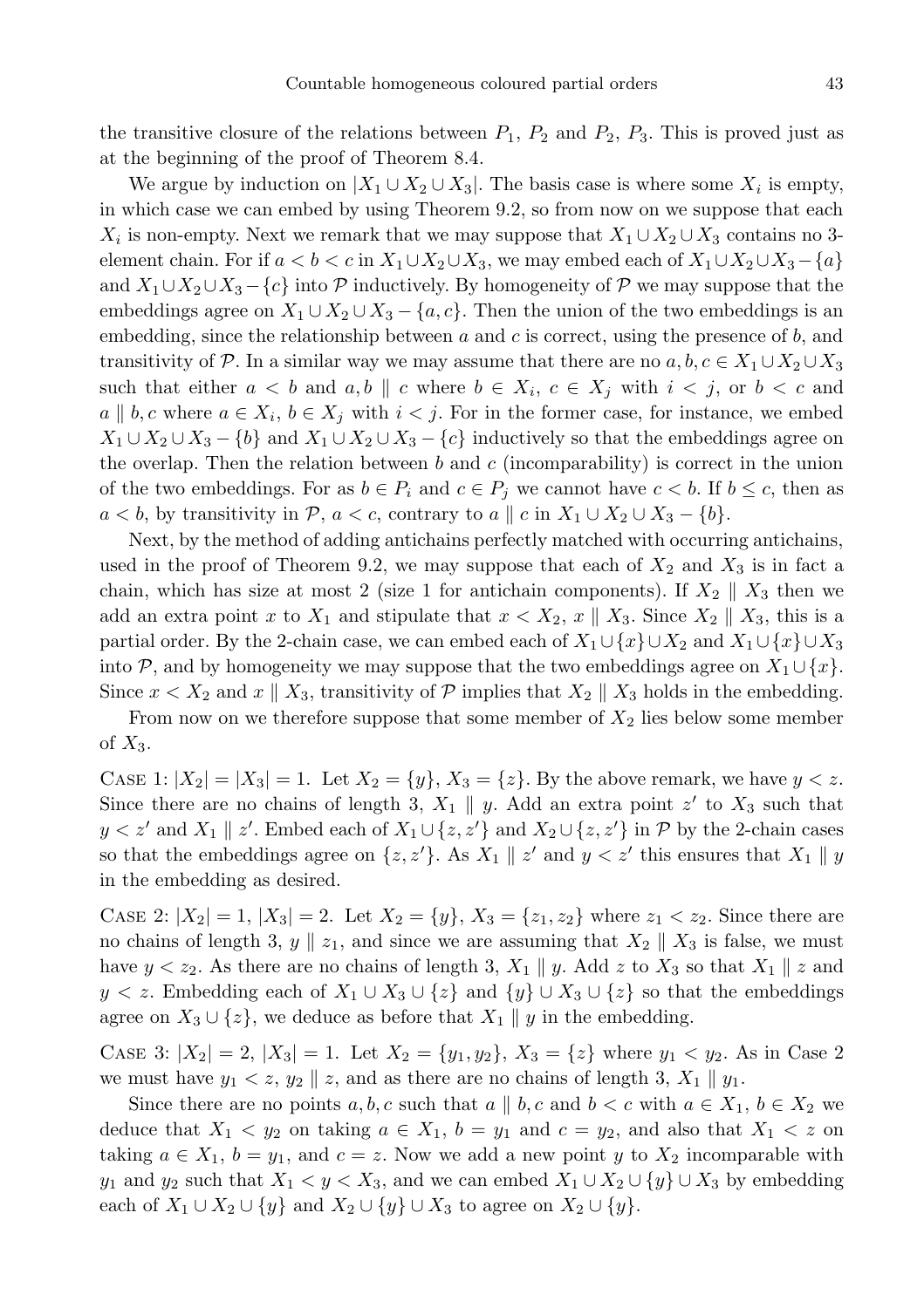the transitive closure of the relations between $P_1$, $P_2$ and $P_2$, $P_3$. This is proved just as at the beginning of the proof of Theorem 8.4.

We argue by induction on $|X_1 \cup X_2 \cup X_3|$. The basis case is where some $X_i$ is empty, in which case we can embed by using Theorem 9.2, so from now on we suppose that each $X_i$ is non-empty. Next we remark that we may suppose that $X_1 \cup X_2 \cup X_3$ contains no 3-element chain. For if $a < b < c$ in $X_1 \cup X_2 \cup X_3$, we may embed each of $X_1 \cup X_2 \cup X_3 - \{a\}$ and $X_1 \cup X_2 \cup X_3 - \{c\}$ into $\mathcal{P}$ inductively. By homogeneity of $\mathcal{P}$ we may suppose that the embeddings agree on $X_1 \cup X_2 \cup X_3 - \{a, c\}$. Then the union of the two embeddings is an embedding, since the relationship between $a$ and $c$ is correct, using the presence of $b$, and transitivity of $\mathcal{P}$. In a similar way we may assume that there are no $a, b, c \in X_1 \cup X_2 \cup X_3$ such that either $a < b$ and $a, b \parallel c$ where $b \in X_i$, $c \in X_j$ with $i < j$, or $b < c$ and $a \parallel b, c$ where $a \in X_i$, $b \in X_j$ with $i < j$. For in the former case, for instance, we embed $X_1 \cup X_2 \cup X_3 - \{b\}$ and $X_1 \cup X_2 \cup X_3 - \{c\}$ inductively so that the embeddings agree on the overlap. Then the relation between $b$ and $c$ (incomparability) is correct in the union of the two embeddings. For as $b \in P_i$ and $c \in P_j$ we cannot have $c < b$. If $b \leq c$, then as $a < b$, by transitivity in $\mathcal{P}$, $a < c$, contrary to $a \parallel c$ in $X_1 \cup X_2 \cup X_3 - \{b\}$.

Next, by the method of adding antichains perfectly matched with occurring antichains, used in the proof of Theorem 9.2, we may suppose that each of $X_2$ and $X_3$ is in fact a chain, which has size at most 2 (size 1 for antichain components). If $X_2 \parallel X_3$ then we add an extra point $x$ to $X_1$ and stipulate that $x < X_2$, $x \parallel X_3$. Since $X_2 \parallel X_3$, this is a partial order. By the 2-chain case, we can embed each of $X_1 \cup \{x\} \cup X_2$ and $X_1 \cup \{x\} \cup X_3$ into $\mathcal{P}$, and by homogeneity we may suppose that the two embeddings agree on $X_1 \cup \{x\}$. Since $x < X_2$ and $x \parallel X_3$, transitivity of $\mathcal{P}$ implies that $X_2 \parallel X_3$ holds in the embedding.

From now on we therefore suppose that some member of $X_2$ lies below some member of $X_3$.

Case 1: $|X_2| = |X_3| = 1$. Let $X_2 = \{y\}$, $X_3 = \{z\}$. By the above remark, we have $y < z$. Since there are no chains of length 3, $X_1 \parallel y$. Add an extra point $z'$ to $X_3$ such that $y < z'$ and $X_1 \parallel z'$. Embed each of $X_1 \cup \{z, z'\}$ and $X_2 \cup \{z, z'\}$ in $\mathcal{P}$ by the 2-chain cases so that the embeddings agree on $\{z, z'\}$. As $X_1 \parallel z'$ and $y < z'$ this ensures that $X_1 \parallel y$ in the embedding as desired.

Case 2: $|X_2| = 1$, $|X_3| = 2$. Let $X_2 = \{y\}$, $X_3 = \{z_1, z_2\}$ where $z_1 < z_2$. Since there are no chains of length 3, $y \parallel z_1$, and since we are assuming that $X_2 \parallel X_3$ is false, we must have $y < z_2$. As there are no chains of length 3, $X_1 \parallel y$. Add $z$ to $X_3$ so that $X_1 \parallel z$ and $y < z$. Embedding each of $X_1 \cup X_3 \cup \{z\}$ and $\{y\} \cup X_3 \cup \{z\}$ so that the embeddings agree on $X_3 \cup \{z\}$, we deduce as before that $X_1 \parallel y$ in the embedding.

Case 3: $|X_2| = 2$, $|X_3| = 1$. Let $X_2 = \{y_1, y_2\}$, $X_3 = \{z\}$ where $y_1 < y_2$. As in Case 2 we must have $y_1 < z$, $y_2 \parallel z$, and as there are no chains of length 3, $X_1 \parallel y_1$.

Since there are no points $a, b, c$ such that $a \parallel b, c$ and $b < c$ with $a \in X_1$, $b \in X_2$ we deduce that $X_1 < y_2$ on taking $a \in X_1$, $b = y_1$ and $c = y_2$, and also that $X_1 < z$ on taking $a \in X_1$, $b = y_1$, and $c = z$. Now we add a new point $y$ to $X_2$ incomparable with $y_1$ and $y_2$ such that $X_1 < y < X_3$, and we can embed $X_1 \cup X_2 \cup \{y\} \cup X_3$ by embedding each of $X_1 \cup X_2 \cup \{y\}$ and $X_2 \cup \{y\} \cup X_3$ to agree on $X_2 \cup \{y\}$.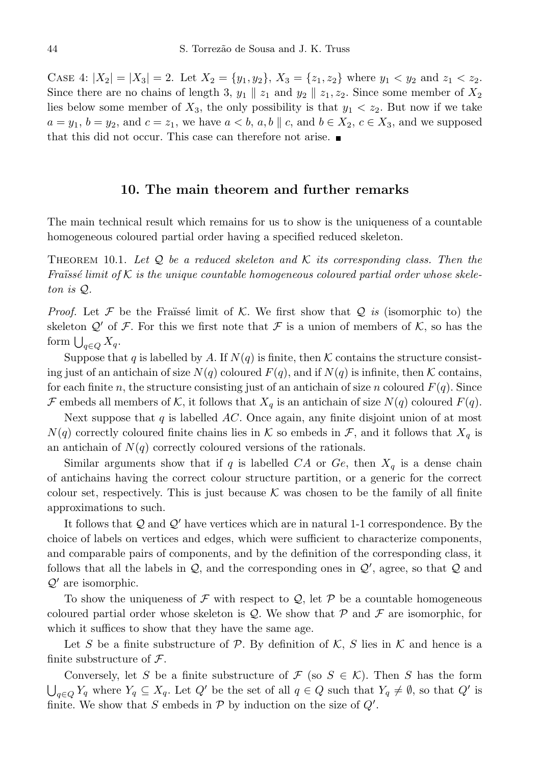Case 4: $|X_2| = |X_3| = 2$. Let $X_2 = \{y_1, y_2\}$, $X_3 = \{z_1, z_2\}$ where $y_1 < y_2$ and $z_1 < z_2$. Since there are no chains of length 3, $y_1 \parallel z_1$ and $y_2 \parallel z_1, z_2$. Since some member of $X_2$ lies below some member of $X_3$, the only possibility is that $y_1 < z_2$. But now if we take $a = y_1$, $b = y_2$, and $c = z_1$, we have $a < b$, $a, b \parallel c$, and $b \in X_2$, $c \in X_3$, and we supposed that this did not occur. This case can therefore not arise. ∎

## 10. The main theorem and further remarks

The main technical result which remains for us to show is the uniqueness of a countable homogeneous coloured partial order having a specified reduced skeleton.

Theorem 10.1. *Let $\mathcal{Q}$ be a reduced skeleton and $\mathcal{K}$ its corresponding class. Then the Fraïssé limit of $\mathcal{K}$ is the unique countable homogeneous coloured partial order whose skeleton is $\mathcal{Q}$.*

*Proof.* Let $\mathcal{F}$ be the Fraïssé limit of $\mathcal{K}$. We first show that $\mathcal{Q}$ *is* (isomorphic to) the skeleton $\mathcal{Q}'$ of $\mathcal{F}$. For this we first note that $\mathcal{F}$ is a union of members of $\mathcal{K}$, so has the form $\bigcup_{q \in Q} X_q$.

Suppose that $q$ is labelled by $A$. If $N(q)$ is finite, then $\mathcal{K}$ contains the structure consisting just of an antichain of size $N(q)$ coloured $F(q)$, and if $N(q)$ is infinite, then $\mathcal{K}$ contains, for each finite $n$, the structure consisting just of an antichain of size $n$ coloured $F(q)$. Since $\mathcal{F}$ embeds all members of $\mathcal{K}$, it follows that $X_q$ is an antichain of size $N(q)$ coloured $F(q)$.

Next suppose that $q$ is labelled $AC$. Once again, any finite disjoint union of at most $N(q)$ correctly coloured finite chains lies in $\mathcal{K}$ so embeds in $\mathcal{F}$, and it follows that $X_q$ is an antichain of $N(q)$ correctly coloured versions of the rationals.

Similar arguments show that if $q$ is labelled $CA$ or $Ge$, then $X_q$ is a dense chain of antichains having the correct colour structure partition, or a generic for the correct colour set, respectively. This is just because $\mathcal{K}$ was chosen to be the family of all finite approximations to such.

It follows that $\mathcal{Q}$ and $\mathcal{Q}'$ have vertices which are in natural 1-1 correspondence. By the choice of labels on vertices and edges, which were sufficient to characterize components, and comparable pairs of components, and by the definition of the corresponding class, it follows that all the labels in $\mathcal{Q}$, and the corresponding ones in $\mathcal{Q}'$, agree, so that $\mathcal{Q}$ and $\mathcal{Q}'$ are isomorphic.

To show the uniqueness of $\mathcal{F}$ with respect to $\mathcal{Q}$, let $\mathcal{P}$ be a countable homogeneous coloured partial order whose skeleton is $\mathcal{Q}$. We show that $\mathcal{P}$ and $\mathcal{F}$ are isomorphic, for which it suffices to show that they have the same age.

Let $S$ be a finite substructure of $\mathcal{P}$. By definition of $\mathcal{K}$, $S$ lies in $\mathcal{K}$ and hence is a finite substructure of $\mathcal{F}$.

Conversely, let $S$ be a finite substructure of $\mathcal{F}$ (so $S \in \mathcal{K}$). Then $S$ has the form $\bigcup_{q \in Q} Y_q$ where $Y_q \subseteq X_q$. Let $Q'$ be the set of all $q \in Q$ such that $Y_q \neq \emptyset$, so that $Q'$ is finite. We show that $S$ embeds in $\mathcal{P}$ by induction on the size of $Q'$.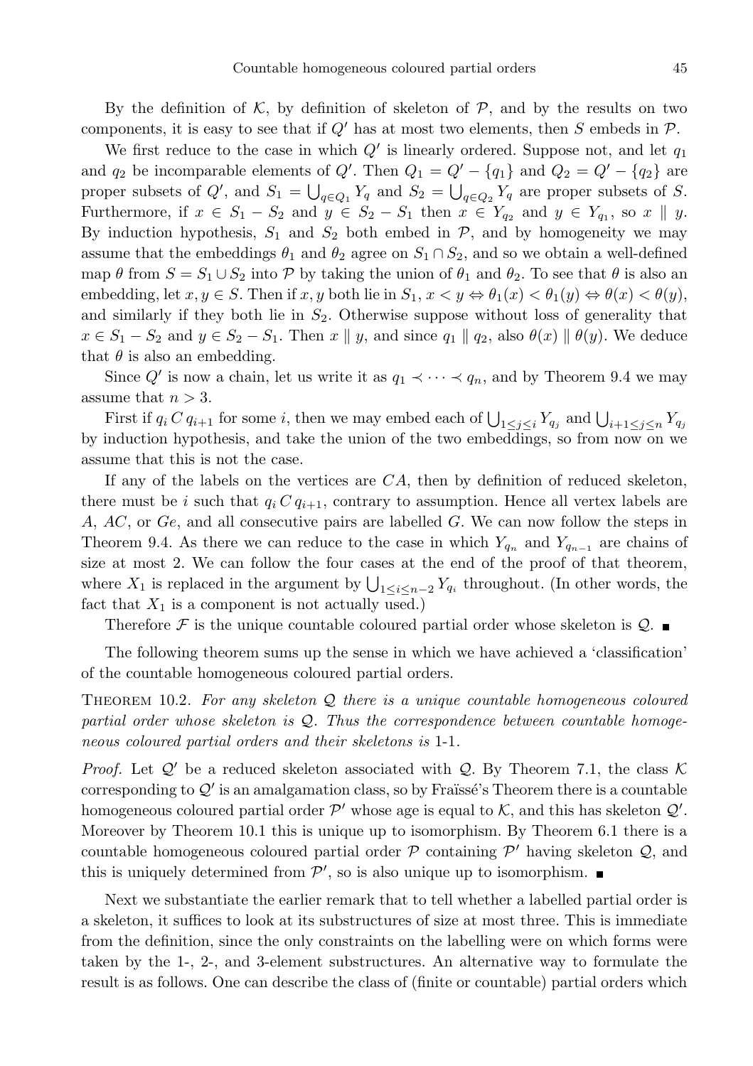By the definition of $\mathcal{K}$, by definition of skeleton of $\mathcal{P}$, and by the results on two components, it is easy to see that if $Q'$ has at most two elements, then $S$ embeds in $\mathcal{P}$.

We first reduce to the case in which $Q'$ is linearly ordered. Suppose not, and let $q_1$ and $q_2$ be incomparable elements of $Q'$. Then $Q_1 = Q' - \{q_1\}$ and $Q_2 = Q' - \{q_2\}$ are proper subsets of $Q'$, and $S_1 = \bigcup_{q \in Q_1} Y_q$ and $S_2 = \bigcup_{q \in Q_2} Y_q$ are proper subsets of $S$. Furthermore, if $x \in S_1 - S_2$ and $y \in S_2 - S_1$ then $x \in Y_{q_2}$ and $y \in Y_{q_1}$, so $x \parallel y$. By induction hypothesis, $S_1$ and $S_2$ both embed in $\mathcal{P}$, and by homogeneity we may assume that the embeddings $\theta_1$ and $\theta_2$ agree on $S_1 \cap S_2$, and so we obtain a well-defined map $\theta$ from $S = S_1 \cup S_2$ into $\mathcal{P}$ by taking the union of $\theta_1$ and $\theta_2$. To see that $\theta$ is also an embedding, let $x, y \in S$. Then if $x, y$ both lie in $S_1$, $x < y \Leftrightarrow \theta_1(x) < \theta_1(y) \Leftrightarrow \theta(x) < \theta(y)$, and similarly if they both lie in $S_2$. Otherwise suppose without loss of generality that $x \in S_1 - S_2$ and $y \in S_2 - S_1$. Then $x \parallel y$, and since $q_1 \parallel q_2$, also $\theta(x) \parallel \theta(y)$. We deduce that $\theta$ is also an embedding.

Since $Q'$ is now a chain, let us write it as $q_1 \prec \cdots \prec q_n$, and by Theorem 9.4 we may assume that $n > 3$.

First if $q_i \, C \, q_{i+1}$ for some $i$, then we may embed each of $\bigcup_{1 \le j \le i} Y_{q_j}$ and $\bigcup_{i+1 \le j \le n} Y_{q_j}$ by induction hypothesis, and take the union of the two embeddings, so from now on we assume that this is not the case.

If any of the labels on the vertices are $CA$, then by definition of reduced skeleton, there must be $i$ such that $q_i \, C \, q_{i+1}$, contrary to assumption. Hence all vertex labels are $A$, $AC$, or $Ge$, and all consecutive pairs are labelled $G$. We can now follow the steps in Theorem 9.4. As there we can reduce to the case in which $Y_{q_n}$ and $Y_{q_{n-1}}$ are chains of size at most 2. We can follow the four cases at the end of the proof of that theorem, where $X_1$ is replaced in the argument by $\bigcup_{1 \le i \le n-2} Y_{q_i}$ throughout. (In other words, the fact that $X_1$ is a component is not actually used.)

Therefore $\mathcal{F}$ is the unique countable coloured partial order whose skeleton is $\mathcal{Q}$. ■

The following theorem sums up the sense in which we have achieved a 'classification' of the countable homogeneous coloured partial orders.

THEOREM 10.2. *For any skeleton $\mathcal{Q}$ there is a unique countable homogeneous coloured partial order whose skeleton is $\mathcal{Q}$. Thus the correspondence between countable homogeneous coloured partial orders and their skeletons is* 1-1.

*Proof.* Let $\mathcal{Q}'$ be a reduced skeleton associated with $\mathcal{Q}$. By Theorem 7.1, the class $\mathcal{K}$ corresponding to $\mathcal{Q}'$ is an amalgamation class, so by Fraïssé's Theorem there is a countable homogeneous coloured partial order $\mathcal{P}'$ whose age is equal to $\mathcal{K}$, and this has skeleton $\mathcal{Q}'$. Moreover by Theorem 10.1 this is unique up to isomorphism. By Theorem 6.1 there is a countable homogeneous coloured partial order $\mathcal{P}$ containing $\mathcal{P}'$ having skeleton $\mathcal{Q}$, and this is uniquely determined from $\mathcal{P}'$, so is also unique up to isomorphism. ■

Next we substantiate the earlier remark that to tell whether a labelled partial order is a skeleton, it suffices to look at its substructures of size at most three. This is immediate from the definition, since the only constraints on the labelling were on which forms were taken by the 1-, 2-, and 3-element substructures. An alternative way to formulate the result is as follows. One can describe the class of (finite or countable) partial orders which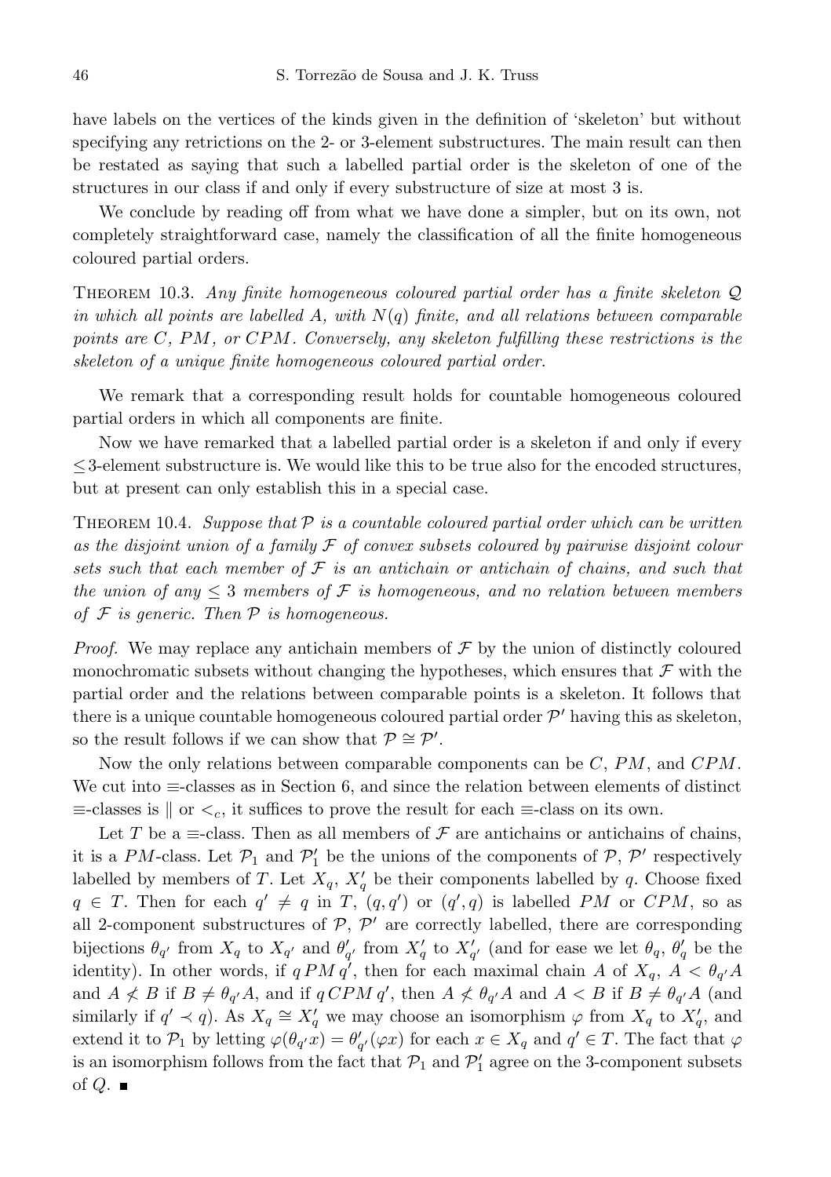have labels on the vertices of the kinds given in the definition of 'skeleton' but without specifying any retrictions on the 2- or 3-element substructures. The main result can then be restated as saying that such a labelled partial order is the skeleton of one of the structures in our class if and only if every substructure of size at most 3 is.

We conclude by reading off from what we have done a simpler, but on its own, not completely straightforward case, namely the classification of all the finite homogeneous coloured partial orders.

Theorem 10.3. *Any finite homogeneous coloured partial order has a finite skeleton $\mathcal{Q}$ in which all points are labelled $A$, with $N(q)$ finite, and all relations between comparable points are $C$, $PM$, or $CPM$. Conversely, any skeleton fulfilling these restrictions is the skeleton of a unique finite homogeneous coloured partial order.*

We remark that a corresponding result holds for countable homogeneous coloured partial orders in which all components are finite.

Now we have remarked that a labelled partial order is a skeleton if and only if every $\leq 3$-element substructure is. We would like this to be true also for the encoded structures, but at present can only establish this in a special case.

Theorem 10.4. *Suppose that $\mathcal{P}$ is a countable coloured partial order which can be written as the disjoint union of a family $\mathcal{F}$ of convex subsets coloured by pairwise disjoint colour sets such that each member of $\mathcal{F}$ is an antichain or antichain of chains, and such that the union of any $\leq 3$ members of $\mathcal{F}$ is homogeneous, and no relation between members of $\mathcal{F}$ is generic. Then $\mathcal{P}$ is homogeneous.*

*Proof.* We may replace any antichain members of $\mathcal{F}$ by the union of distinctly coloured monochromatic subsets without changing the hypotheses, which ensures that $\mathcal{F}$ with the partial order and the relations between comparable points is a skeleton. It follows that there is a unique countable homogeneous coloured partial order $\mathcal{P}'$ having this as skeleton, so the result follows if we can show that $\mathcal{P} \cong \mathcal{P}'$.

Now the only relations between comparable components can be $C$, $PM$, and $CPM$. We cut into $\equiv$-classes as in Section 6, and since the relation between elements of distinct $\equiv$-classes is $\parallel$ or $<_c$, it suffices to prove the result for each $\equiv$-class on its own.

Let $T$ be a $\equiv$-class. Then as all members of $\mathcal{F}$ are antichains or antichains of chains, it is a $PM$-class. Let $\mathcal{P}_1$ and $\mathcal{P}'_1$ be the unions of the components of $\mathcal{P}$, $\mathcal{P}'$ respectively labelled by members of $T$. Let $X_q$, $X'_q$ be their components labelled by $q$. Choose fixed $q \in T$. Then for each $q' \neq q$ in $T$, $(q, q')$ or $(q', q)$ is labelled $PM$ or $CPM$, so as all 2-component substructures of $\mathcal{P}$, $\mathcal{P}'$ are correctly labelled, there are corresponding bijections $\theta_{q'}$ from $X_q$ to $X_{q'}$ and $\theta'_{q'}$ from $X'_q$ to $X'_{q'}$ (and for ease we let $\theta_q$, $\theta'_q$ be the identity). In other words, if $q \, PM \, q'$, then for each maximal chain $A$ of $X_q$, $A < \theta_{q'}A$ and $A \not< B$ if $B \neq \theta_{q'}A$, and if $q \, CPM \, q'$, then $A \not< \theta_{q'}A$ and $A < B$ if $B \neq \theta_{q'}A$ (and similarly if $q' \prec q$). As $X_q \cong X'_q$ we may choose an isomorphism $\varphi$ from $X_q$ to $X'_q$, and extend it to $\mathcal{P}_1$ by letting $\varphi(\theta_{q'}x) = \theta'_{q'}(\varphi x)$ for each $x \in X_q$ and $q' \in T$. The fact that $\varphi$ is an isomorphism follows from the fact that $\mathcal{P}_1$ and $\mathcal{P}'_1$ agree on the 3-component subsets of $Q$. ∎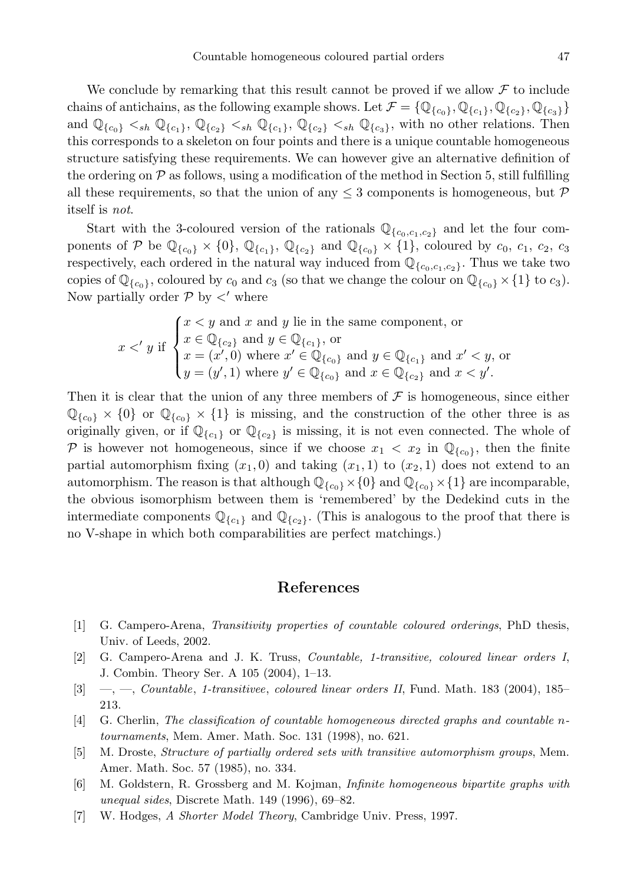We conclude by remarking that this result cannot be proved if we allow $\mathcal{F}$ to include chains of antichains, as the following example shows. Let $\mathcal{F} = \{\mathbb{Q}_{\{c_0\}}, \mathbb{Q}_{\{c_1\}}, \mathbb{Q}_{\{c_2\}}, \mathbb{Q}_{\{c_3\}}\}$ and $\mathbb{Q}_{\{c_0\}} <_{sh} \mathbb{Q}_{\{c_1\}}$, $\mathbb{Q}_{\{c_2\}} <_{sh} \mathbb{Q}_{\{c_1\}}$, $\mathbb{Q}_{\{c_2\}} <_{sh} \mathbb{Q}_{\{c_3\}}$, with no other relations. Then this corresponds to a skeleton on four points and there is a unique countable homogeneous structure satisfying these requirements. We can however give an alternative definition of the ordering on $\mathcal{P}$ as follows, using a modification of the method in Section 5, still fulfilling all these requirements, so that the union of any $\leq 3$ components is homogeneous, but $\mathcal{P}$ itself is *not*.

Start with the 3-coloured version of the rationals $\mathbb{Q}_{\{c_0,c_1,c_2\}}$ and let the four components of $\mathcal{P}$ be $\mathbb{Q}_{\{c_0\}} \times \{0\}$, $\mathbb{Q}_{\{c_1\}}$, $\mathbb{Q}_{\{c_2\}}$ and $\mathbb{Q}_{\{c_0\}} \times \{1\}$, coloured by $c_0$, $c_1$, $c_2$, $c_3$ respectively, each ordered in the natural way induced from $\mathbb{Q}_{\{c_0,c_1,c_2\}}$. Thus we take two copies of $\mathbb{Q}_{\{c_0\}}$, coloured by $c_0$ and $c_3$ (so that we change the colour on $\mathbb{Q}_{\{c_0\}} \times \{1\}$ to $c_3$). Now partially order $\mathcal{P}$ by $<'$ where

$$x <' y \text{ if } \begin{cases} x < y \text{ and } x \text{ and } y \text{ lie in the same component, or} \\ x \in \mathbb{Q}_{\{c_2\}} \text{ and } y \in \mathbb{Q}_{\{c_1\}}, \text{ or} \\ x = (x', 0) \text{ where } x' \in \mathbb{Q}_{\{c_0\}} \text{ and } y \in \mathbb{Q}_{\{c_1\}} \text{ and } x' < y, \text{ or} \\ y = (y', 1) \text{ where } y' \in \mathbb{Q}_{\{c_0\}} \text{ and } x \in \mathbb{Q}_{\{c_2\}} \text{ and } x < y'. \end{cases}$$

Then it is clear that the union of any three members of $\mathcal{F}$ is homogeneous, since either $\mathbb{Q}_{\{c_0\}} \times \{0\}$ or $\mathbb{Q}_{\{c_0\}} \times \{1\}$ is missing, and the construction of the other three is as originally given, or if $\mathbb{Q}_{\{c_1\}}$ or $\mathbb{Q}_{\{c_2\}}$ is missing, it is not even connected. The whole of $\mathcal{P}$ is however not homogeneous, since if we choose $x_1 < x_2$ in $\mathbb{Q}_{\{c_0\}}$, then the finite partial automorphism fixing $(x_1, 0)$ and taking $(x_1, 1)$ to $(x_2, 1)$ does not extend to an automorphism. The reason is that although $\mathbb{Q}_{\{c_0\}} \times \{0\}$ and $\mathbb{Q}_{\{c_0\}} \times \{1\}$ are incomparable, the obvious isomorphism between them is 'remembered' by the Dedekind cuts in the intermediate components $\mathbb{Q}_{\{c_1\}}$ and $\mathbb{Q}_{\{c_2\}}$. (This is analogous to the proof that there is no V-shape in which both comparabilities are perfect matchings.)

## References

[1] G. Campero-Arena, *Transitivity properties of countable coloured orderings*, PhD thesis, Univ. of Leeds, 2002.

[2] G. Campero-Arena and J. K. Truss, *Countable, 1-transitive, coloured linear orders I*, J. Combin. Theory Ser. A 105 (2004), 1–13.

[3] —, —, *Countable*, *1-transitivee*, *coloured linear orders II*, Fund. Math. 183 (2004), 185–213.

[4] G. Cherlin, *The classification of countable homogeneous directed graphs and countable n-tournaments*, Mem. Amer. Math. Soc. 131 (1998), no. 621.

[5] M. Droste, *Structure of partially ordered sets with transitive automorphism groups*, Mem. Amer. Math. Soc. 57 (1985), no. 334.

[6] M. Goldstern, R. Grossberg and M. Kojman, *Infinite homogeneous bipartite graphs with unequal sides*, Discrete Math. 149 (1996), 69–82.

[7] W. Hodges, *A Shorter Model Theory*, Cambridge Univ. Press, 1997.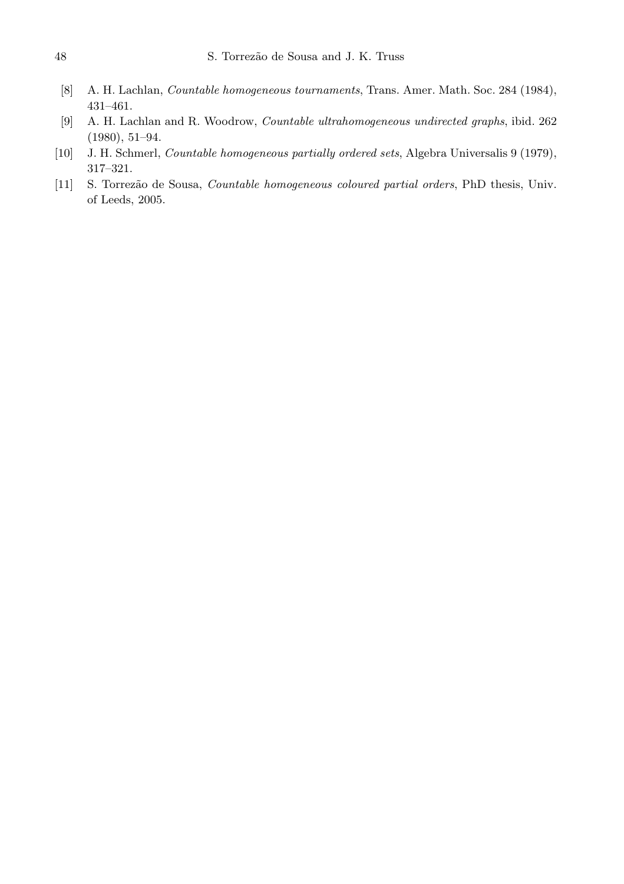[8] A. H. Lachlan, *Countable homogeneous tournaments*, Trans. Amer. Math. Soc. 284 (1984), 431–461.

[9] A. H. Lachlan and R. Woodrow, *Countable ultrahomogeneous undirected graphs*, ibid. 262 (1980), 51–94.

[10] J. H. Schmerl, *Countable homogeneous partially ordered sets*, Algebra Universalis 9 (1979), 317–321.

[11] S. Torrezão de Sousa, *Countable homogeneous coloured partial orders*, PhD thesis, Univ. of Leeds, 2005.